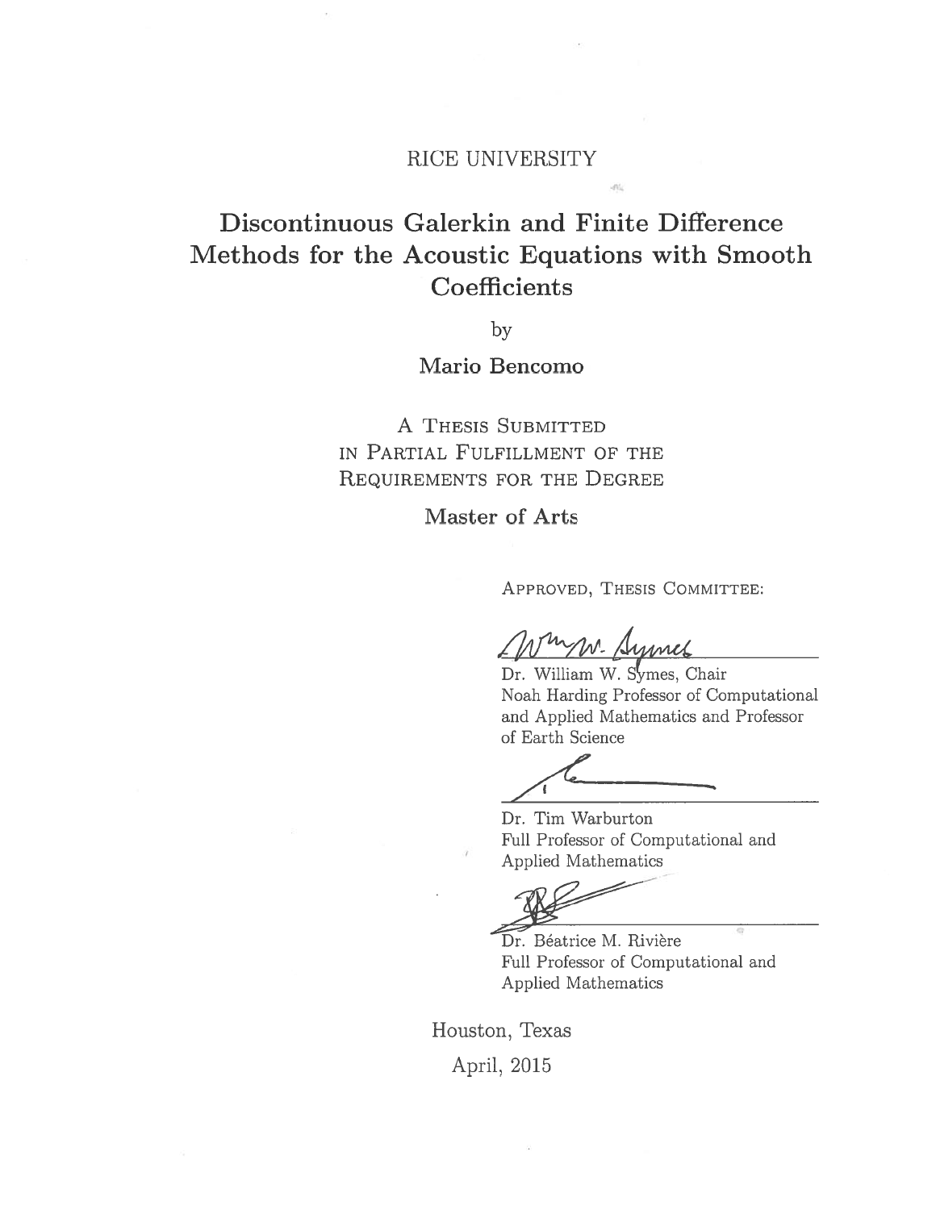RICE UNIVERSITY

# Discontinuous Galerkin and Finite Difference Methods for the Acoustic Equations with Smooth Coefficients

by

**Mario Bencomo**

A THESIS SUBMITTED
IN PARTIAL FULFILLMENT OF THE
REQUIREMENTS FOR THE DEGREE

**Master of Arts**

APPROVED, THESIS COMMITTEE:

Dr. William W. Symes, Chair
Noah Harding Professor of Computational and Applied Mathematics and Professor of Earth Science

Dr. Tim Warburton
Full Professor of Computational and Applied Mathematics

Dr. Béatrice M. Rivière
Full Professor of Computational and Applied Mathematics

Houston, Texas

April, 2015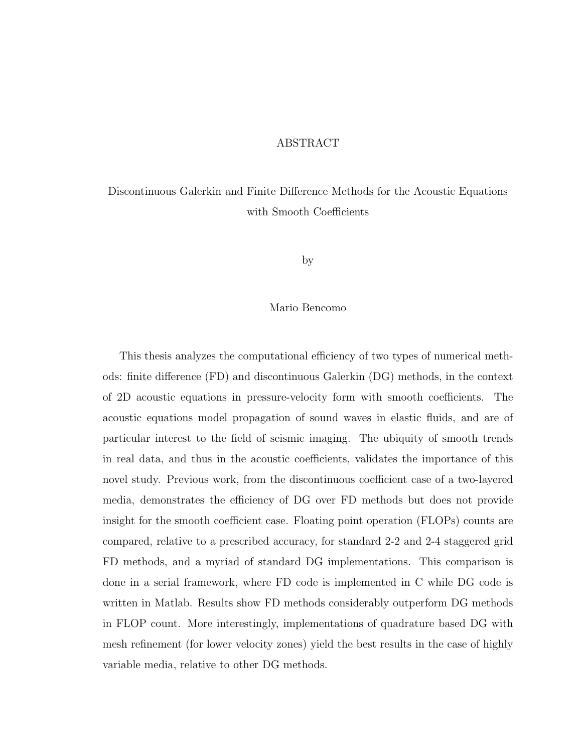# ABSTRACT

## Discontinuous Galerkin and Finite Difference Methods for the Acoustic Equations with Smooth Coefficients

by

Mario Bencomo

This thesis analyzes the computational efficiency of two types of numerical methods: finite difference (FD) and discontinuous Galerkin (DG) methods, in the context of 2D acoustic equations in pressure-velocity form with smooth coefficients. The acoustic equations model propagation of sound waves in elastic fluids, and are of particular interest to the field of seismic imaging. The ubiquity of smooth trends in real data, and thus in the acoustic coefficients, validates the importance of this novel study. Previous work, from the discontinuous coefficient case of a two-layered media, demonstrates the efficiency of DG over FD methods but does not provide insight for the smooth coefficient case. Floating point operation (FLOPs) counts are compared, relative to a prescribed accuracy, for standard 2-2 and 2-4 staggered grid FD methods, and a myriad of standard DG implementations. This comparison is done in a serial framework, where FD code is implemented in C while DG code is written in Matlab. Results show FD methods considerably outperform DG methods in FLOP count. More interestingly, implementations of quadrature based DG with mesh refinement (for lower velocity zones) yield the best results in the case of highly variable media, relative to other DG methods.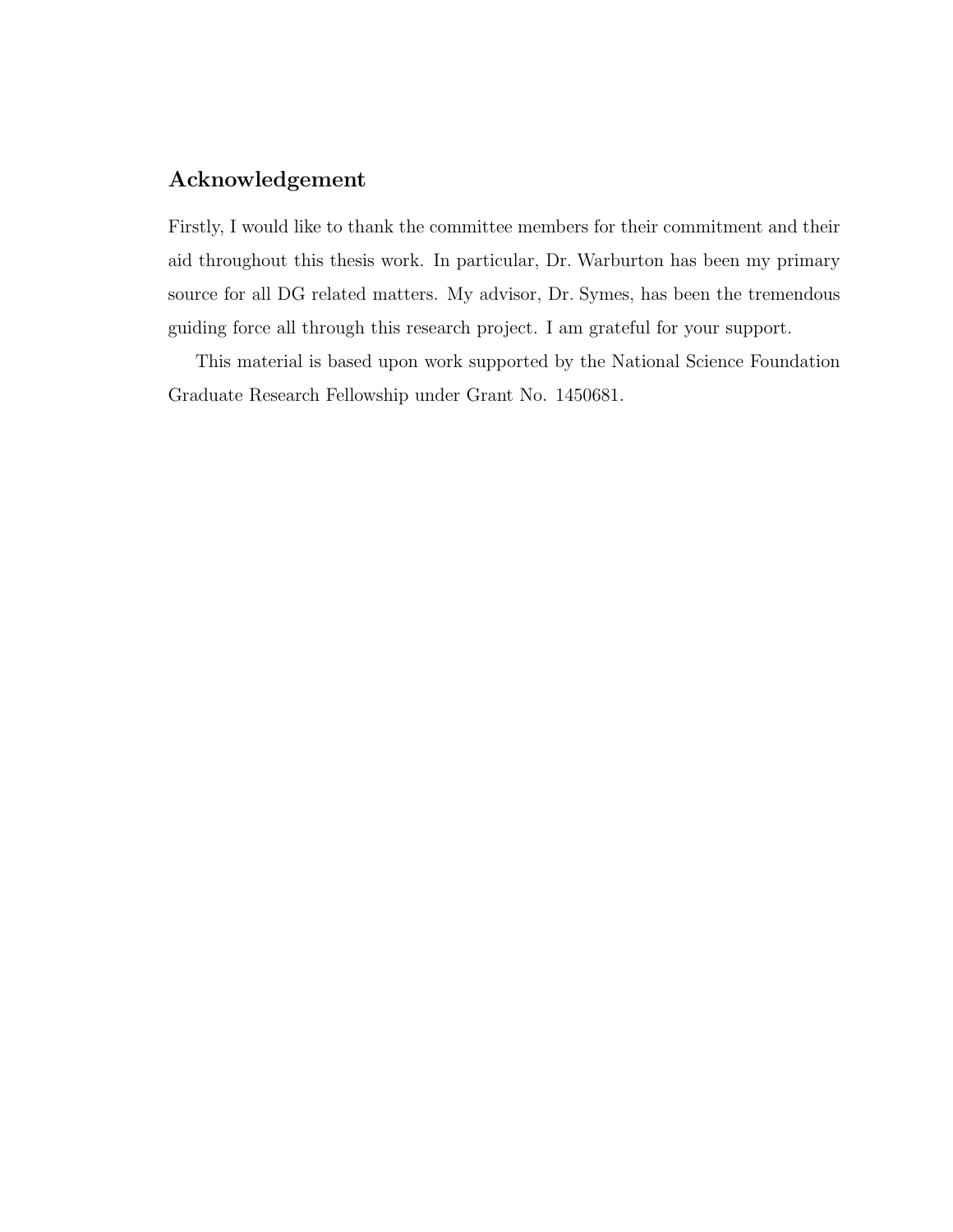## Acknowledgement

Firstly, I would like to thank the committee members for their commitment and their aid throughout this thesis work. In particular, Dr. Warburton has been my primary source for all DG related matters. My advisor, Dr. Symes, has been the tremendous guiding force all through this research project. I am grateful for your support.

This material is based upon work supported by the National Science Foundation Graduate Research Fellowship under Grant No. 1450681.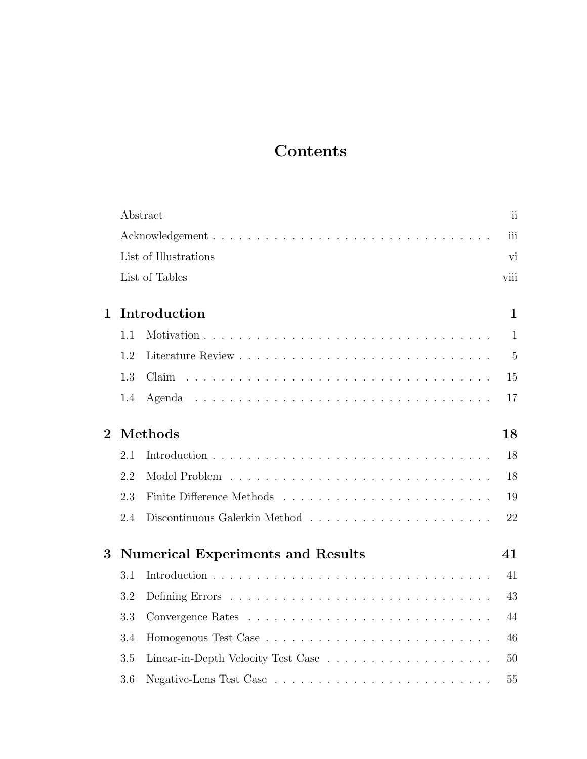# Contents

| | | |
|---|---|---|
| | Abstract | ii |
| | Acknowledgement | iii |
| | List of Illustrations | vi |
| | List of Tables | viii |
| **1** | **Introduction** | **1** |
| 1.1 | Motivation | 1 |
| 1.2 | Literature Review | 5 |
| 1.3 | Claim | 15 |
| 1.4 | Agenda | 17 |
| **2** | **Methods** | **18** |
| 2.1 | Introduction | 18 |
| 2.2 | Model Problem | 18 |
| 2.3 | Finite Difference Methods | 19 |
| 2.4 | Discontinuous Galerkin Method | 22 |
| **3** | **Numerical Experiments and Results** | **41** |
| 3.1 | Introduction | 41 |
| 3.2 | Defining Errors | 43 |
| 3.3 | Convergence Rates | 44 |
| 3.4 | Homogenous Test Case | 46 |
| 3.5 | Linear-in-Depth Velocity Test Case | 50 |
| 3.6 | Negative-Lens Test Case | 55 |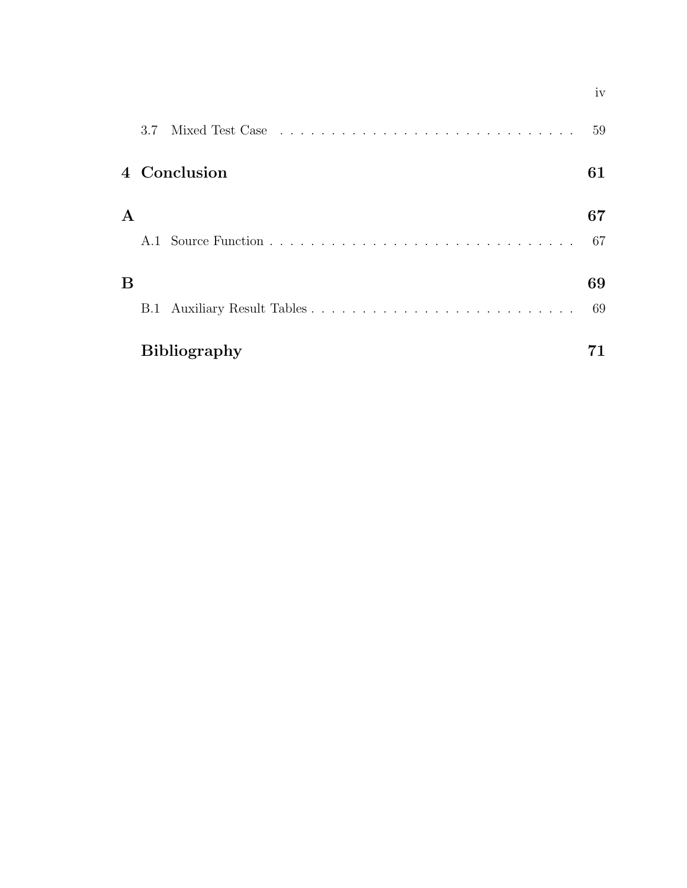3.7 Mixed Test Case . . . . . . . . . . . . . . . . . . . . . . . . . . . . . 59

**4 Conclusion** **61**

**A** **67**

A.1 Source Function . . . . . . . . . . . . . . . . . . . . . . . . . . . . . 67

**B** **69**

B.1 Auxiliary Result Tables . . . . . . . . . . . . . . . . . . . . . . . . . 69

**Bibliography** **71**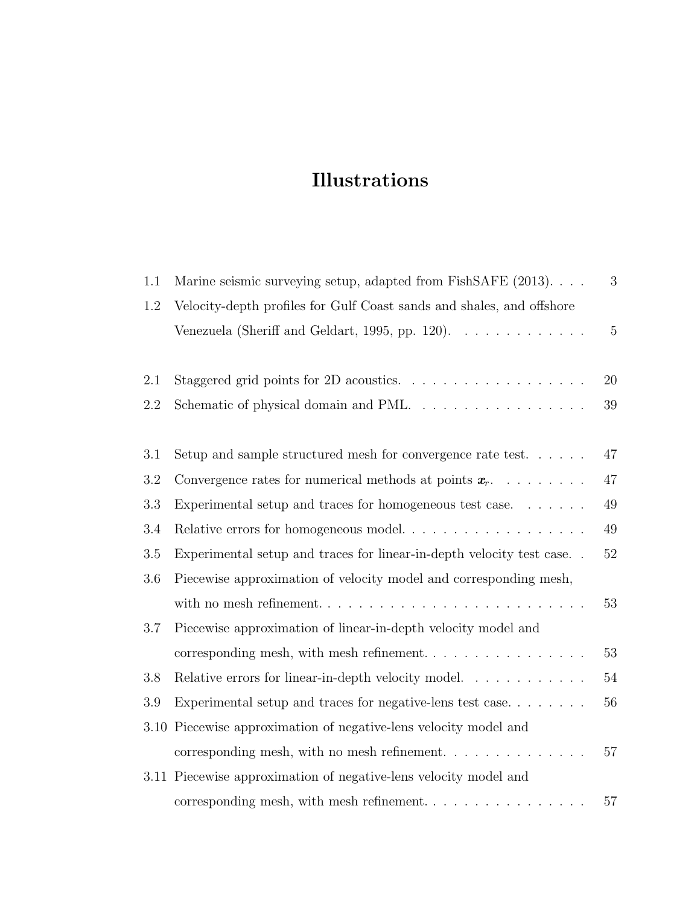# Illustrations

| | | |
|---|---|---|
| 1.1 | Marine seismic surveying setup, adapted from FishSAFE (2013). | 3 |
| 1.2 | Velocity-depth profiles for Gulf Coast sands and shales, and offshore Venezuela (Sheriff and Geldart, 1995, pp. 120). | 5 |
| 2.1 | Staggered grid points for 2D acoustics. | 20 |
| 2.2 | Schematic of physical domain and PML. | 39 |
| 3.1 | Setup and sample structured mesh for convergence rate test. | 47 |
| 3.2 | Convergence rates for numerical methods at points $\boldsymbol{x}_r$. | 47 |
| 3.3 | Experimental setup and traces for homogeneous test case. | 49 |
| 3.4 | Relative errors for homogeneous model. | 49 |
| 3.5 | Experimental setup and traces for linear-in-depth velocity test case. | 52 |
| 3.6 | Piecewise approximation of velocity model and corresponding mesh, with no mesh refinement. | 53 |
| 3.7 | Piecewise approximation of linear-in-depth velocity model and corresponding mesh, with mesh refinement. | 53 |
| 3.8 | Relative errors for linear-in-depth velocity model. | 54 |
| 3.9 | Experimental setup and traces for negative-lens test case. | 56 |
| 3.10 | Piecewise approximation of negative-lens velocity model and corresponding mesh, with no mesh refinement. | 57 |
| 3.11 | Piecewise approximation of negative-lens velocity model and corresponding mesh, with mesh refinement. | 57 |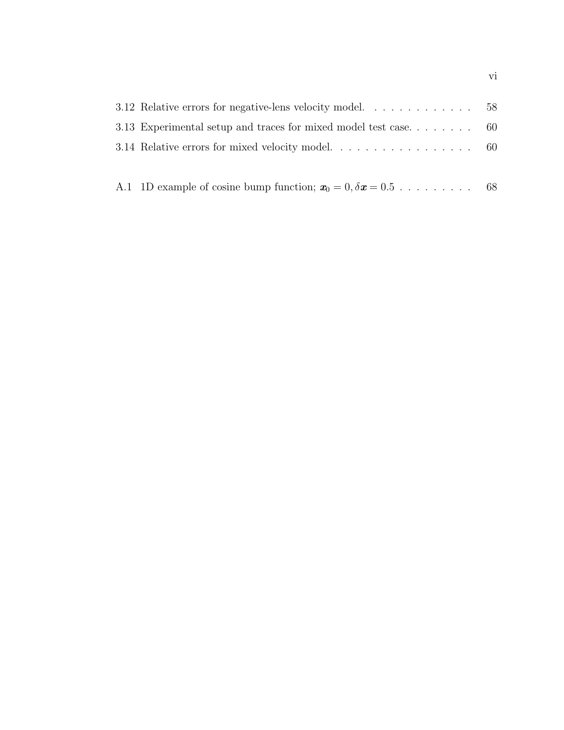3.12 Relative errors for negative-lens velocity model. . . . . . . . . . . . . 58

3.13 Experimental setup and traces for mixed model test case. . . . . . . . 60

3.14 Relative errors for mixed velocity model. . . . . . . . . . . . . . . . . . 60

A.1 1D example of cosine bump function; $\boldsymbol{x}_0 = 0, \delta\boldsymbol{x} = 0.5$ . . . . . . . . . 68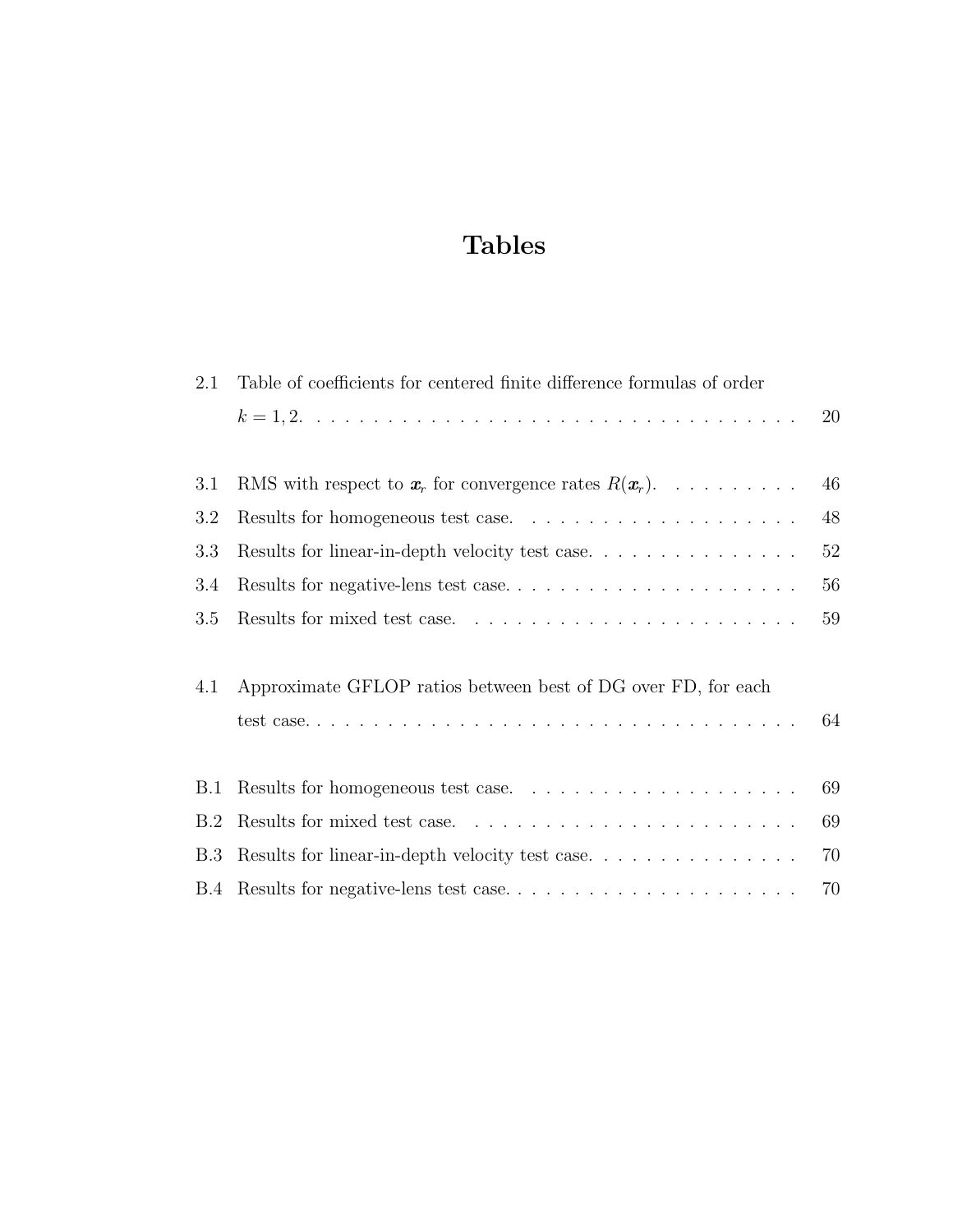# Tables

| | | |
|---|---|---|
| 2.1 | Table of coefficients for centered finite difference formulas of order $k = 1, 2$. | 20 |
| 3.1 | RMS with respect to $\boldsymbol{x}_r$ for convergence rates $R(\boldsymbol{x}_r)$. | 46 |
| 3.2 | Results for homogeneous test case. | 48 |
| 3.3 | Results for linear-in-depth velocity test case. | 52 |
| 3.4 | Results for negative-lens test case. | 56 |
| 3.5 | Results for mixed test case. | 59 |
| 4.1 | Approximate GFLOP ratios between best of DG over FD, for each test case. | 64 |
| B.1 | Results for homogeneous test case. | 69 |
| B.2 | Results for mixed test case. | 69 |
| B.3 | Results for linear-in-depth velocity test case. | 70 |
| B.4 | Results for negative-lens test case. | 70 |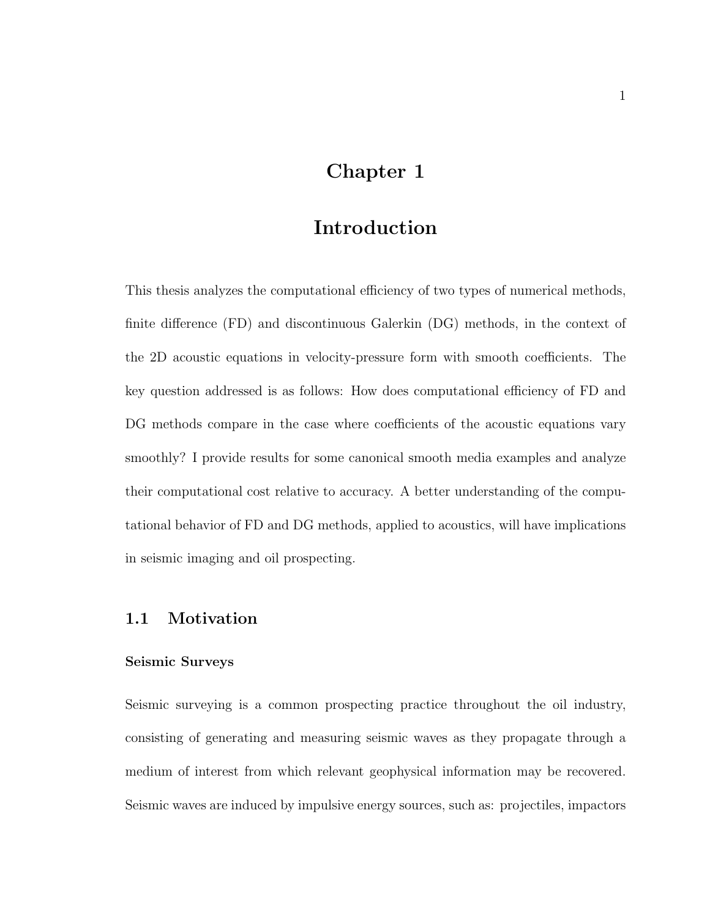# Chapter 1

# Introduction

This thesis analyzes the computational efficiency of two types of numerical methods, finite difference (FD) and discontinuous Galerkin (DG) methods, in the context of the 2D acoustic equations in velocity-pressure form with smooth coefficients. The key question addressed is as follows: How does computational efficiency of FD and DG methods compare in the case where coefficients of the acoustic equations vary smoothly? I provide results for some canonical smooth media examples and analyze their computational cost relative to accuracy. A better understanding of the computational behavior of FD and DG methods, applied to acoustics, will have implications in seismic imaging and oil prospecting.

## 1.1 Motivation

### Seismic Surveys

Seismic surveying is a common prospecting practice throughout the oil industry, consisting of generating and measuring seismic waves as they propagate through a medium of interest from which relevant geophysical information may be recovered. Seismic waves are induced by impulsive energy sources, such as: projectiles, impactors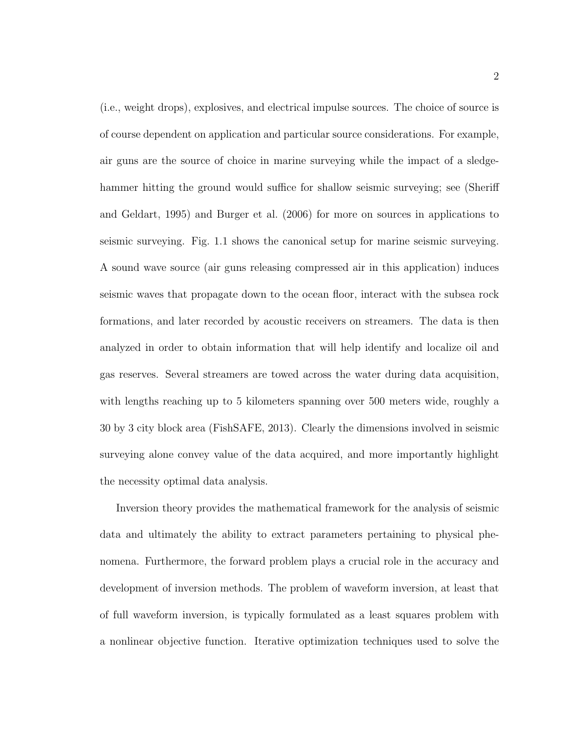(i.e., weight drops), explosives, and electrical impulse sources. The choice of source is of course dependent on application and particular source considerations. For example, air guns are the source of choice in marine surveying while the impact of a sledgehammer hitting the ground would suffice for shallow seismic surveying; see (Sheriff and Geldart, 1995) and Burger et al. (2006) for more on sources in applications to seismic surveying. Fig. 1.1 shows the canonical setup for marine seismic surveying. A sound wave source (air guns releasing compressed air in this application) induces seismic waves that propagate down to the ocean floor, interact with the subsea rock formations, and later recorded by acoustic receivers on streamers. The data is then analyzed in order to obtain information that will help identify and localize oil and gas reserves. Several streamers are towed across the water during data acquisition, with lengths reaching up to 5 kilometers spanning over 500 meters wide, roughly a 30 by 3 city block area (FishSAFE, 2013). Clearly the dimensions involved in seismic surveying alone convey value of the data acquired, and more importantly highlight the necessity optimal data analysis.

Inversion theory provides the mathematical framework for the analysis of seismic data and ultimately the ability to extract parameters pertaining to physical phenomena. Furthermore, the forward problem plays a crucial role in the accuracy and development of inversion methods. The problem of waveform inversion, at least that of full waveform inversion, is typically formulated as a least squares problem with a nonlinear objective function. Iterative optimization techniques used to solve the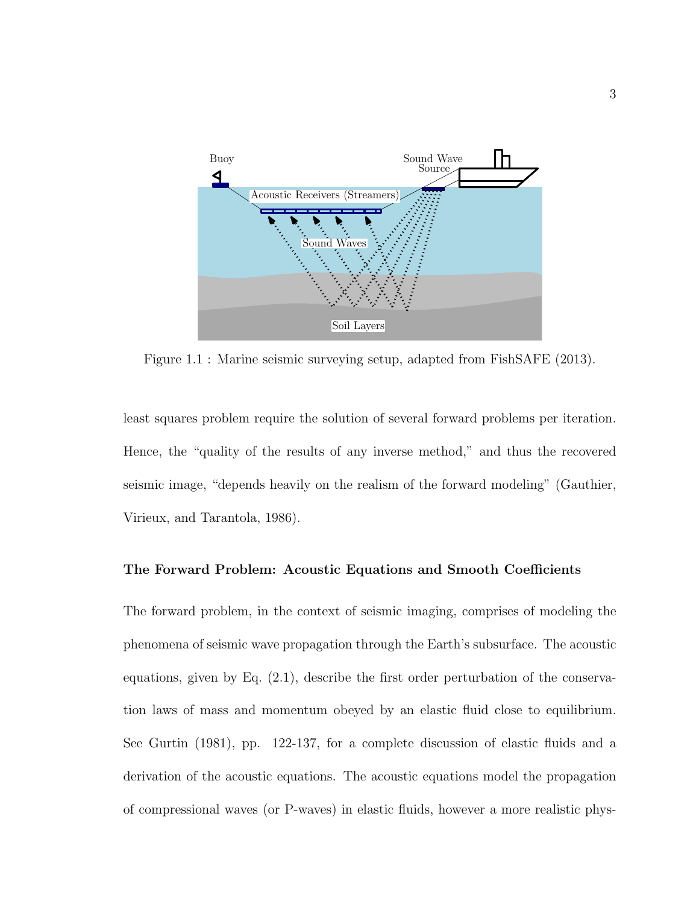Figure 1.1 : Marine seismic surveying setup, adapted from FishSAFE (2013).

least squares problem require the solution of several forward problems per iteration. Hence, the "quality of the results of any inverse method," and thus the recovered seismic image, "depends heavily on the realism of the forward modeling" (Gauthier, Virieux, and Tarantola, 1986).

### The Forward Problem: Acoustic Equations and Smooth Coefficients

The forward problem, in the context of seismic imaging, comprises of modeling the phenomena of seismic wave propagation through the Earth's subsurface. The acoustic equations, given by Eq. (2.1), describe the first order perturbation of the conservation laws of mass and momentum obeyed by an elastic fluid close to equilibrium. See Gurtin (1981), pp. 122-137, for a complete discussion of elastic fluids and a derivation of the acoustic equations. The acoustic equations model the propagation of compressional waves (or P-waves) in elastic fluids, however a more realistic phys-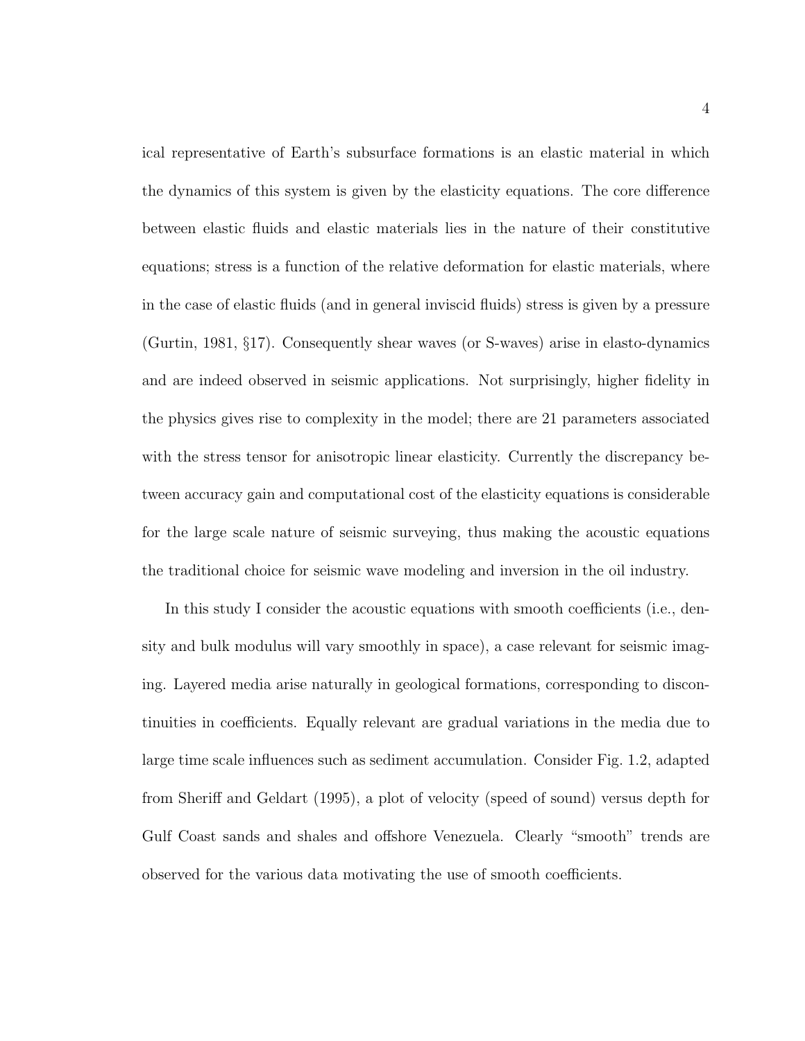ical representative of Earth's subsurface formations is an elastic material in which the dynamics of this system is given by the elasticity equations. The core difference between elastic fluids and elastic materials lies in the nature of their constitutive equations; stress is a function of the relative deformation for elastic materials, where in the case of elastic fluids (and in general inviscid fluids) stress is given by a pressure (Gurtin, 1981, §17). Consequently shear waves (or S-waves) arise in elasto-dynamics and are indeed observed in seismic applications. Not surprisingly, higher fidelity in the physics gives rise to complexity in the model; there are 21 parameters associated with the stress tensor for anisotropic linear elasticity. Currently the discrepancy between accuracy gain and computational cost of the elasticity equations is considerable for the large scale nature of seismic surveying, thus making the acoustic equations the traditional choice for seismic wave modeling and inversion in the oil industry.

In this study I consider the acoustic equations with smooth coefficients (i.e., density and bulk modulus will vary smoothly in space), a case relevant for seismic imaging. Layered media arise naturally in geological formations, corresponding to discontinuities in coefficients. Equally relevant are gradual variations in the media due to large time scale influences such as sediment accumulation. Consider Fig. 1.2, adapted from Sheriff and Geldart (1995), a plot of velocity (speed of sound) versus depth for Gulf Coast sands and shales and offshore Venezuela. Clearly "smooth" trends are observed for the various data motivating the use of smooth coefficients.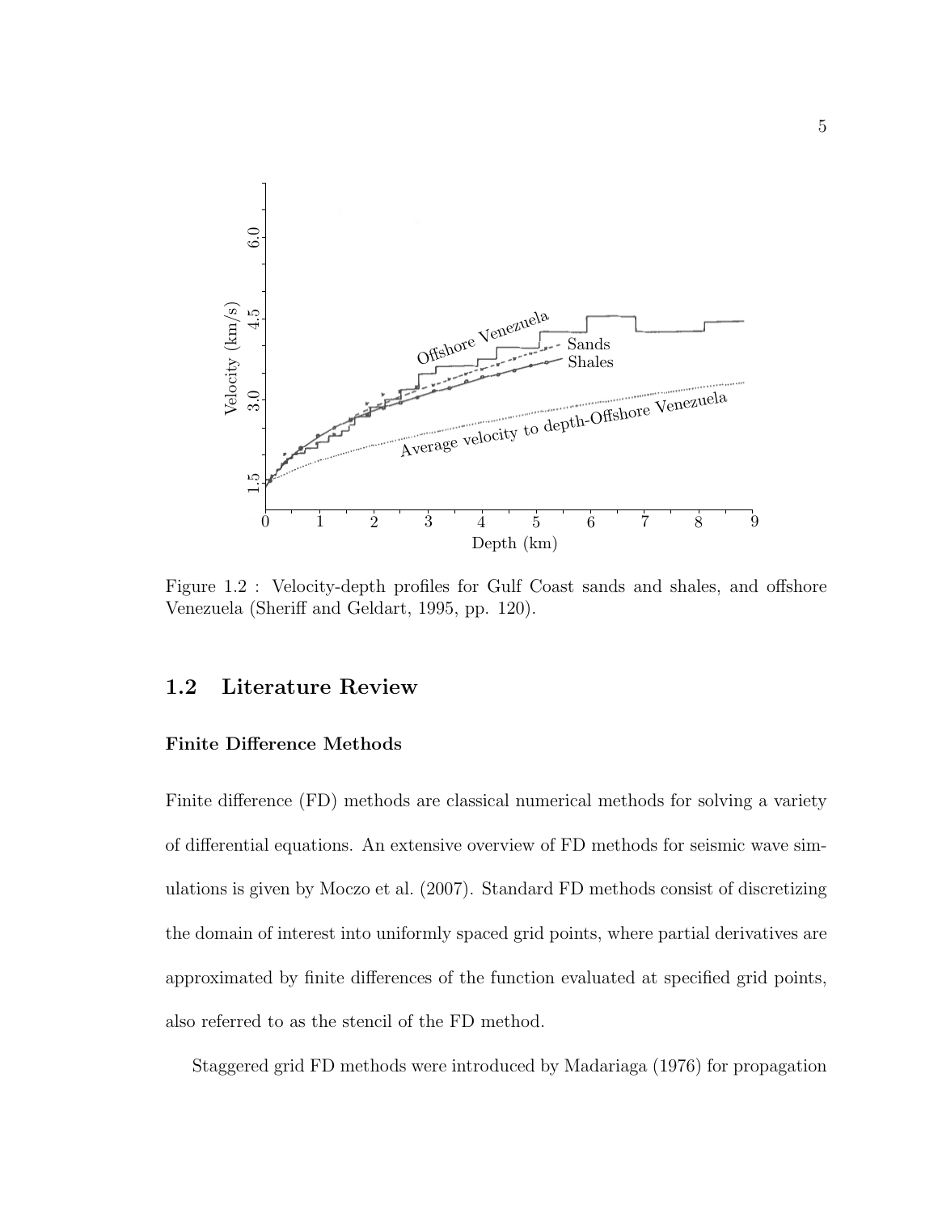Figure 1.2 : Velocity-depth profiles for Gulf Coast sands and shales, and offshore Venezuela (Sheriff and Geldart, 1995, pp. 120).

## 1.2 Literature Review

### Finite Difference Methods

Finite difference (FD) methods are classical numerical methods for solving a variety of differential equations. An extensive overview of FD methods for seismic wave simulations is given by Moczo et al. (2007). Standard FD methods consist of discretizing the domain of interest into uniformly spaced grid points, where partial derivatives are approximated by finite differences of the function evaluated at specified grid points, also referred to as the stencil of the FD method.

Staggered grid FD methods were introduced by Madariaga (1976) for propagation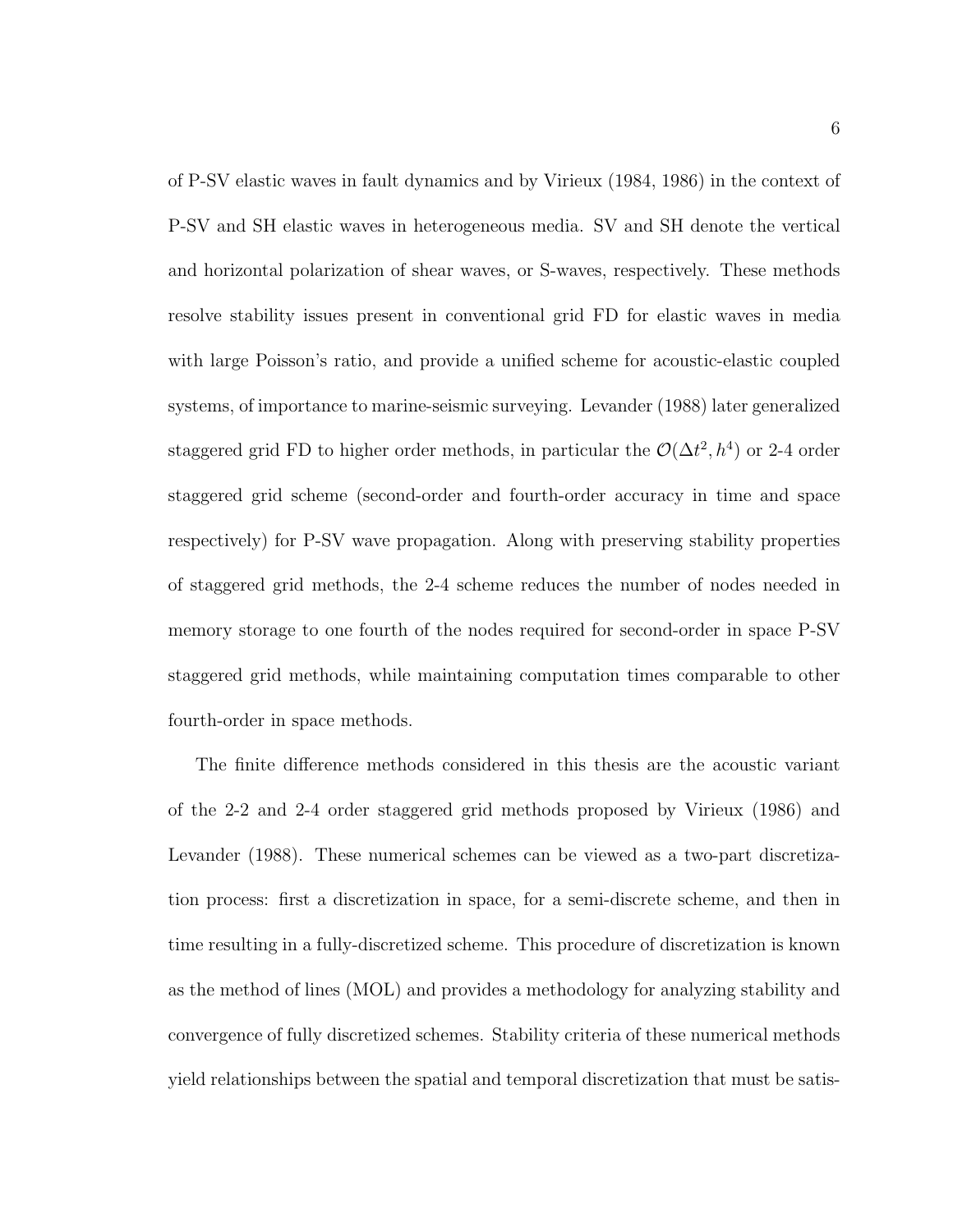of P-SV elastic waves in fault dynamics and by Virieux (1984, 1986) in the context of P-SV and SH elastic waves in heterogeneous media. SV and SH denote the vertical and horizontal polarization of shear waves, or S-waves, respectively. These methods resolve stability issues present in conventional grid FD for elastic waves in media with large Poisson's ratio, and provide a unified scheme for acoustic-elastic coupled systems, of importance to marine-seismic surveying. Levander (1988) later generalized staggered grid FD to higher order methods, in particular the $\mathcal{O}(\Delta t^2, h^4)$ or 2-4 order staggered grid scheme (second-order and fourth-order accuracy in time and space respectively) for P-SV wave propagation. Along with preserving stability properties of staggered grid methods, the 2-4 scheme reduces the number of nodes needed in memory storage to one fourth of the nodes required for second-order in space P-SV staggered grid methods, while maintaining computation times comparable to other fourth-order in space methods.

The finite difference methods considered in this thesis are the acoustic variant of the 2-2 and 2-4 order staggered grid methods proposed by Virieux (1986) and Levander (1988). These numerical schemes can be viewed as a two-part discretization process: first a discretization in space, for a semi-discrete scheme, and then in time resulting in a fully-discretized scheme. This procedure of discretization is known as the method of lines (MOL) and provides a methodology for analyzing stability and convergence of fully discretized schemes. Stability criteria of these numerical methods yield relationships between the spatial and temporal discretization that must be satis-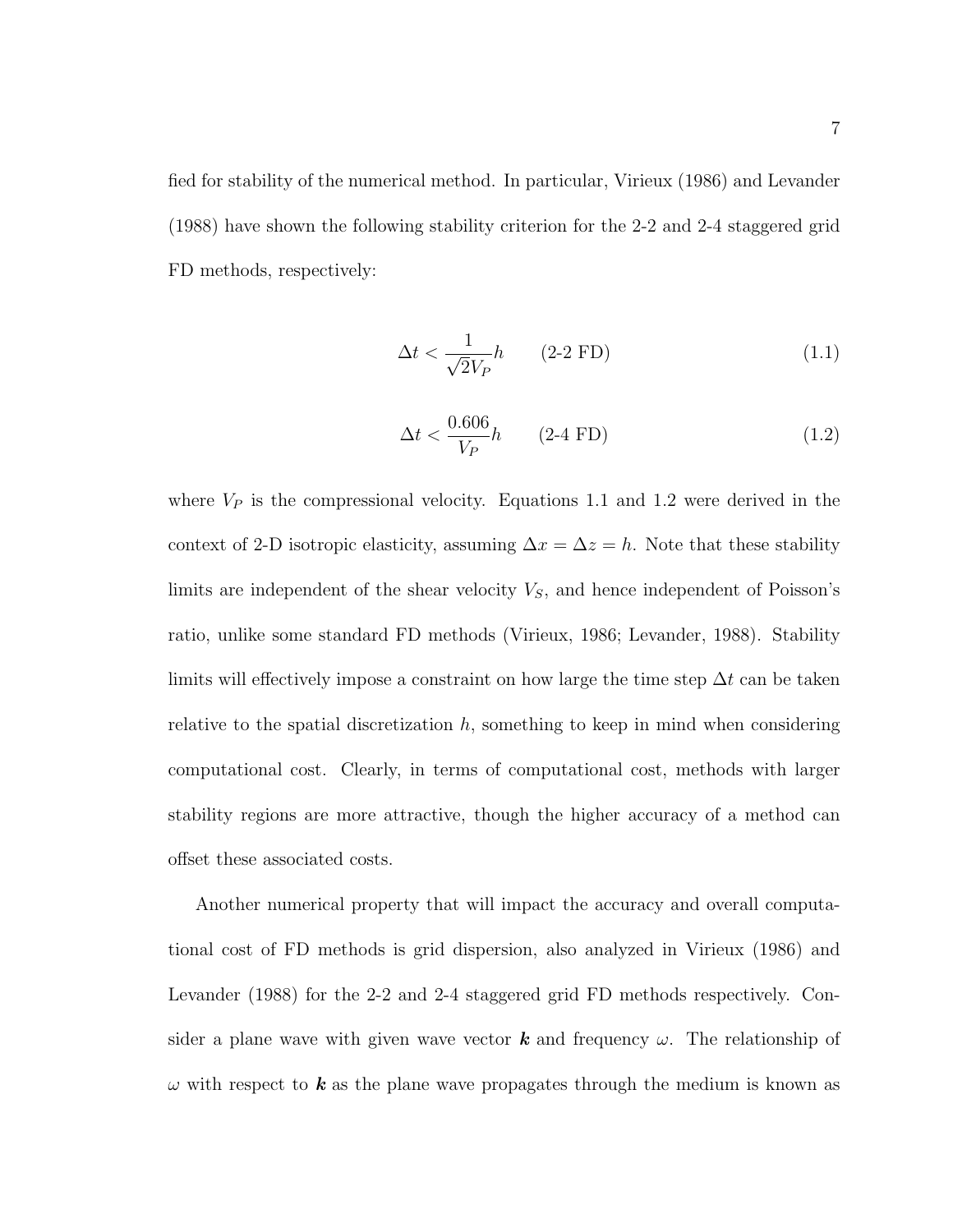fied for stability of the numerical method. In particular, Virieux (1986) and Levander (1988) have shown the following stability criterion for the 2-2 and 2-4 staggered grid FD methods, respectively:

$$\Delta t < \frac{1}{\sqrt{2}V_P} h \qquad \text{(2-2 FD)} \tag{1.1}$$

$$\Delta t < \frac{0.606}{V_P} h \qquad \text{(2-4 FD)} \tag{1.2}$$

where $V_P$ is the compressional velocity. Equations 1.1 and 1.2 were derived in the context of 2-D isotropic elasticity, assuming $\Delta x = \Delta z = h$. Note that these stability limits are independent of the shear velocity $V_S$, and hence independent of Poisson's ratio, unlike some standard FD methods (Virieux, 1986; Levander, 1988). Stability limits will effectively impose a constraint on how large the time step $\Delta t$ can be taken relative to the spatial discretization $h$, something to keep in mind when considering computational cost. Clearly, in terms of computational cost, methods with larger stability regions are more attractive, though the higher accuracy of a method can offset these associated costs.

Another numerical property that will impact the accuracy and overall computational cost of FD methods is grid dispersion, also analyzed in Virieux (1986) and Levander (1988) for the 2-2 and 2-4 staggered grid FD methods respectively. Consider a plane wave with given wave vector $\boldsymbol{k}$ and frequency $\omega$. The relationship of $\omega$ with respect to $\boldsymbol{k}$ as the plane wave propagates through the medium is known as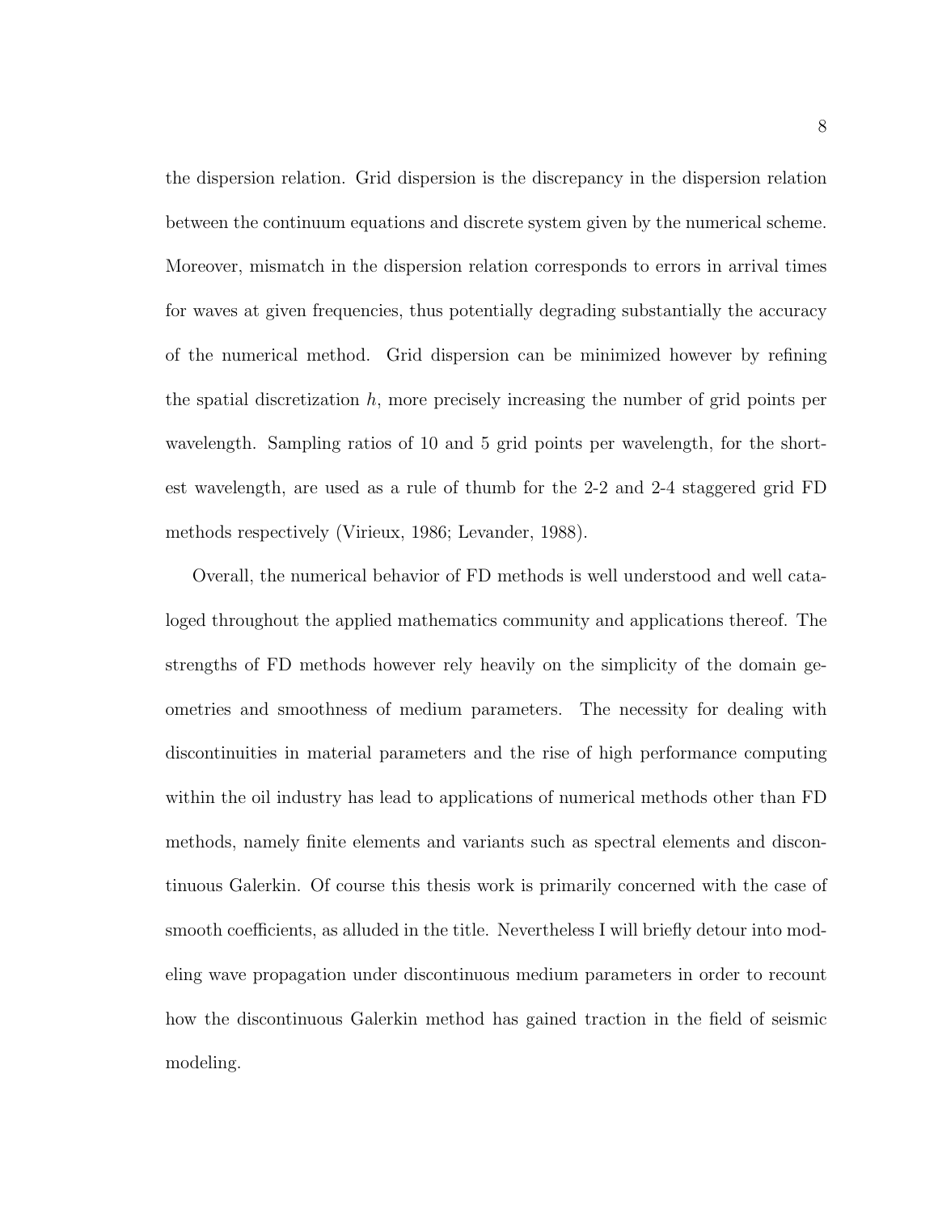the dispersion relation. Grid dispersion is the discrepancy in the dispersion relation between the continuum equations and discrete system given by the numerical scheme. Moreover, mismatch in the dispersion relation corresponds to errors in arrival times for waves at given frequencies, thus potentially degrading substantially the accuracy of the numerical method. Grid dispersion can be minimized however by refining the spatial discretization $h$, more precisely increasing the number of grid points per wavelength. Sampling ratios of 10 and 5 grid points per wavelength, for the shortest wavelength, are used as a rule of thumb for the 2-2 and 2-4 staggered grid FD methods respectively (Virieux, 1986; Levander, 1988).

Overall, the numerical behavior of FD methods is well understood and well cataloged throughout the applied mathematics community and applications thereof. The strengths of FD methods however rely heavily on the simplicity of the domain geometries and smoothness of medium parameters. The necessity for dealing with discontinuities in material parameters and the rise of high performance computing within the oil industry has lead to applications of numerical methods other than FD methods, namely finite elements and variants such as spectral elements and discontinuous Galerkin. Of course this thesis work is primarily concerned with the case of smooth coefficients, as alluded in the title. Nevertheless I will briefly detour into modeling wave propagation under discontinuous medium parameters in order to recount how the discontinuous Galerkin method has gained traction in the field of seismic modeling.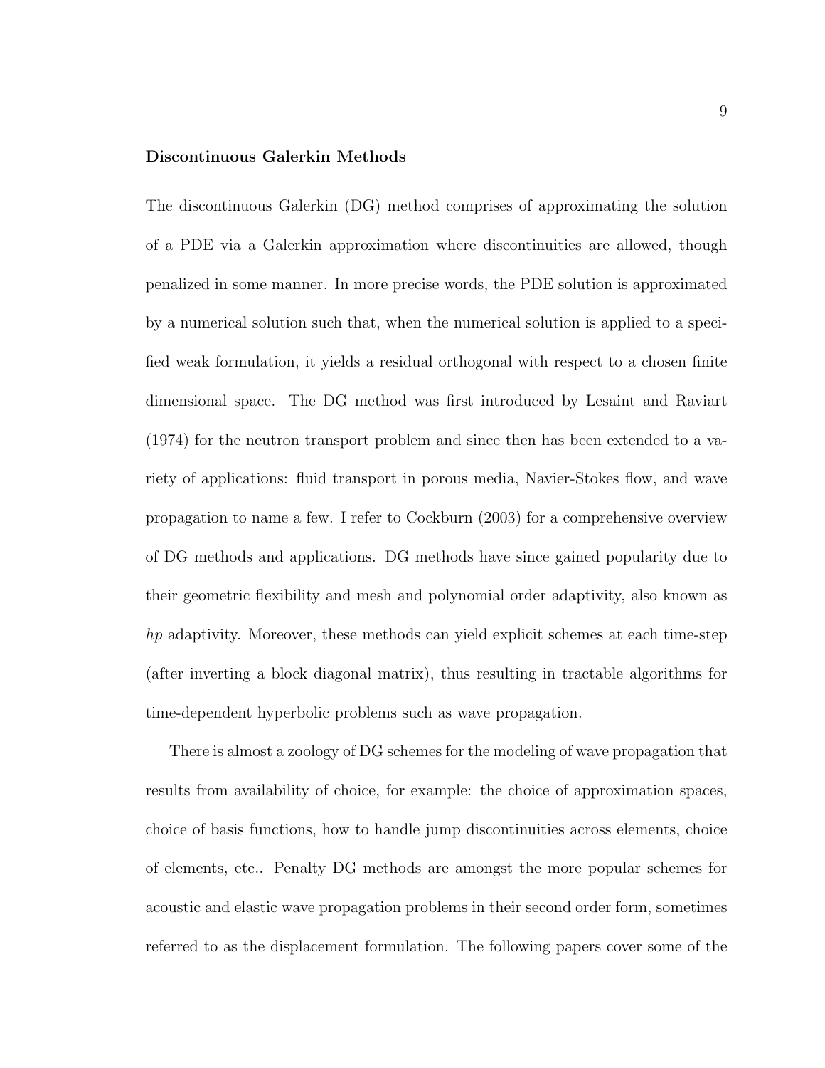**Discontinuous Galerkin Methods**

The discontinuous Galerkin (DG) method comprises of approximating the solution of a PDE via a Galerkin approximation where discontinuities are allowed, though penalized in some manner. In more precise words, the PDE solution is approximated by a numerical solution such that, when the numerical solution is applied to a specified weak formulation, it yields a residual orthogonal with respect to a chosen finite dimensional space. The DG method was first introduced by Lesaint and Raviart (1974) for the neutron transport problem and since then has been extended to a variety of applications: fluid transport in porous media, Navier-Stokes flow, and wave propagation to name a few. I refer to Cockburn (2003) for a comprehensive overview of DG methods and applications. DG methods have since gained popularity due to their geometric flexibility and mesh and polynomial order adaptivity, also known as *hp* adaptivity. Moreover, these methods can yield explicit schemes at each time-step (after inverting a block diagonal matrix), thus resulting in tractable algorithms for time-dependent hyperbolic problems such as wave propagation.

There is almost a zoology of DG schemes for the modeling of wave propagation that results from availability of choice, for example: the choice of approximation spaces, choice of basis functions, how to handle jump discontinuities across elements, choice of elements, etc.. Penalty DG methods are amongst the more popular schemes for acoustic and elastic wave propagation problems in their second order form, sometimes referred to as the displacement formulation. The following papers cover some of the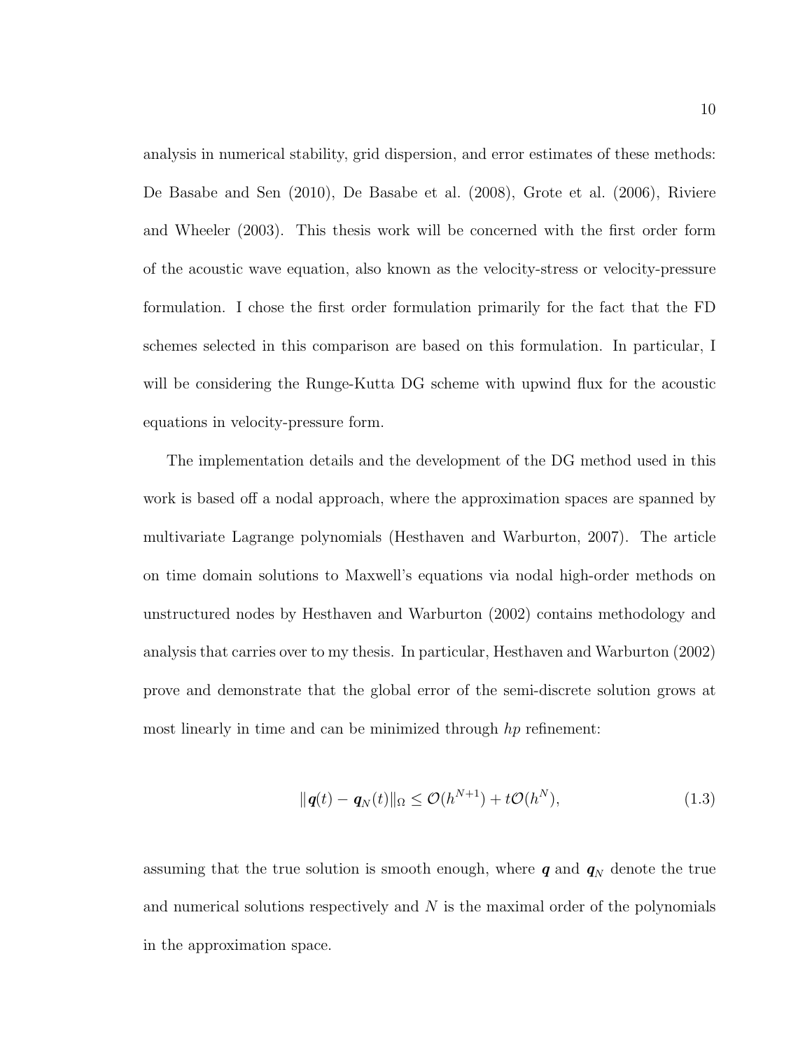analysis in numerical stability, grid dispersion, and error estimates of these methods: De Basabe and Sen (2010), De Basabe et al. (2008), Grote et al. (2006), Riviere and Wheeler (2003). This thesis work will be concerned with the first order form of the acoustic wave equation, also known as the velocity-stress or velocity-pressure formulation. I chose the first order formulation primarily for the fact that the FD schemes selected in this comparison are based on this formulation. In particular, I will be considering the Runge-Kutta DG scheme with upwind flux for the acoustic equations in velocity-pressure form.

The implementation details and the development of the DG method used in this work is based off a nodal approach, where the approximation spaces are spanned by multivariate Lagrange polynomials (Hesthaven and Warburton, 2007). The article on time domain solutions to Maxwell's equations via nodal high-order methods on unstructured nodes by Hesthaven and Warburton (2002) contains methodology and analysis that carries over to my thesis. In particular, Hesthaven and Warburton (2002) prove and demonstrate that the global error of the semi-discrete solution grows at most linearly in time and can be minimized through $hp$ refinement:

$$\|\boldsymbol{q}(t) - \boldsymbol{q}_N(t)\|_\Omega \leq \mathcal{O}(h^{N+1}) + t\mathcal{O}(h^N), \tag{1.3}$$

assuming that the true solution is smooth enough, where $\boldsymbol{q}$ and $\boldsymbol{q}_N$ denote the true and numerical solutions respectively and $N$ is the maximal order of the polynomials in the approximation space.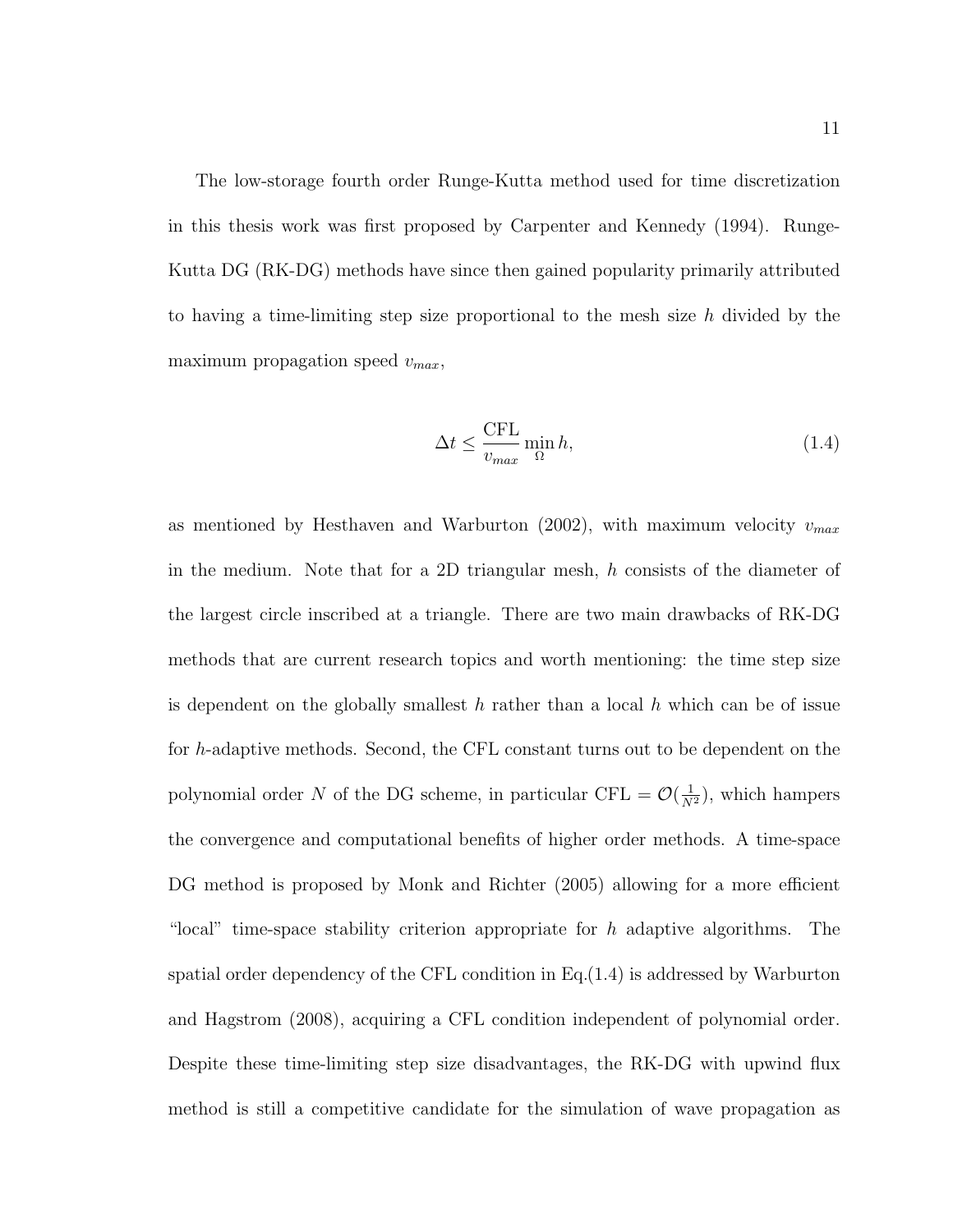The low-storage fourth order Runge-Kutta method used for time discretization in this thesis work was first proposed by Carpenter and Kennedy (1994). Runge-Kutta DG (RK-DG) methods have since then gained popularity primarily attributed to having a time-limiting step size proportional to the mesh size $h$ divided by the maximum propagation speed $v_{max}$,

$$\Delta t \leq \frac{\text{CFL}}{v_{max}} \min_{\Omega} h, \tag{1.4}$$

as mentioned by Hesthaven and Warburton (2002), with maximum velocity $v_{max}$ in the medium. Note that for a 2D triangular mesh, $h$ consists of the diameter of the largest circle inscribed at a triangle. There are two main drawbacks of RK-DG methods that are current research topics and worth mentioning: the time step size is dependent on the globally smallest $h$ rather than a local $h$ which can be of issue for $h$-adaptive methods. Second, the CFL constant turns out to be dependent on the polynomial order $N$ of the DG scheme, in particular CFL $= \mathcal{O}(\frac{1}{N^2})$, which hampers the convergence and computational benefits of higher order methods. A time-space DG method is proposed by Monk and Richter (2005) allowing for a more efficient "local" time-space stability criterion appropriate for $h$ adaptive algorithms. The spatial order dependency of the CFL condition in Eq.(1.4) is addressed by Warburton and Hagstrom (2008), acquiring a CFL condition independent of polynomial order. Despite these time-limiting step size disadvantages, the RK-DG with upwind flux method is still a competitive candidate for the simulation of wave propagation as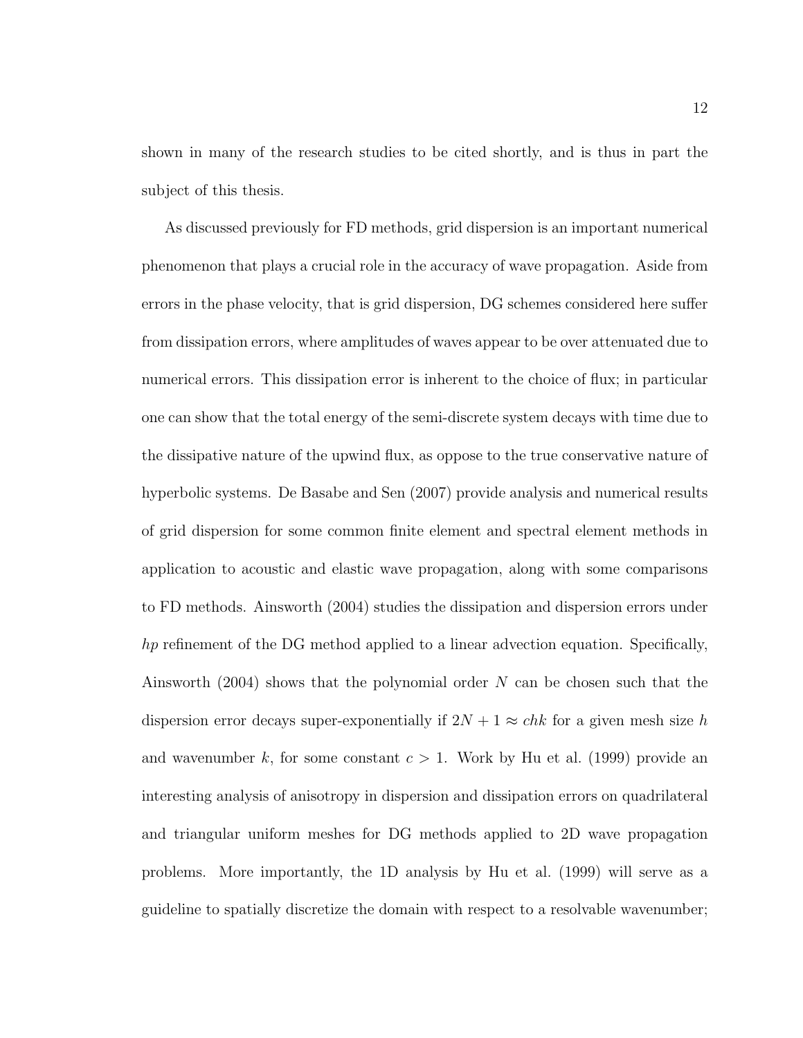shown in many of the research studies to be cited shortly, and is thus in part the subject of this thesis.

As discussed previously for FD methods, grid dispersion is an important numerical phenomenon that plays a crucial role in the accuracy of wave propagation. Aside from errors in the phase velocity, that is grid dispersion, DG schemes considered here suffer from dissipation errors, where amplitudes of waves appear to be over attenuated due to numerical errors. This dissipation error is inherent to the choice of flux; in particular one can show that the total energy of the semi-discrete system decays with time due to the dissipative nature of the upwind flux, as oppose to the true conservative nature of hyperbolic systems. De Basabe and Sen (2007) provide analysis and numerical results of grid dispersion for some common finite element and spectral element methods in application to acoustic and elastic wave propagation, along with some comparisons to FD methods. Ainsworth (2004) studies the dissipation and dispersion errors under $hp$ refinement of the DG method applied to a linear advection equation. Specifically, Ainsworth (2004) shows that the polynomial order $N$ can be chosen such that the dispersion error decays super-exponentially if $2N + 1 \approx chk$ for a given mesh size $h$ and wavenumber $k$, for some constant $c > 1$. Work by Hu et al. (1999) provide an interesting analysis of anisotropy in dispersion and dissipation errors on quadrilateral and triangular uniform meshes for DG methods applied to 2D wave propagation problems. More importantly, the 1D analysis by Hu et al. (1999) will serve as a guideline to spatially discretize the domain with respect to a resolvable wavenumber;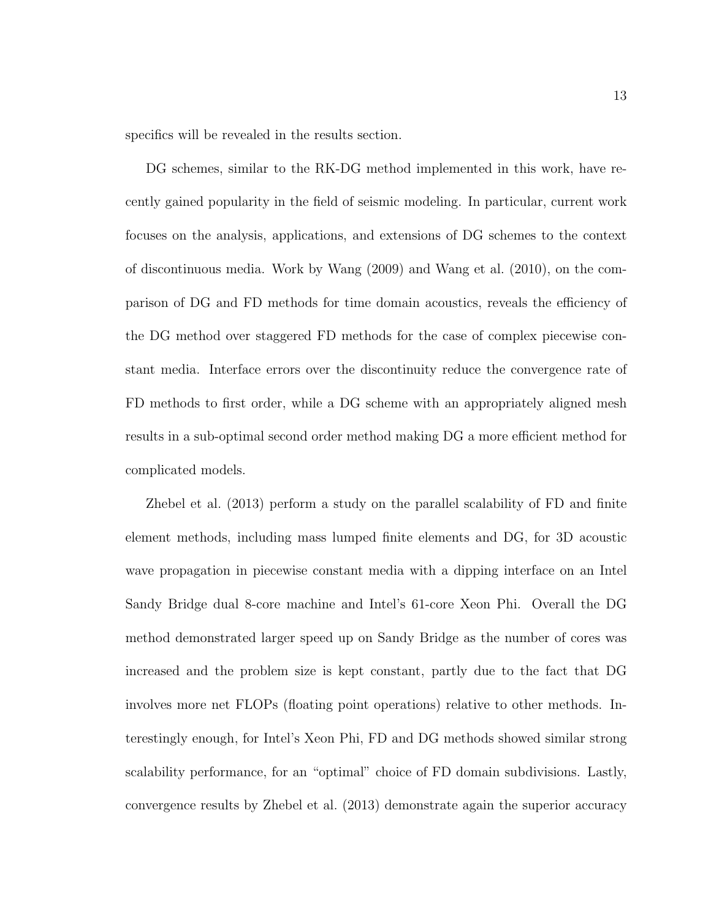specifics will be revealed in the results section.

DG schemes, similar to the RK-DG method implemented in this work, have recently gained popularity in the field of seismic modeling. In particular, current work focuses on the analysis, applications, and extensions of DG schemes to the context of discontinuous media. Work by Wang (2009) and Wang et al. (2010), on the comparison of DG and FD methods for time domain acoustics, reveals the efficiency of the DG method over staggered FD methods for the case of complex piecewise constant media. Interface errors over the discontinuity reduce the convergence rate of FD methods to first order, while a DG scheme with an appropriately aligned mesh results in a sub-optimal second order method making DG a more efficient method for complicated models.

Zhebel et al. (2013) perform a study on the parallel scalability of FD and finite element methods, including mass lumped finite elements and DG, for 3D acoustic wave propagation in piecewise constant media with a dipping interface on an Intel Sandy Bridge dual 8-core machine and Intel's 61-core Xeon Phi. Overall the DG method demonstrated larger speed up on Sandy Bridge as the number of cores was increased and the problem size is kept constant, partly due to the fact that DG involves more net FLOPs (floating point operations) relative to other methods. Interestingly enough, for Intel's Xeon Phi, FD and DG methods showed similar strong scalability performance, for an "optimal" choice of FD domain subdivisions. Lastly, convergence results by Zhebel et al. (2013) demonstrate again the superior accuracy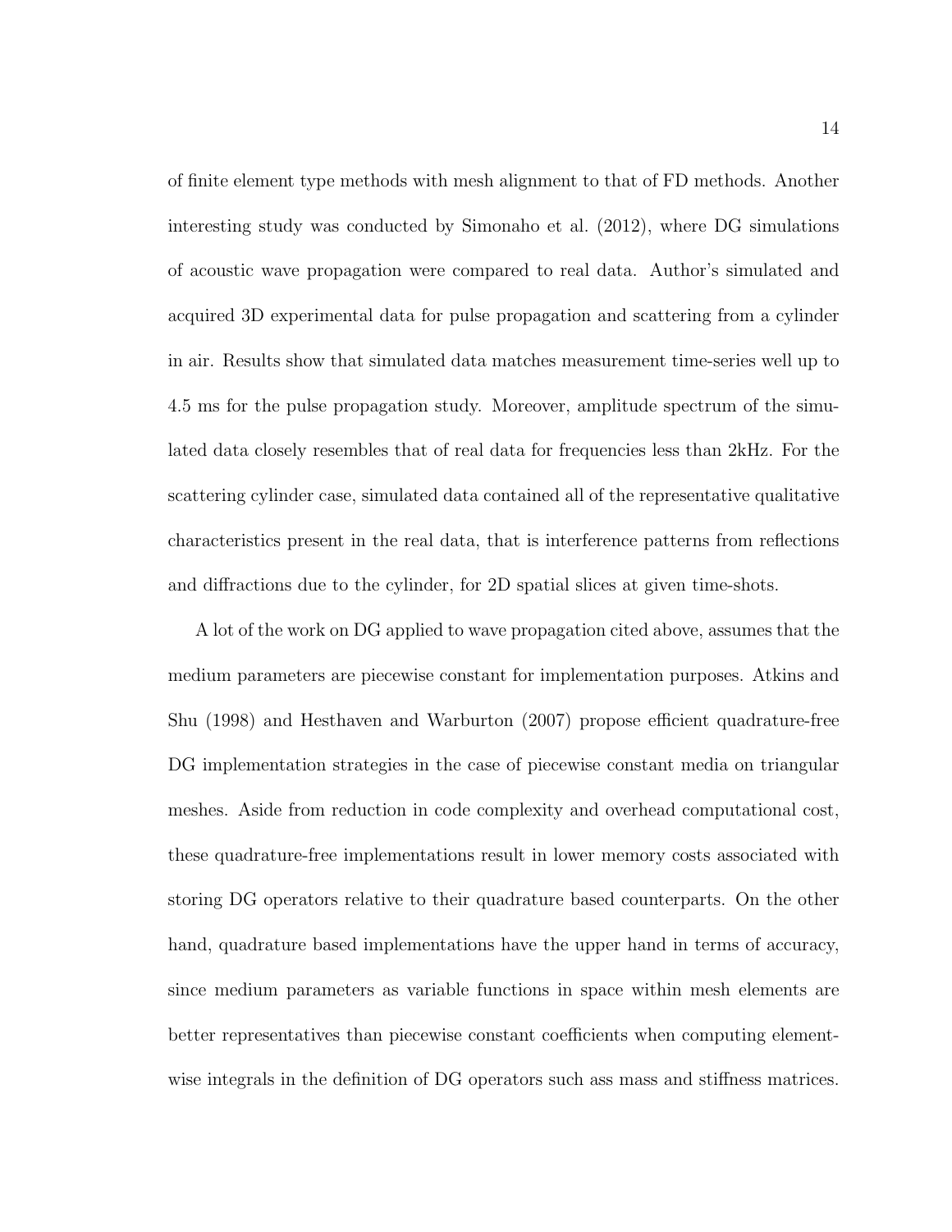of finite element type methods with mesh alignment to that of FD methods. Another interesting study was conducted by Simonaho et al. (2012), where DG simulations of acoustic wave propagation were compared to real data. Author's simulated and acquired 3D experimental data for pulse propagation and scattering from a cylinder in air. Results show that simulated data matches measurement time-series well up to 4.5 ms for the pulse propagation study. Moreover, amplitude spectrum of the simulated data closely resembles that of real data for frequencies less than 2kHz. For the scattering cylinder case, simulated data contained all of the representative qualitative characteristics present in the real data, that is interference patterns from reflections and diffractions due to the cylinder, for 2D spatial slices at given time-shots.

A lot of the work on DG applied to wave propagation cited above, assumes that the medium parameters are piecewise constant for implementation purposes. Atkins and Shu (1998) and Hesthaven and Warburton (2007) propose efficient quadrature-free DG implementation strategies in the case of piecewise constant media on triangular meshes. Aside from reduction in code complexity and overhead computational cost, these quadrature-free implementations result in lower memory costs associated with storing DG operators relative to their quadrature based counterparts. On the other hand, quadrature based implementations have the upper hand in terms of accuracy, since medium parameters as variable functions in space within mesh elements are better representatives than piecewise constant coefficients when computing element-wise integrals in the definition of DG operators such ass mass and stiffness matrices.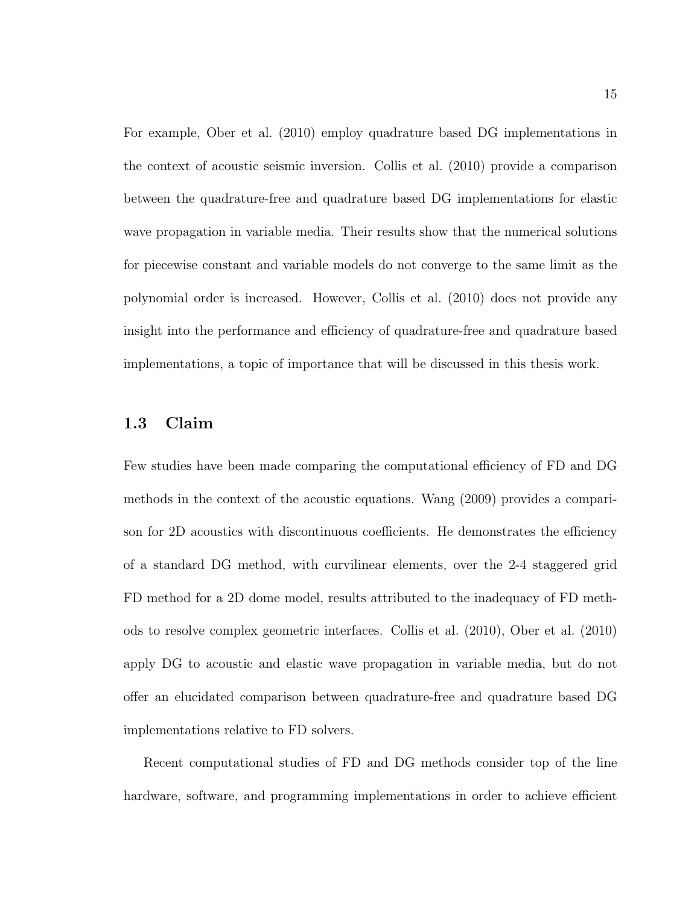For example, Ober et al. (2010) employ quadrature based DG implementations in the context of acoustic seismic inversion. Collis et al. (2010) provide a comparison between the quadrature-free and quadrature based DG implementations for elastic wave propagation in variable media. Their results show that the numerical solutions for piecewise constant and variable models do not converge to the same limit as the polynomial order is increased. However, Collis et al. (2010) does not provide any insight into the performance and efficiency of quadrature-free and quadrature based implementations, a topic of importance that will be discussed in this thesis work.

## 1.3 Claim

Few studies have been made comparing the computational efficiency of FD and DG methods in the context of the acoustic equations. Wang (2009) provides a comparison for 2D acoustics with discontinuous coefficients. He demonstrates the efficiency of a standard DG method, with curvilinear elements, over the 2-4 staggered grid FD method for a 2D dome model, results attributed to the inadequacy of FD methods to resolve complex geometric interfaces. Collis et al. (2010), Ober et al. (2010) apply DG to acoustic and elastic wave propagation in variable media, but do not offer an elucidated comparison between quadrature-free and quadrature based DG implementations relative to FD solvers.

Recent computational studies of FD and DG methods consider top of the line hardware, software, and programming implementations in order to achieve efficient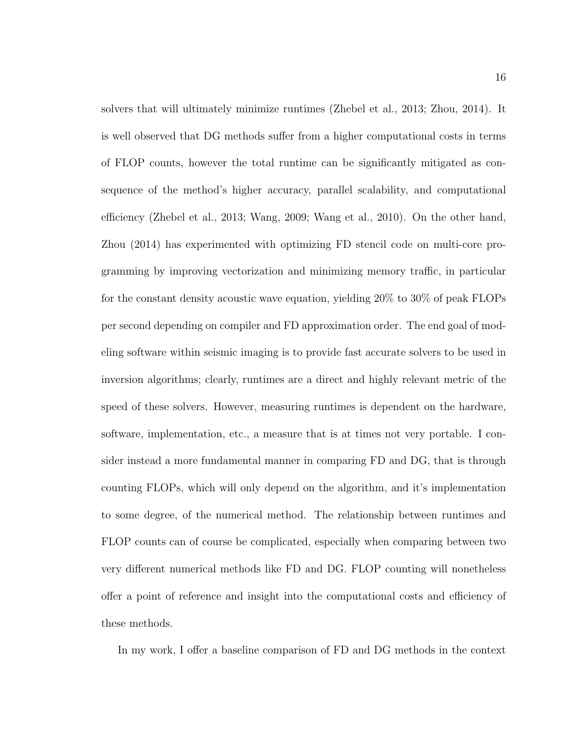solvers that will ultimately minimize runtimes (Zhebel et al., 2013; Zhou, 2014). It is well observed that DG methods suffer from a higher computational costs in terms of FLOP counts, however the total runtime can be significantly mitigated as consequence of the method's higher accuracy, parallel scalability, and computational efficiency (Zhebel et al., 2013; Wang, 2009; Wang et al., 2010). On the other hand, Zhou (2014) has experimented with optimizing FD stencil code on multi-core programming by improving vectorization and minimizing memory traffic, in particular for the constant density acoustic wave equation, yielding 20% to 30% of peak FLOPs per second depending on compiler and FD approximation order. The end goal of modeling software within seismic imaging is to provide fast accurate solvers to be used in inversion algorithms; clearly, runtimes are a direct and highly relevant metric of the speed of these solvers. However, measuring runtimes is dependent on the hardware, software, implementation, etc., a measure that is at times not very portable. I consider instead a more fundamental manner in comparing FD and DG, that is through counting FLOPs, which will only depend on the algorithm, and it's implementation to some degree, of the numerical method. The relationship between runtimes and FLOP counts can of course be complicated, especially when comparing between two very different numerical methods like FD and DG. FLOP counting will nonetheless offer a point of reference and insight into the computational costs and efficiency of these methods.

In my work, I offer a baseline comparison of FD and DG methods in the context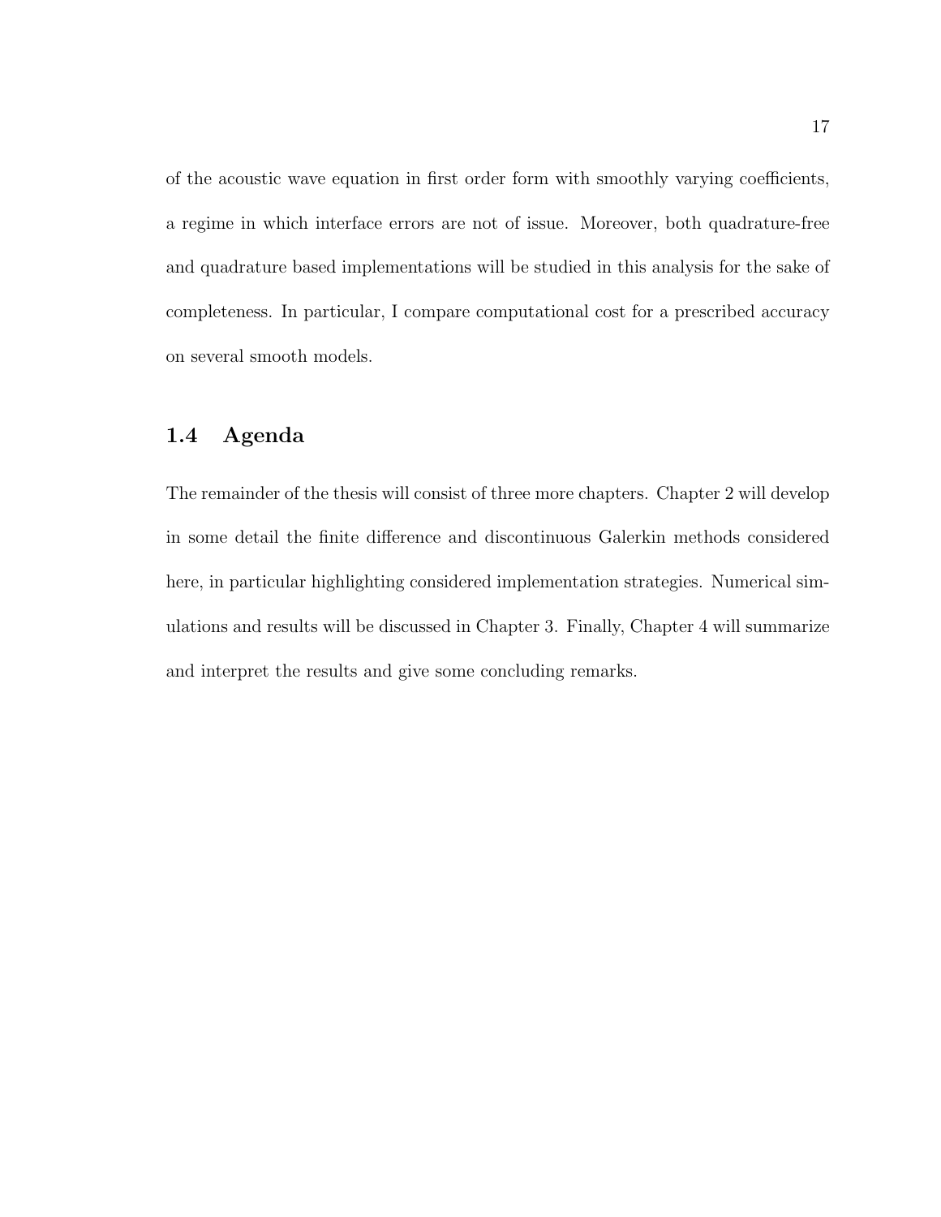of the acoustic wave equation in first order form with smoothly varying coefficients, a regime in which interface errors are not of issue. Moreover, both quadrature-free and quadrature based implementations will be studied in this analysis for the sake of completeness. In particular, I compare computational cost for a prescribed accuracy on several smooth models.

## 1.4 Agenda

The remainder of the thesis will consist of three more chapters. Chapter 2 will develop in some detail the finite difference and discontinuous Galerkin methods considered here, in particular highlighting considered implementation strategies. Numerical simulations and results will be discussed in Chapter 3. Finally, Chapter 4 will summarize and interpret the results and give some concluding remarks.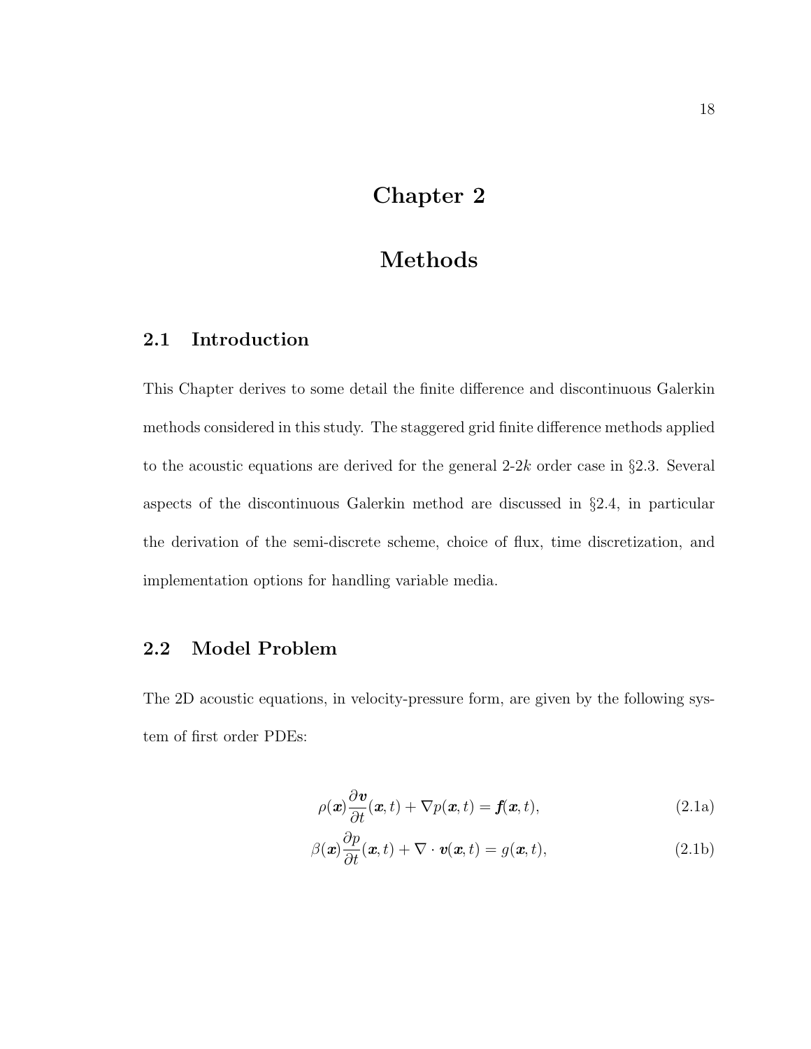# Chapter 2

# Methods

## 2.1 Introduction

This Chapter derives to some detail the finite difference and discontinuous Galerkin methods considered in this study. The staggered grid finite difference methods applied to the acoustic equations are derived for the general 2-2$k$ order case in §2.3. Several aspects of the discontinuous Galerkin method are discussed in §2.4, in particular the derivation of the semi-discrete scheme, choice of flux, time discretization, and implementation options for handling variable media.

## 2.2 Model Problem

The 2D acoustic equations, in velocity-pressure form, are given by the following system of first order PDEs:

$$\rho(\boldsymbol{x})\frac{\partial \boldsymbol{v}}{\partial t}(\boldsymbol{x},t) + \nabla p(\boldsymbol{x},t) = \boldsymbol{f}(\boldsymbol{x},t), \tag{2.1a}$$

$$\beta(\boldsymbol{x})\frac{\partial p}{\partial t}(\boldsymbol{x},t) + \nabla \cdot \boldsymbol{v}(\boldsymbol{x},t) = g(\boldsymbol{x},t), \tag{2.1b}$$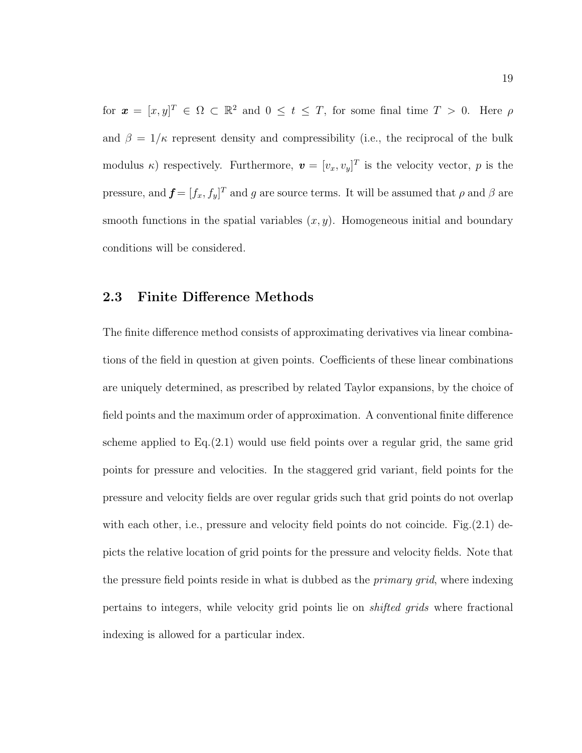for $\boldsymbol{x} = [x, y]^T \in \Omega \subset \mathbb{R}^2$ and $0 \leq t \leq T$, for some final time $T > 0$. Here $\rho$ and $\beta = 1/\kappa$ represent density and compressibility (i.e., the reciprocal of the bulk modulus $\kappa$) respectively. Furthermore, $\boldsymbol{v} = [v_x, v_y]^T$ is the velocity vector, $p$ is the pressure, and $\boldsymbol{f} = [f_x, f_y]^T$ and $g$ are source terms. It will be assumed that $\rho$ and $\beta$ are smooth functions in the spatial variables $(x, y)$. Homogeneous initial and boundary conditions will be considered.

## 2.3 Finite Difference Methods

The finite difference method consists of approximating derivatives via linear combinations of the field in question at given points. Coefficients of these linear combinations are uniquely determined, as prescribed by related Taylor expansions, by the choice of field points and the maximum order of approximation. A conventional finite difference scheme applied to Eq.(2.1) would use field points over a regular grid, the same grid points for pressure and velocities. In the staggered grid variant, field points for the pressure and velocity fields are over regular grids such that grid points do not overlap with each other, i.e., pressure and velocity field points do not coincide. Fig.(2.1) depicts the relative location of grid points for the pressure and velocity fields. Note that the pressure field points reside in what is dubbed as the *primary grid*, where indexing pertains to integers, while velocity grid points lie on *shifted grids* where fractional indexing is allowed for a particular index.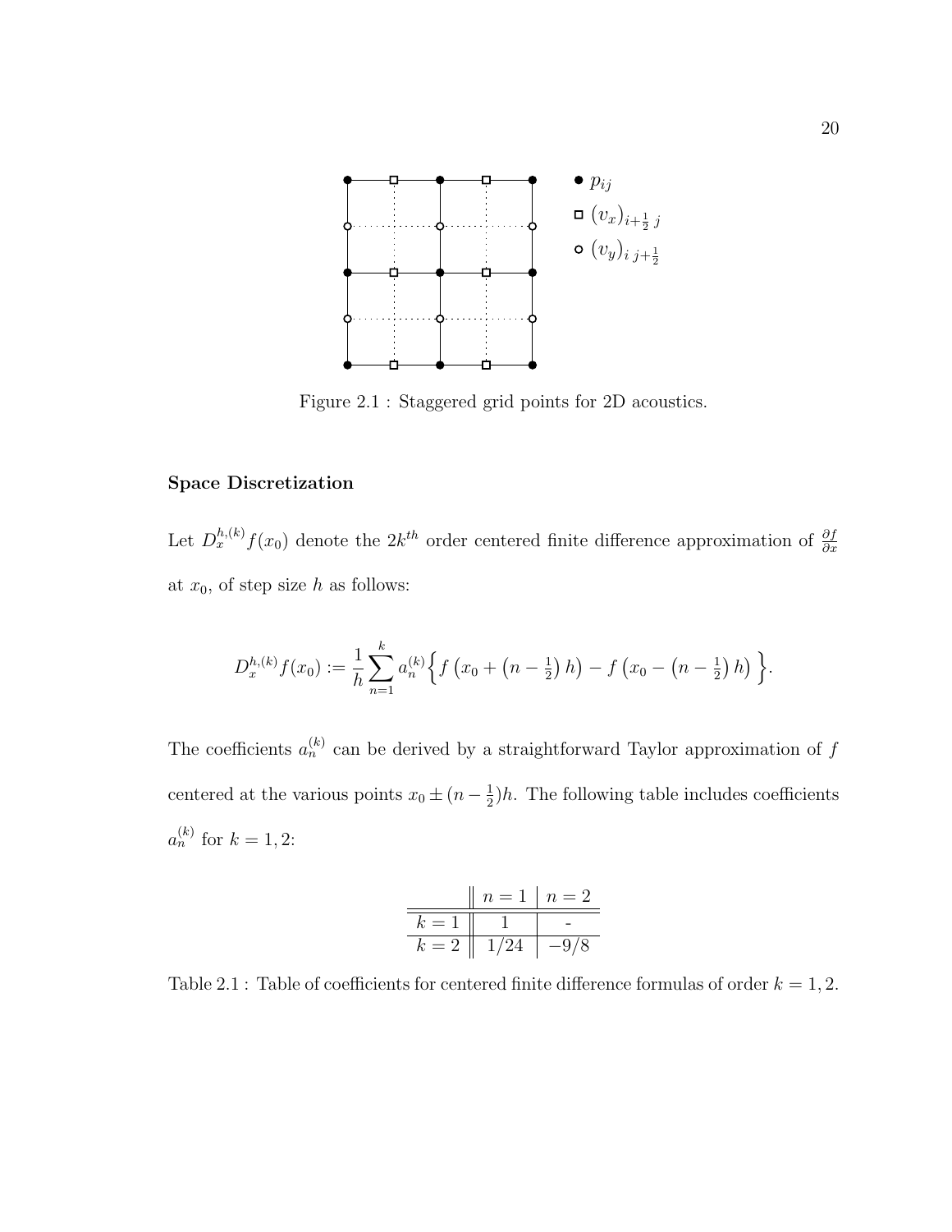Figure 2.1 : Staggered grid points for 2D acoustics.

**Space Discretization**

Let $D_x^{h,(k)} f(x_0)$ denote the $2k^{th}$ order centered finite difference approximation of $\frac{\partial f}{\partial x}$ at $x_0$, of step size $h$ as follows:

$$D_x^{h,(k)} f(x_0) := \frac{1}{h} \sum_{n=1}^{k} a_n^{(k)} \Big\{ f\left(x_0 + \left(n - \tfrac{1}{2}\right) h\right) - f\left(x_0 - \left(n - \tfrac{1}{2}\right) h\right) \Big\}.$$

The coefficients $a_n^{(k)}$ can be derived by a straightforward Taylor approximation of $f$ centered at the various points $x_0 \pm (n - \frac{1}{2})h$. The following table includes coefficients $a_n^{(k)}$ for $k = 1, 2$:

| | $n = 1$ | $n = 2$ |
|---|---|---|
| $k = 1$ | 1 | - |
| $k = 2$ | $1/24$ | $-9/8$ |

Table 2.1 : Table of coefficients for centered finite difference formulas of order $k = 1, 2$.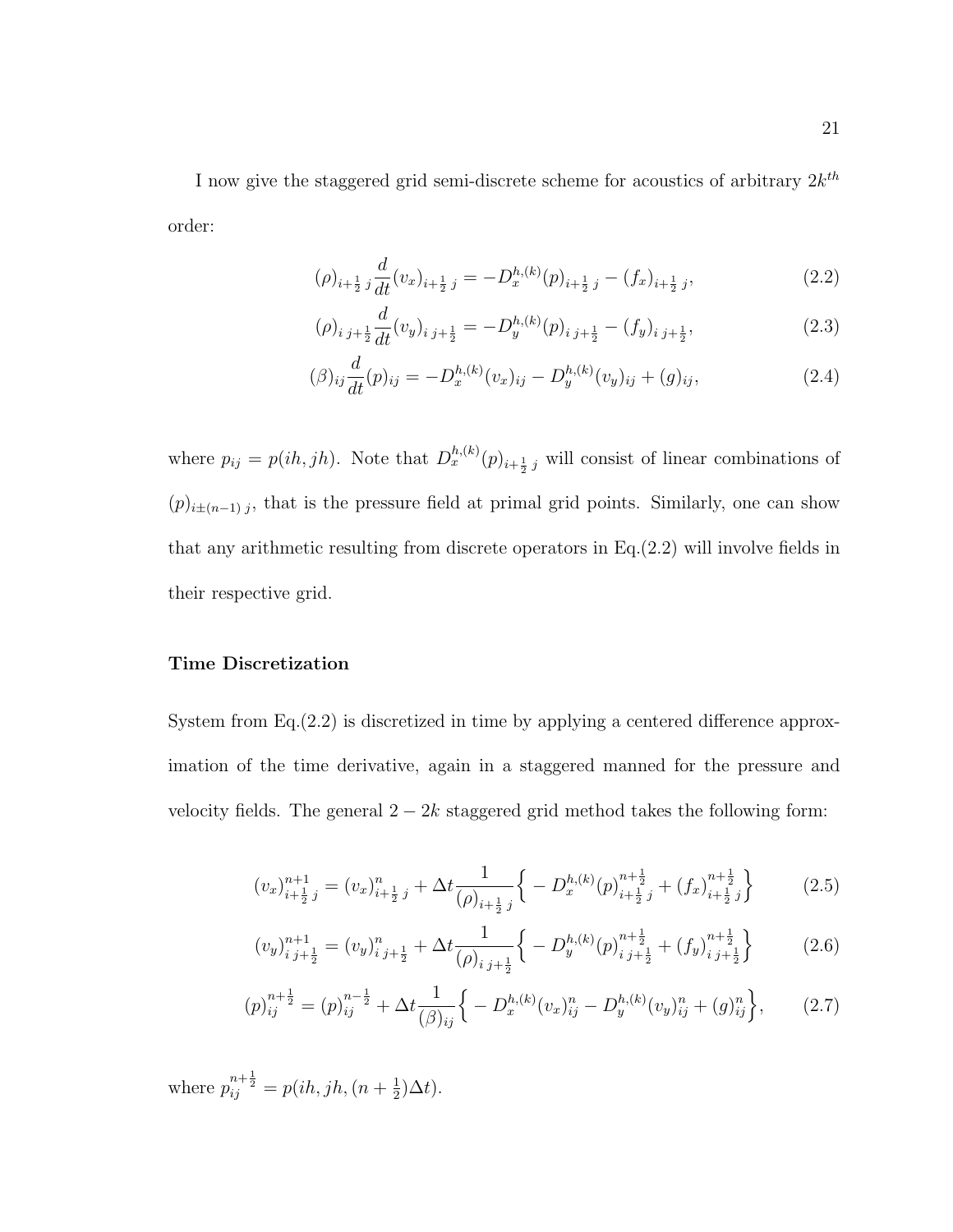I now give the staggered grid semi-discrete scheme for acoustics of arbitrary $2k^{th}$ order:

$$(\rho)_{i+\frac{1}{2}\,j} \frac{d}{dt}(v_x)_{i+\frac{1}{2}\,j} = -D_x^{h,(k)}(p)_{i+\frac{1}{2}\,j} - (f_x)_{i+\frac{1}{2}\,j}, \tag{2.2}$$

$$(\rho)_{i\,j+\frac{1}{2}} \frac{d}{dt}(v_y)_{i\,j+\frac{1}{2}} = -D_y^{h,(k)}(p)_{i\,j+\frac{1}{2}} - (f_y)_{i\,j+\frac{1}{2}}, \tag{2.3}$$

$$(\beta)_{ij} \frac{d}{dt}(p)_{ij} = -D_x^{h,(k)}(v_x)_{ij} - D_y^{h,(k)}(v_y)_{ij} + (g)_{ij}, \tag{2.4}$$

where $p_{ij} = p(ih, jh)$. Note that $D_x^{h,(k)}(p)_{i+\frac{1}{2}\,j}$ will consist of linear combinations of $(p)_{i\pm(n-1)\,j}$, that is the pressure field at primal grid points. Similarly, one can show that any arithmetic resulting from discrete operators in Eq.(2.2) will involve fields in their respective grid.

### Time Discretization

System from Eq.(2.2) is discretized in time by applying a centered difference approximation of the time derivative, again in a staggered manned for the pressure and velocity fields. The general $2-2k$ staggered grid method takes the following form:

$$(v_x)^{n+1}_{i+\frac{1}{2}\,j} = (v_x)^{n}_{i+\frac{1}{2}\,j} + \Delta t \frac{1}{(\rho)_{i+\frac{1}{2}\,j}} \Big\{ -D_x^{h,(k)}(p)^{n+\frac{1}{2}}_{i+\frac{1}{2}\,j} + (f_x)^{n+\frac{1}{2}}_{i+\frac{1}{2}\,j} \Big\} \tag{2.5}$$

$$(v_y)^{n+1}_{i\,j+\frac{1}{2}} = (v_y)^{n}_{i\,j+\frac{1}{2}} + \Delta t \frac{1}{(\rho)_{i\,j+\frac{1}{2}}} \Big\{ -D_y^{h,(k)}(p)^{n+\frac{1}{2}}_{i\,j+\frac{1}{2}} + (f_y)^{n+\frac{1}{2}}_{i\,j+\frac{1}{2}} \Big\} \tag{2.6}$$

$$(p)^{n+\frac{1}{2}}_{ij} = (p)^{n-\frac{1}{2}}_{ij} + \Delta t \frac{1}{(\beta)_{ij}} \Big\{ -D_x^{h,(k)}(v_x)^{n}_{ij} - D_y^{h,(k)}(v_y)^{n}_{ij} + (g)^{n}_{ij} \Big\}, \tag{2.7}$$

where $p^{n+\frac{1}{2}}_{ij} = p(ih, jh, (n+\frac{1}{2})\Delta t)$.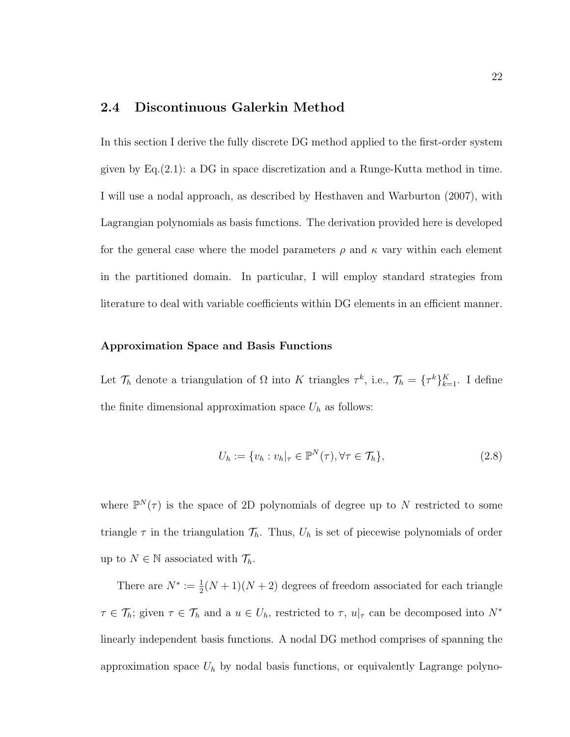## 2.4 Discontinuous Galerkin Method

In this section I derive the fully discrete DG method applied to the first-order system given by Eq.(2.1): a DG in space discretization and a Runge-Kutta method in time. I will use a nodal approach, as described by Hesthaven and Warburton (2007), with Lagrangian polynomials as basis functions. The derivation provided here is developed for the general case where the model parameters $\rho$ and $\kappa$ vary within each element in the partitioned domain. In particular, I will employ standard strategies from literature to deal with variable coefficients within DG elements in an efficient manner.

### Approximation Space and Basis Functions

Let $\mathcal{T}_h$ denote a triangulation of $\Omega$ into $K$ triangles $\tau^k$, i.e., $\mathcal{T}_h = \{\tau^k\}_{k=1}^{K}$. I define the finite dimensional approximation space $U_h$ as follows:

$$U_h := \{v_h : v_h|_\tau \in \mathbb{P}^N(\tau), \forall \tau \in \mathcal{T}_h\}, \tag{2.8}$$

where $\mathbb{P}^N(\tau)$ is the space of 2D polynomials of degree up to $N$ restricted to some triangle $\tau$ in the triangulation $\mathcal{T}_h$. Thus, $U_h$ is set of piecewise polynomials of order up to $N \in \mathbb{N}$ associated with $\mathcal{T}_h$.

There are $N^* := \frac{1}{2}(N+1)(N+2)$ degrees of freedom associated for each triangle $\tau \in \mathcal{T}_h$; given $\tau \in \mathcal{T}_h$ and a $u \in U_h$, restricted to $\tau$, $u|_\tau$ can be decomposed into $N^*$ linearly independent basis functions. A nodal DG method comprises of spanning the approximation space $U_h$ by nodal basis functions, or equivalently Lagrange polyno-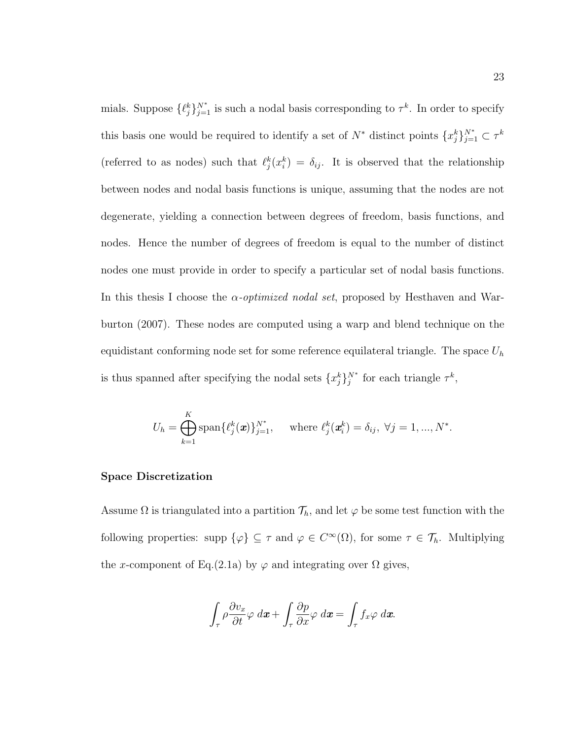mials. Suppose $\{\ell_j^k\}_{j=1}^{N^*}$ is such a nodal basis corresponding to $\tau^k$. In order to specify this basis one would be required to identify a set of $N^*$ distinct points $\{x_j^k\}_{j=1}^{N^*} \subset \tau^k$ (referred to as nodes) such that $\ell_j^k(x_i^k) = \delta_{ij}$. It is observed that the relationship between nodes and nodal basis functions is unique, assuming that the nodes are not degenerate, yielding a connection between degrees of freedom, basis functions, and nodes. Hence the number of degrees of freedom is equal to the number of distinct nodes one must provide in order to specify a particular set of nodal basis functions. In this thesis I choose the *α-optimized nodal set*, proposed by Hesthaven and Warburton (2007). These nodes are computed using a warp and blend technique on the equidistant conforming node set for some reference equilateral triangle. The space $U_h$ is thus spanned after specifying the nodal sets $\{x_j^k\}_j^{N^*}$ for each triangle $\tau^k$,

$$
U_h = \bigoplus_{k=1}^{K} \text{span}\{\ell_j^k(\boldsymbol{x})\}_{j=1}^{N^*}, \quad \text{where } \ell_j^k(\boldsymbol{x}_i^k) = \delta_{ij}, \ \forall j = 1, ..., N^*.
$$

**Space Discretization**

Assume $\Omega$ is triangulated into a partition $\mathcal{T}_h$, and let $\varphi$ be some test function with the following properties: supp $\{\varphi\} \subseteq \tau$ and $\varphi \in C^\infty(\Omega)$, for some $\tau \in \mathcal{T}_h$. Multiplying the $x$-component of Eq.(2.1a) by $\varphi$ and integrating over $\Omega$ gives,

$$
\int_\tau \rho \frac{\partial v_x}{\partial t} \varphi \, d\boldsymbol{x} + \int_\tau \frac{\partial p}{\partial x} \varphi \, d\boldsymbol{x} = \int_\tau f_x \varphi \, d\boldsymbol{x}.
$$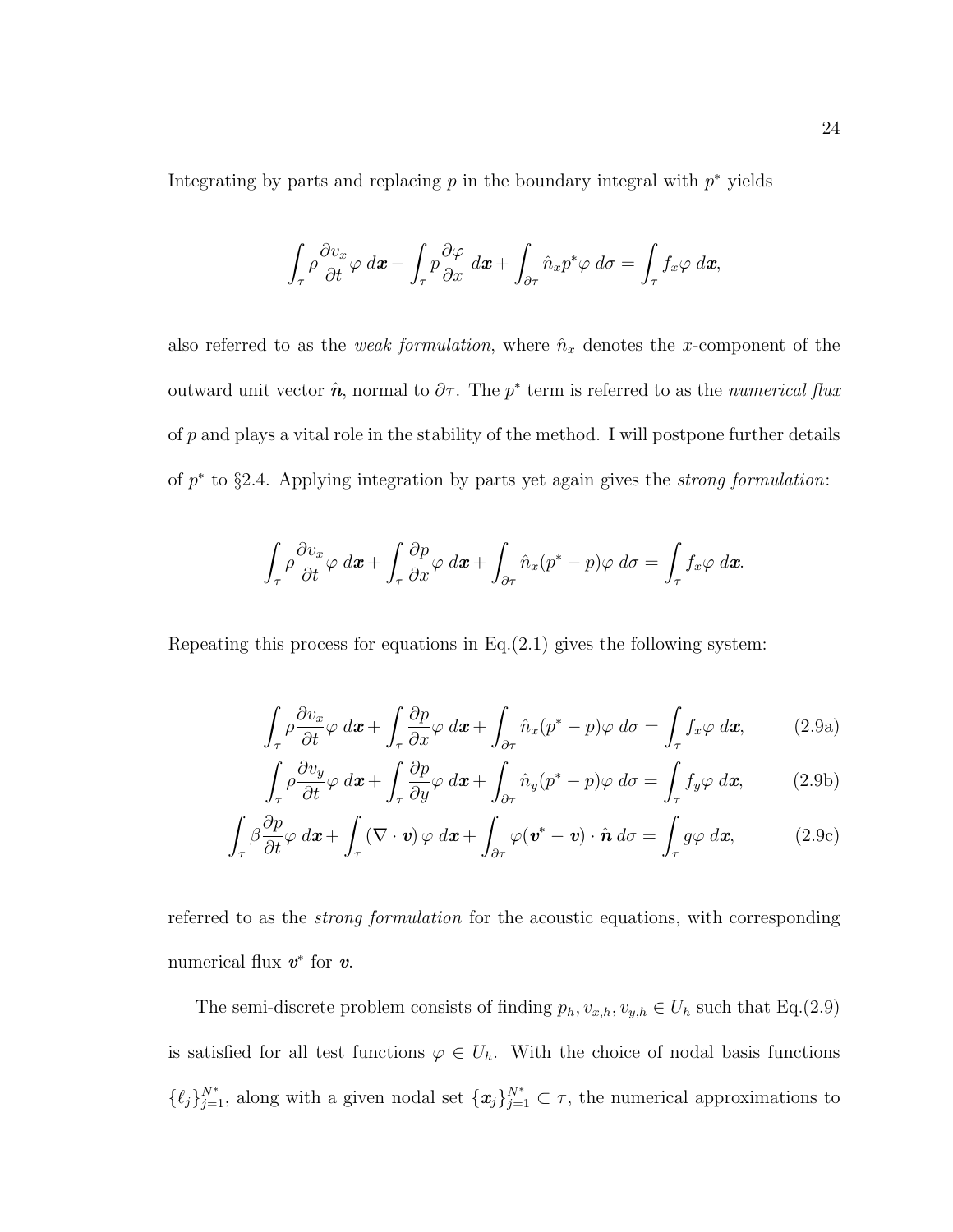Integrating by parts and replacing $p$ in the boundary integral with $p^*$ yields

$$\int_\tau \rho \frac{\partial v_x}{\partial t} \varphi \, d\boldsymbol{x} - \int_\tau p \frac{\partial \varphi}{\partial x} \, d\boldsymbol{x} + \int_{\partial \tau} \hat{n}_x p^* \varphi \, d\sigma = \int_\tau f_x \varphi \, d\boldsymbol{x},$$

also referred to as the *weak formulation*, where $\hat{n}_x$ denotes the $x$-component of the outward unit vector $\hat{\boldsymbol{n}}$, normal to $\partial\tau$. The $p^*$ term is referred to as the *numerical flux* of $p$ and plays a vital role in the stability of the method. I will postpone further details of $p^*$ to §2.4. Applying integration by parts yet again gives the *strong formulation*:

$$\int_\tau \rho \frac{\partial v_x}{\partial t} \varphi \, d\boldsymbol{x} + \int_\tau \frac{\partial p}{\partial x} \varphi \, d\boldsymbol{x} + \int_{\partial \tau} \hat{n}_x (p^* - p) \varphi \, d\sigma = \int_\tau f_x \varphi \, d\boldsymbol{x}.$$

Repeating this process for equations in Eq.(2.1) gives the following system:

$$\int_\tau \rho \frac{\partial v_x}{\partial t} \varphi \, d\boldsymbol{x} + \int_\tau \frac{\partial p}{\partial x} \varphi \, d\boldsymbol{x} + \int_{\partial \tau} \hat{n}_x (p^* - p) \varphi \, d\sigma = \int_\tau f_x \varphi \, d\boldsymbol{x}, \tag{2.9a}$$

$$\int_\tau \rho \frac{\partial v_y}{\partial t} \varphi \, d\boldsymbol{x} + \int_\tau \frac{\partial p}{\partial y} \varphi \, d\boldsymbol{x} + \int_{\partial \tau} \hat{n}_y (p^* - p) \varphi \, d\sigma = \int_\tau f_y \varphi \, d\boldsymbol{x}, \tag{2.9b}$$

$$\int_\tau \beta \frac{\partial p}{\partial t} \varphi \, d\boldsymbol{x} + \int_\tau (\nabla \cdot \boldsymbol{v}) \, \varphi \, d\boldsymbol{x} + \int_{\partial \tau} \varphi (\boldsymbol{v}^* - \boldsymbol{v}) \cdot \hat{\boldsymbol{n}} \, d\sigma = \int_\tau g \varphi \, d\boldsymbol{x}, \tag{2.9c}$$

referred to as the *strong formulation* for the acoustic equations, with corresponding numerical flux $\boldsymbol{v}^*$ for $\boldsymbol{v}$.

The semi-discrete problem consists of finding $p_h, v_{x,h}, v_{y,h} \in U_h$ such that Eq.(2.9) is satisfied for all test functions $\varphi \in U_h$. With the choice of nodal basis functions $\{\ell_j\}_{j=1}^{N^*}$, along with a given nodal set $\{\boldsymbol{x}_j\}_{j=1}^{N^*} \subset \tau$, the numerical approximations to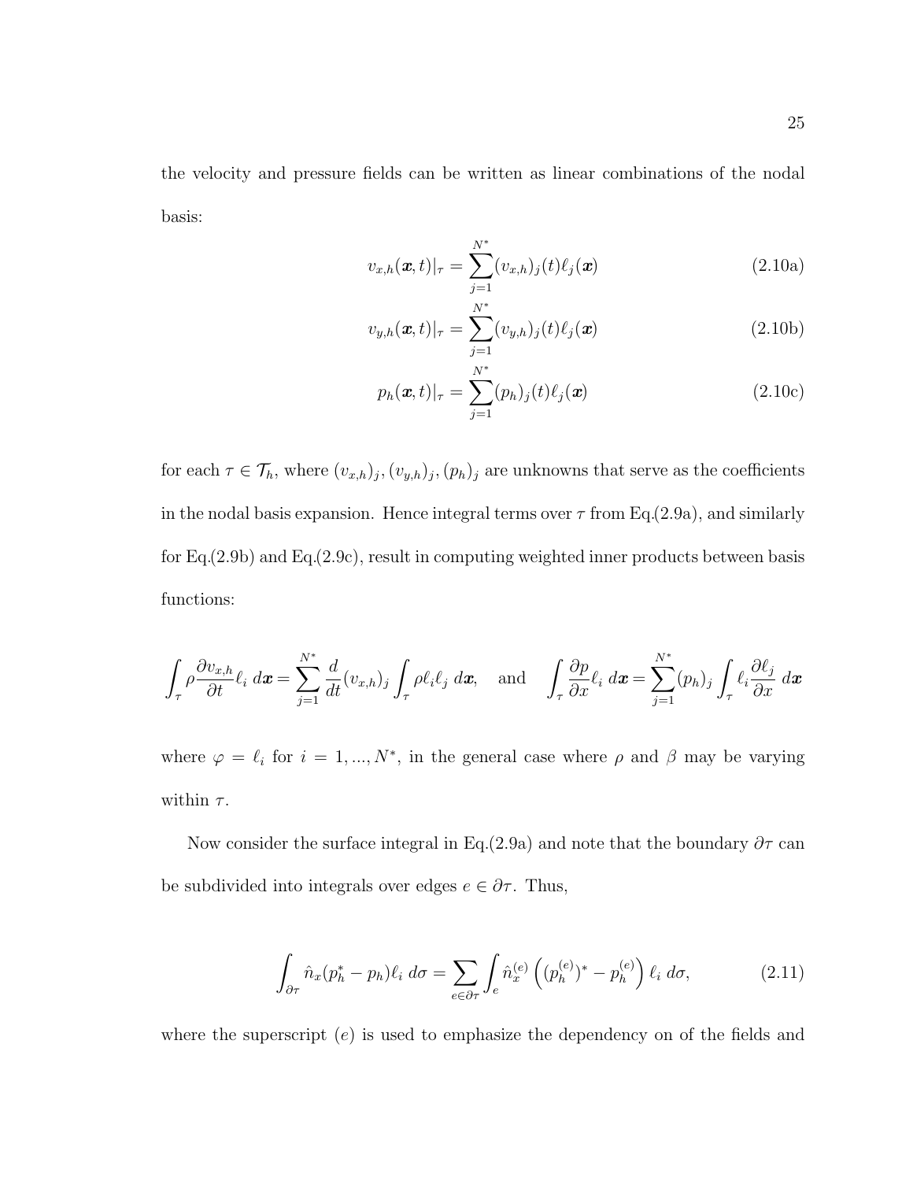the velocity and pressure fields can be written as linear combinations of the nodal basis:

$$v_{x,h}(\boldsymbol{x},t)|_\tau = \sum_{j=1}^{N^*} (v_{x,h})_j(t)\ell_j(\boldsymbol{x}) \tag{2.10a}$$

$$v_{y,h}(\boldsymbol{x},t)|_\tau = \sum_{j=1}^{N^*} (v_{y,h})_j(t)\ell_j(\boldsymbol{x}) \tag{2.10b}$$

$$p_h(\boldsymbol{x},t)|_\tau = \sum_{j=1}^{N^*} (p_h)_j(t)\ell_j(\boldsymbol{x}) \tag{2.10c}$$

for each $\tau \in \mathcal{T}_h$, where $(v_{x,h})_j, (v_{y,h})_j, (p_h)_j$ are unknowns that serve as the coefficients in the nodal basis expansion. Hence integral terms over $\tau$ from Eq.(2.9a), and similarly for Eq.(2.9b) and Eq.(2.9c), result in computing weighted inner products between basis functions:

$$\int_\tau \rho \frac{\partial v_{x,h}}{\partial t}\ell_i \, d\boldsymbol{x} = \sum_{j=1}^{N^*} \frac{d}{dt}(v_{x,h})_j \int_\tau \rho \ell_i \ell_j \, d\boldsymbol{x}, \quad \text{and} \quad \int_\tau \frac{\partial p}{\partial x}\ell_i \, d\boldsymbol{x} = \sum_{j=1}^{N^*} (p_h)_j \int_\tau \ell_i \frac{\partial \ell_j}{\partial x} \, d\boldsymbol{x}$$

where $\varphi = \ell_i$ for $i = 1, ..., N^*$, in the general case where $\rho$ and $\beta$ may be varying within $\tau$.

Now consider the surface integral in Eq.(2.9a) and note that the boundary $\partial\tau$ can be subdivided into integrals over edges $e \in \partial\tau$. Thus,

$$\int_{\partial\tau} \hat{n}_x(p_h^* - p_h)\ell_i \, d\sigma = \sum_{e\in\partial\tau} \int_e \hat{n}_x^{(e)} \left( (p_h^{(e)})^* - p_h^{(e)} \right) \ell_i \, d\sigma, \tag{2.11}$$

where the superscript $(e)$ is used to emphasize the dependency on of the fields and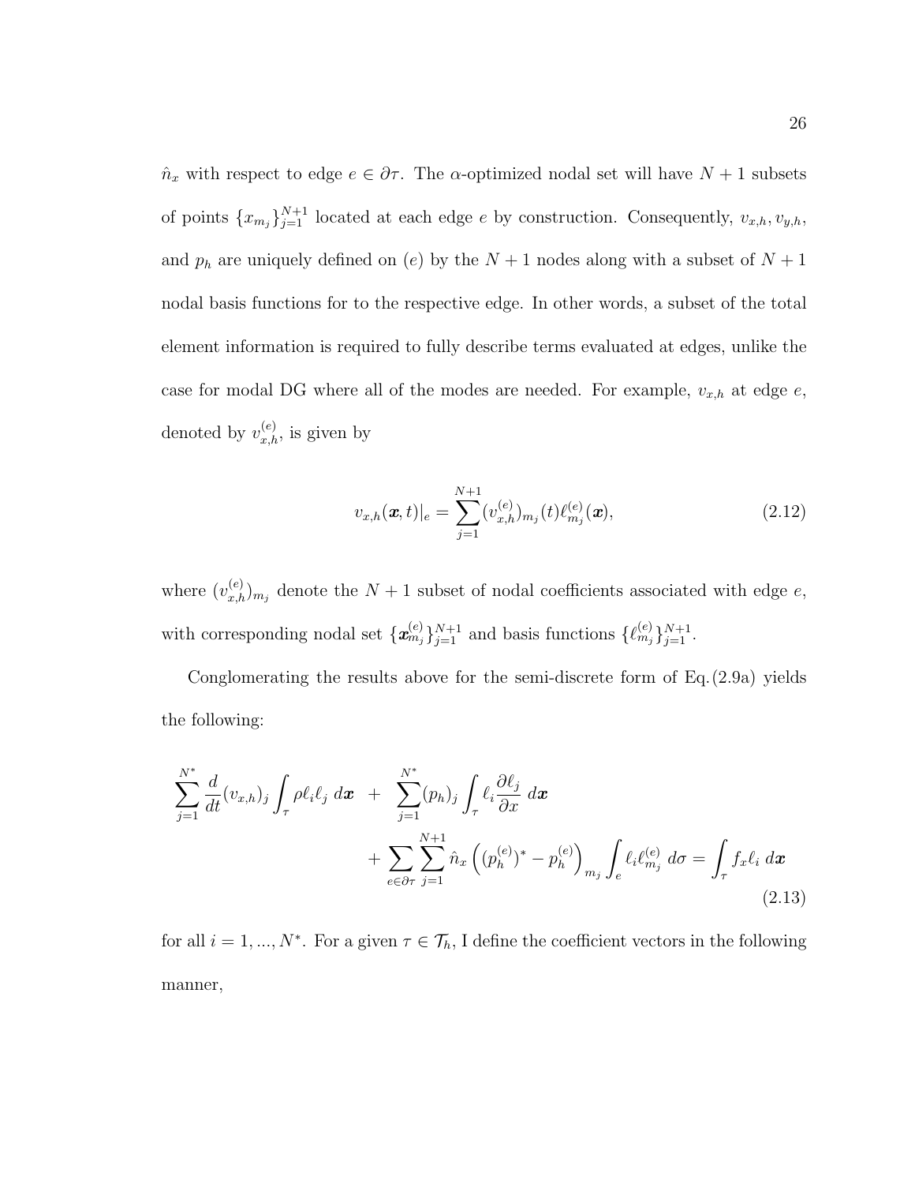$\hat{n}_x$ with respect to edge $e \in \partial\tau$. The $\alpha$-optimized nodal set will have $N+1$ subsets of points $\{x_{m_j}\}_{j=1}^{N+1}$ located at each edge $e$ by construction. Consequently, $v_{x,h}, v_{y,h}$, and $p_h$ are uniquely defined on $(e)$ by the $N+1$ nodes along with a subset of $N+1$ nodal basis functions for to the respective edge. In other words, a subset of the total element information is required to fully describe terms evaluated at edges, unlike the case for modal DG where all of the modes are needed. For example, $v_{x,h}$ at edge $e$, denoted by $v_{x,h}^{(e)}$, is given by

$$
v_{x,h}(\boldsymbol{x},t)|_e = \sum_{j=1}^{N+1} (v_{x,h}^{(e)})_{m_j}(t)\ell_{m_j}^{(e)}(\boldsymbol{x}), \tag{2.12}
$$

where $(v_{x,h}^{(e)})_{m_j}$ denote the $N+1$ subset of nodal coefficients associated with edge $e$, with corresponding nodal set $\{\boldsymbol{x}_{m_j}^{(e)}\}_{j=1}^{N+1}$ and basis functions $\{\ell_{m_j}^{(e)}\}_{j=1}^{N+1}$.

Conglomerating the results above for the semi-discrete form of Eq. (2.9a) yields the following:

$$
\begin{aligned}
\sum_{j=1}^{N^*} \frac{d}{dt}(v_{x,h})_j \int_\tau \rho \ell_i \ell_j \; d\boldsymbol{x} \;\; &+ \;\; \sum_{j=1}^{N^*} (p_h)_j \int_\tau \ell_i \frac{\partial \ell_j}{\partial x} \; d\boldsymbol{x} \\
&+ \sum_{e \in \partial\tau} \sum_{j=1}^{N+1} \hat{n}_x \left( (p_h^{(e)})^* - p_h^{(e)} \right)_{m_j} \int_e \ell_i \ell_{m_j}^{(e)} \; d\sigma = \int_\tau f_x \ell_i \; d\boldsymbol{x}
\end{aligned} \tag{2.13}
$$

for all $i = 1, ..., N^*$. For a given $\tau \in \mathcal{T}_h$, I define the coefficient vectors in the following manner,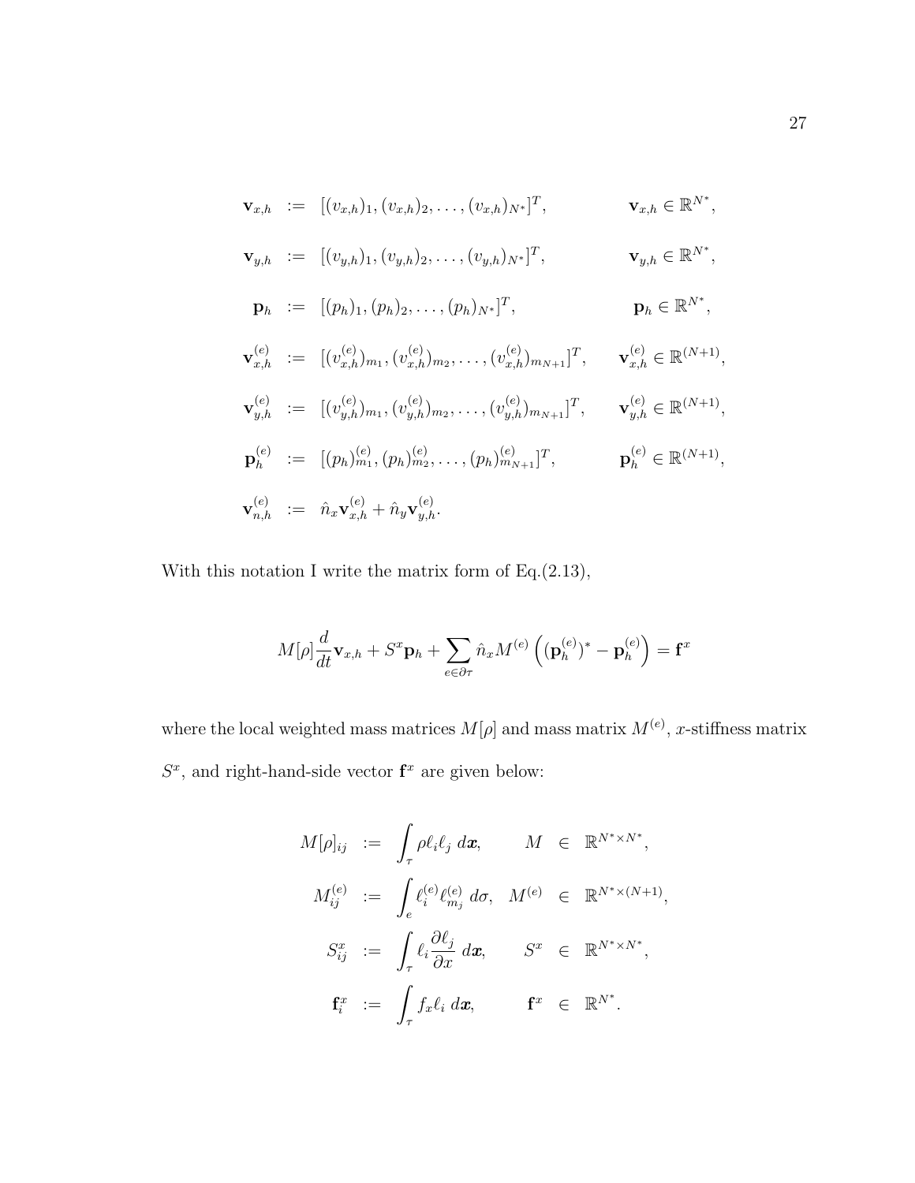$$
\begin{array}{rcll}
\mathbf{v}_{x,h} & := & [(v_{x,h})_1, (v_{x,h})_2, \ldots, (v_{x,h})_{N^*}]^T, & \mathbf{v}_{x,h} \in \mathbb{R}^{N^*}, \\
\mathbf{v}_{y,h} & := & [(v_{y,h})_1, (v_{y,h})_2, \ldots, (v_{y,h})_{N^*}]^T, & \mathbf{v}_{y,h} \in \mathbb{R}^{N^*}, \\
\mathbf{p}_{h} & := & [(p_{h})_1, (p_{h})_2, \ldots, (p_{h})_{N^*}]^T, & \mathbf{p}_{h} \in \mathbb{R}^{N^*}, \\
\mathbf{v}_{x,h}^{(e)} & := & [(v_{x,h}^{(e)})_{m_1}, (v_{x,h}^{(e)})_{m_2}, \ldots, (v_{x,h}^{(e)})_{m_{N+1}}]^T, & \mathbf{v}_{x,h}^{(e)} \in \mathbb{R}^{(N+1)}, \\
\mathbf{v}_{y,h}^{(e)} & := & [(v_{y,h}^{(e)})_{m_1}, (v_{y,h}^{(e)})_{m_2}, \ldots, (v_{y,h}^{(e)})_{m_{N+1}}]^T, & \mathbf{v}_{y,h}^{(e)} \in \mathbb{R}^{(N+1)}, \\
\mathbf{p}_{h}^{(e)} & := & [(p_h)_{m_1}^{(e)}, (p_h)_{m_2}^{(e)}, \ldots, (p_h)_{m_{N+1}}^{(e)}]^T, & \mathbf{p}_{h}^{(e)} \in \mathbb{R}^{(N+1)}, \\
\mathbf{v}_{n,h}^{(e)} & := & \hat{n}_x \mathbf{v}_{x,h}^{(e)} + \hat{n}_y \mathbf{v}_{y,h}^{(e)}. &
\end{array}
$$

With this notation I write the matrix form of Eq.(2.13),

$$
M[\rho]\frac{d}{dt}\mathbf{v}_{x,h} + S^x \mathbf{p}_h + \sum_{e \in \partial\tau} \hat{n}_x M^{(e)} \left( (\mathbf{p}_h^{(e)})^* - \mathbf{p}_h^{(e)} \right) = \mathbf{f}^x
$$

where the local weighted mass matrices $M[\rho]$ and mass matrix $M^{(e)}$, $x$-stiffness matrix $S^x$, and right-hand-side vector $\mathbf{f}^x$ are given below:

$$
\begin{array}{rclrcl}
M[\rho]_{ij} & := & \displaystyle\int_\tau \rho \ell_i \ell_j \, d\boldsymbol{x}, & M & \in & \mathbb{R}^{N^* \times N^*}, \\
M_{ij}^{(e)} & := & \displaystyle\int_e \ell_i^{(e)} \ell_{m_j}^{(e)} \, d\sigma, & M^{(e)} & \in & \mathbb{R}^{N^* \times (N+1)}, \\
S_{ij}^x & := & \displaystyle\int_\tau \ell_i \frac{\partial \ell_j}{\partial x} \, d\boldsymbol{x}, & S^x & \in & \mathbb{R}^{N^* \times N^*}, \\
\mathbf{f}_i^x & := & \displaystyle\int_\tau f_x \ell_i \, d\boldsymbol{x}, & \mathbf{f}^x & \in & \mathbb{R}^{N^*}.
\end{array}
$$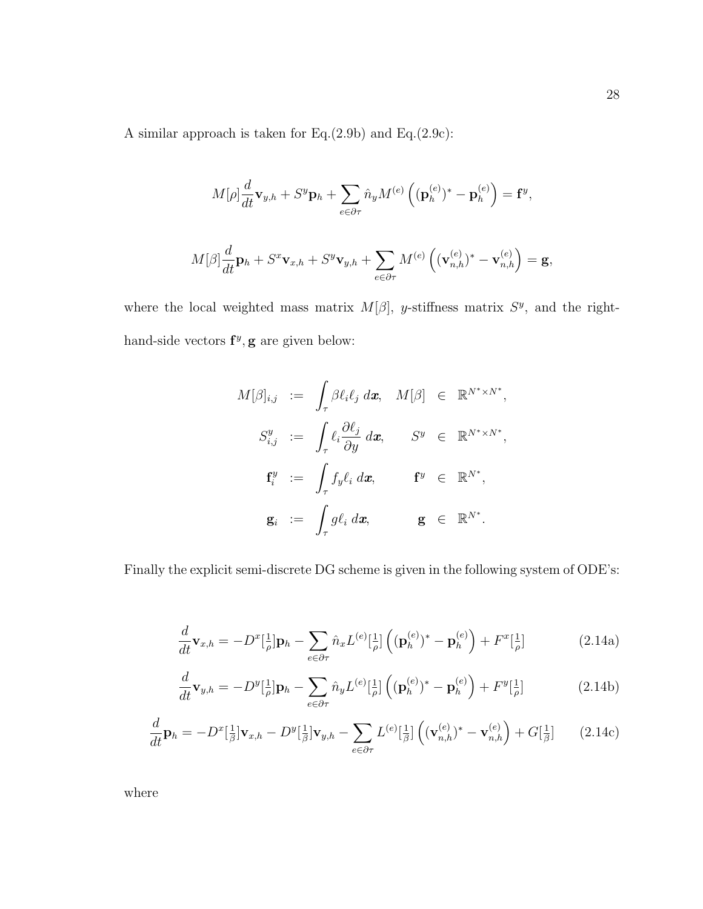A similar approach is taken for Eq.(2.9b) and Eq.(2.9c):

$$M[\rho]\frac{d}{dt}\mathbf{v}_{y,h} + S^y\mathbf{p}_h + \sum_{e\in\partial\tau} \hat{n}_y M^{(e)}\left((\mathbf{p}_h^{(e)})^* - \mathbf{p}_h^{(e)}\right) = \mathbf{f}^y,$$

$$M[\beta]\frac{d}{dt}\mathbf{p}_h + S^x\mathbf{v}_{x,h} + S^y\mathbf{v}_{y,h} + \sum_{e\in\partial\tau} M^{(e)}\left((\mathbf{v}_{n,h}^{(e)})^* - \mathbf{v}_{n,h}^{(e)}\right) = \mathbf{g},$$

where the local weighted mass matrix $M[\beta]$, $y$-stiffness matrix $S^y$, and the right-hand-side vectors $\mathbf{f}^y, \mathbf{g}$ are given below:

$$\begin{aligned}
M[\beta]_{i,j} &:= \int_\tau \beta \ell_i \ell_j \, d\boldsymbol{x}, & M[\beta] &\in \mathbb{R}^{N^*\times N^*}, \\
S^y_{i,j} &:= \int_\tau \ell_i \frac{\partial \ell_j}{\partial y} \, d\boldsymbol{x}, & S^y &\in \mathbb{R}^{N^*\times N^*}, \\
\mathbf{f}^y_i &:= \int_\tau f_y \ell_i \, d\boldsymbol{x}, & \mathbf{f}^y &\in \mathbb{R}^{N^*}, \\
\mathbf{g}_i &:= \int_\tau g \ell_i \, d\boldsymbol{x}, & \mathbf{g} &\in \mathbb{R}^{N^*}.
\end{aligned}$$

Finally the explicit semi-discrete DG scheme is given in the following system of ODE's:

$$\frac{d}{dt}\mathbf{v}_{x,h} = -D^x[\tfrac{1}{\rho}]\mathbf{p}_h - \sum_{e\in\partial\tau} \hat{n}_x L^{(e)}[\tfrac{1}{\rho}]\left((\mathbf{p}_h^{(e)})^* - \mathbf{p}_h^{(e)}\right) + F^x[\tfrac{1}{\rho}] \tag{2.14a}$$

$$\frac{d}{dt}\mathbf{v}_{y,h} = -D^y[\tfrac{1}{\rho}]\mathbf{p}_h - \sum_{e\in\partial\tau} \hat{n}_y L^{(e)}[\tfrac{1}{\rho}]\left((\mathbf{p}_h^{(e)})^* - \mathbf{p}_h^{(e)}\right) + F^y[\tfrac{1}{\rho}] \tag{2.14b}$$

$$\frac{d}{dt}\mathbf{p}_h = -D^x[\tfrac{1}{\beta}]\mathbf{v}_{x,h} - D^y[\tfrac{1}{\beta}]\mathbf{v}_{y,h} - \sum_{e\in\partial\tau} L^{(e)}[\tfrac{1}{\beta}]\left((\mathbf{v}_{n,h}^{(e)})^* - \mathbf{v}_{n,h}^{(e)}\right) + G[\tfrac{1}{\beta}] \tag{2.14c}$$

where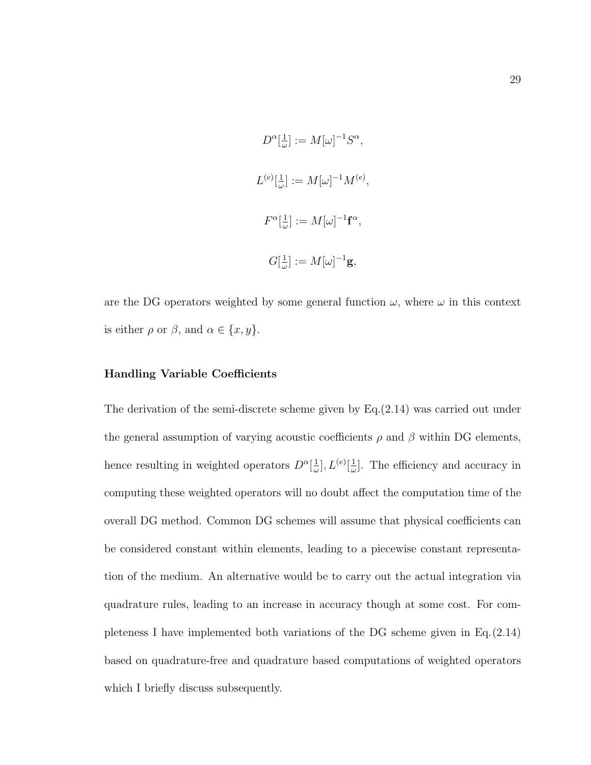$$D^{\alpha}[\tfrac{1}{\omega}] := M[\omega]^{-1} S^{\alpha},$$

$$L^{(e)}[\tfrac{1}{\omega}] := M[\omega]^{-1} M^{(e)},$$

$$F^{\alpha}[\tfrac{1}{\omega}] := M[\omega]^{-1} \mathbf{f}^{\alpha},$$

$$G[\tfrac{1}{\omega}] := M[\omega]^{-1} \mathbf{g},$$

are the DG operators weighted by some general function $\omega$, where $\omega$ in this context is either $\rho$ or $\beta$, and $\alpha \in \{x, y\}$.

### Handling Variable Coefficients

The derivation of the semi-discrete scheme given by Eq.(2.14) was carried out under the general assumption of varying acoustic coefficients $\rho$ and $\beta$ within DG elements, hence resulting in weighted operators $D^{\alpha}[\frac{1}{\omega}], L^{(e)}[\frac{1}{\omega}]$. The efficiency and accuracy in computing these weighted operators will no doubt affect the computation time of the overall DG method. Common DG schemes will assume that physical coefficients can be considered constant within elements, leading to a piecewise constant representation of the medium. An alternative would be to carry out the actual integration via quadrature rules, leading to an increase in accuracy though at some cost. For completeness I have implemented both variations of the DG scheme given in Eq.(2.14) based on quadrature-free and quadrature based computations of weighted operators which I briefly discuss subsequently.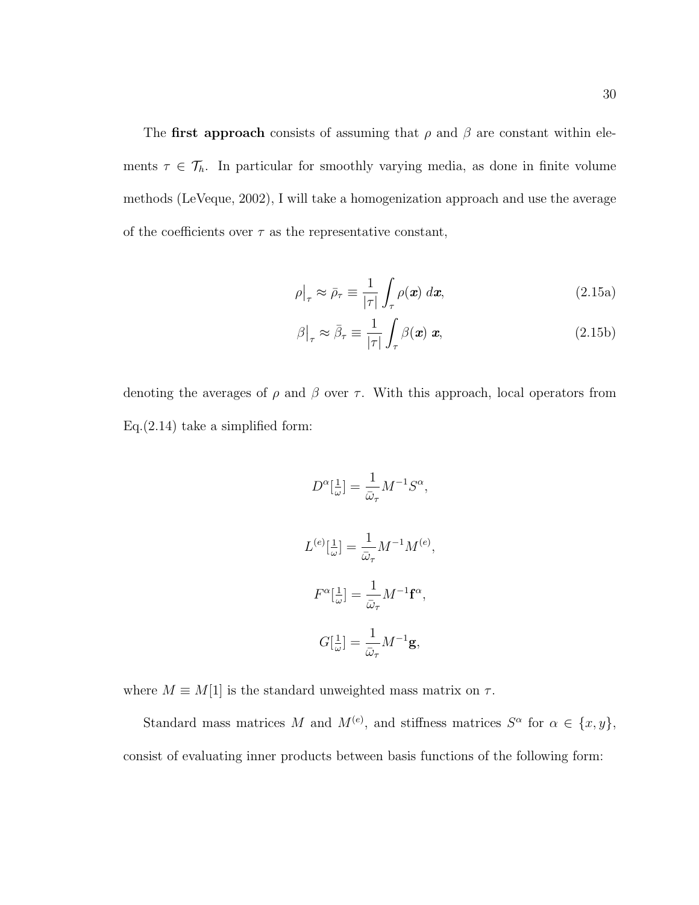The **first approach** consists of assuming that $\rho$ and $\beta$ are constant within elements $\tau \in \mathcal{T}_h$. In particular for smoothly varying media, as done in finite volume methods (LeVeque, 2002), I will take a homogenization approach and use the average of the coefficients over $\tau$ as the representative constant,

$$\rho\big|_{\tau} \approx \bar{\rho}_{\tau} \equiv \frac{1}{|\tau|}\int_{\tau} \rho(\boldsymbol{x})\ d\boldsymbol{x}, \tag{2.15a}$$

$$\beta\big|_{\tau} \approx \bar{\beta}_{\tau} \equiv \frac{1}{|\tau|}\int_{\tau} \beta(\boldsymbol{x})\ \boldsymbol{x}, \tag{2.15b}$$

denoting the averages of $\rho$ and $\beta$ over $\tau$. With this approach, local operators from Eq.(2.14) take a simplified form:

$$D^{\alpha}[\tfrac{1}{\omega}] = \frac{1}{\bar{\omega}_{\tau}} M^{-1} S^{\alpha},$$

$$L^{(e)}[\tfrac{1}{\omega}] = \frac{1}{\bar{\omega}_{\tau}} M^{-1} M^{(e)},$$

$$F^{\alpha}[\tfrac{1}{\omega}] = \frac{1}{\bar{\omega}_{\tau}} M^{-1} \mathbf{f}^{\alpha},$$

$$G[\tfrac{1}{\omega}] = \frac{1}{\bar{\omega}_{\tau}} M^{-1} \mathbf{g},$$

where $M \equiv M[1]$ is the standard unweighted mass matrix on $\tau$.

Standard mass matrices $M$ and $M^{(e)}$, and stiffness matrices $S^{\alpha}$ for $\alpha \in \{x, y\}$, consist of evaluating inner products between basis functions of the following form: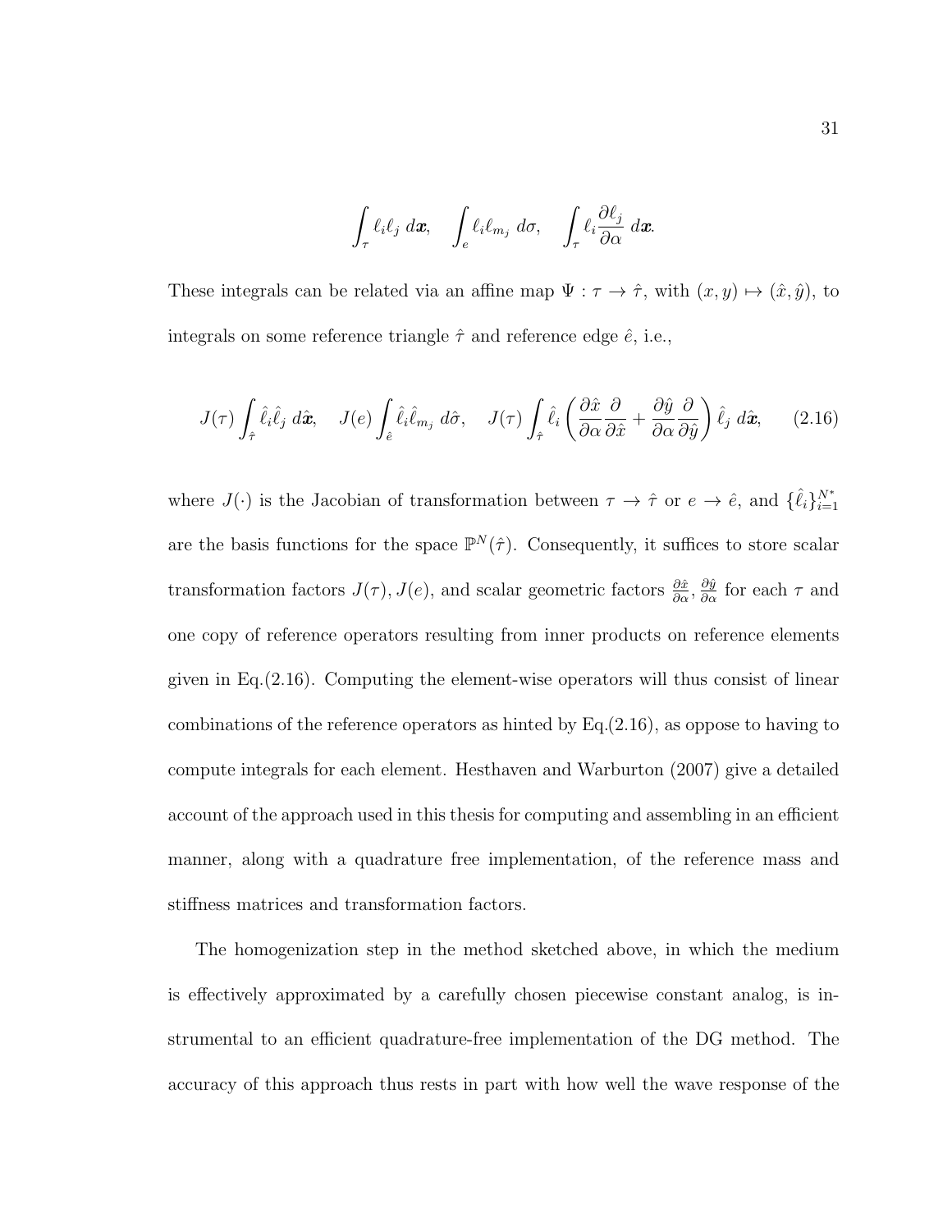$$\int_{\tau} \ell_i \ell_j \, d\boldsymbol{x}, \quad \int_{e} \ell_i \ell_{m_j} \, d\sigma, \quad \int_{\tau} \ell_i \frac{\partial \ell_j}{\partial \alpha} \, d\boldsymbol{x}.$$

These integrals can be related via an affine map $\Psi : \tau \to \hat{\tau}$, with $(x, y) \mapsto (\hat{x}, \hat{y})$, to integrals on some reference triangle $\hat{\tau}$ and reference edge $\hat{e}$, i.e.,

$$J(\tau) \int_{\hat{\tau}} \hat{\ell}_i \hat{\ell}_j \, d\hat{\boldsymbol{x}}, \quad J(e) \int_{\hat{e}} \hat{\ell}_i \hat{\ell}_{m_j} \, d\hat{\sigma}, \quad J(\tau) \int_{\hat{\tau}} \hat{\ell}_i \left( \frac{\partial \hat{x}}{\partial \alpha} \frac{\partial}{\partial \hat{x}} + \frac{\partial \hat{y}}{\partial \alpha} \frac{\partial}{\partial \hat{y}} \right) \hat{\ell}_j \, d\hat{\boldsymbol{x}}, \qquad (2.16)$$

where $J(\cdot)$ is the Jacobian of transformation between $\tau \to \hat{\tau}$ or $e \to \hat{e}$, and $\{\hat{\ell}_i\}_{i=1}^{N^*}$ are the basis functions for the space $\mathbb{P}^N(\hat{\tau})$. Consequently, it suffices to store scalar transformation factors $J(\tau), J(e)$, and scalar geometric factors $\frac{\partial \hat{x}}{\partial \alpha}, \frac{\partial \hat{y}}{\partial \alpha}$ for each $\tau$ and one copy of reference operators resulting from inner products on reference elements given in Eq.(2.16). Computing the element-wise operators will thus consist of linear combinations of the reference operators as hinted by Eq.(2.16), as oppose to having to compute integrals for each element. Hesthaven and Warburton (2007) give a detailed account of the approach used in this thesis for computing and assembling in an efficient manner, along with a quadrature free implementation, of the reference mass and stiffness matrices and transformation factors.

The homogenization step in the method sketched above, in which the medium is effectively approximated by a carefully chosen piecewise constant analog, is instrumental to an efficient quadrature-free implementation of the DG method. The accuracy of this approach thus rests in part with how well the wave response of the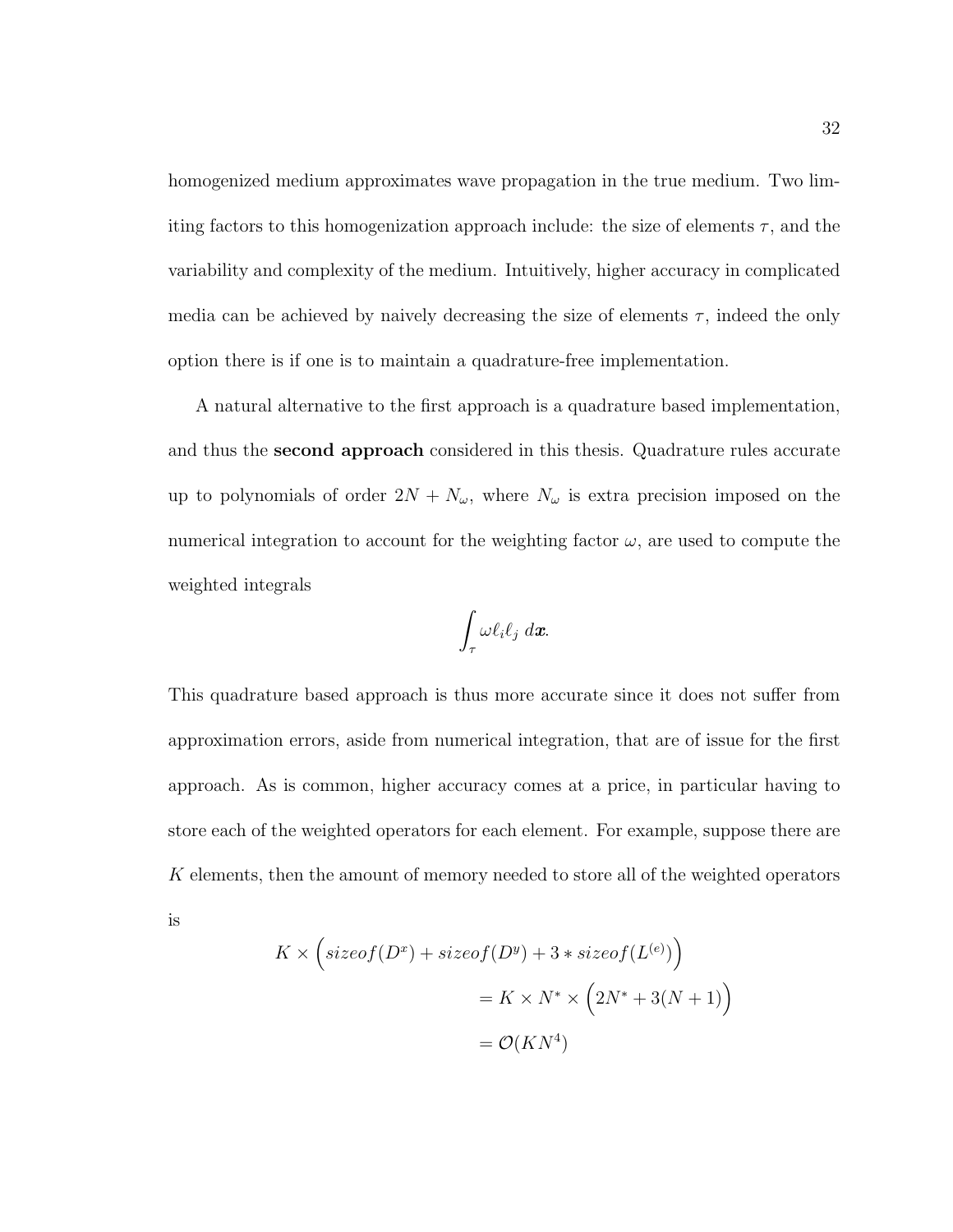homogenized medium approximates wave propagation in the true medium. Two limiting factors to this homogenization approach include: the size of elements $\tau$, and the variability and complexity of the medium. Intuitively, higher accuracy in complicated media can be achieved by naively decreasing the size of elements $\tau$, indeed the only option there is if one is to maintain a quadrature-free implementation.

A natural alternative to the first approach is a quadrature based implementation, and thus the **second approach** considered in this thesis. Quadrature rules accurate up to polynomials of order $2N + N_\omega$, where $N_\omega$ is extra precision imposed on the numerical integration to account for the weighting factor $\omega$, are used to compute the weighted integrals

$$\int_\tau \omega \ell_i \ell_j \, d\boldsymbol{x}.$$

This quadrature based approach is thus more accurate since it does not suffer from approximation errors, aside from numerical integration, that are of issue for the first approach. As is common, higher accuracy comes at a price, in particular having to store each of the weighted operators for each element. For example, suppose there are $K$ elements, then the amount of memory needed to store all of the weighted operators is

$$\begin{aligned}
K \times \Big( sizeof(D^x) + sizeof(D^y) + 3 * sizeof(L^{(e)}) \Big) \\
&= K \times N^* \times \Big( 2N^* + 3(N+1) \Big) \\
&= \mathcal{O}(KN^4)
\end{aligned}$$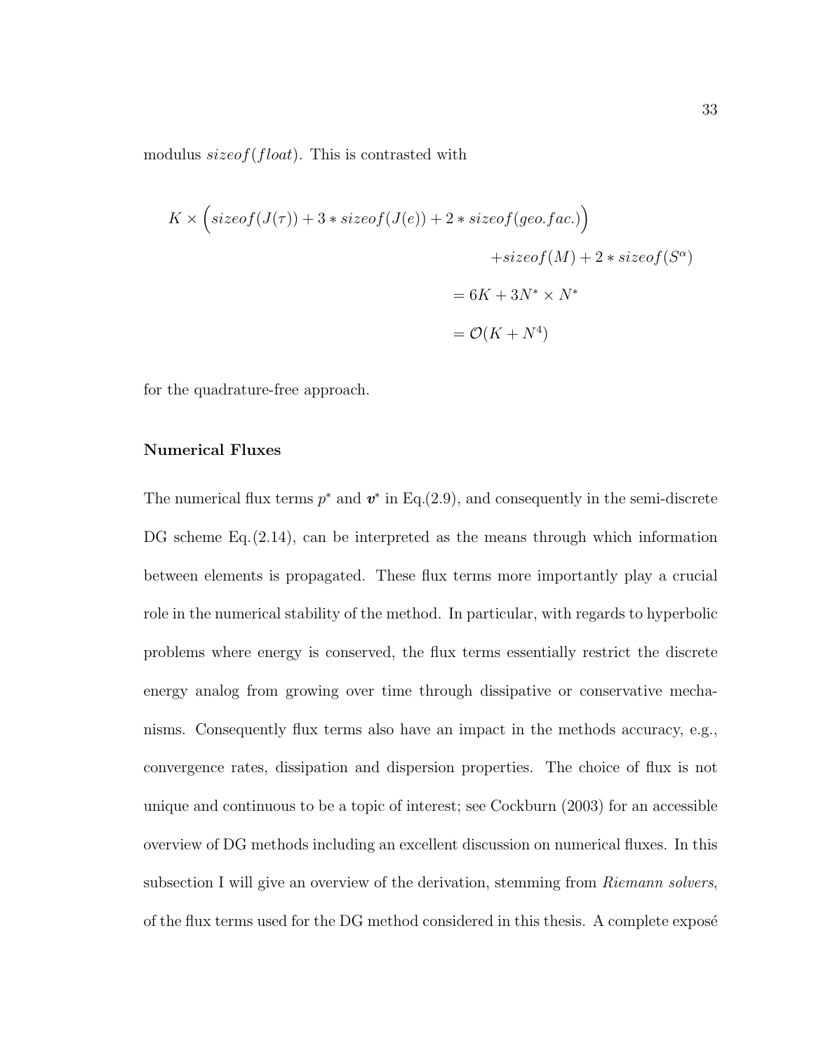modulus $sizeof(float)$. This is contrasted with

$$
\begin{aligned}
K \times \Big( sizeof(J(\tau)) + 3 * sizeof(J(e)) + 2 * sizeof(geo.fac.) \Big) \\
+ sizeof(M) + 2 * sizeof(S^{\alpha}) \\
= 6K + 3N^{*} \times N^{*} \\
= \mathcal{O}(K + N^{4})
\end{aligned}
$$

for the quadrature-free approach.

**Numerical Fluxes**

The numerical flux terms $p^{*}$ and $\boldsymbol{v}^{*}$ in Eq.(2.9), and consequently in the semi-discrete DG scheme Eq.(2.14), can be interpreted as the means through which information between elements is propagated. These flux terms more importantly play a crucial role in the numerical stability of the method. In particular, with regards to hyperbolic problems where energy is conserved, the flux terms essentially restrict the discrete energy analog from growing over time through dissipative or conservative mechanisms. Consequently flux terms also have an impact in the methods accuracy, e.g., convergence rates, dissipation and dispersion properties. The choice of flux is not unique and continuous to be a topic of interest; see Cockburn (2003) for an accessible overview of DG methods including an excellent discussion on numerical fluxes. In this subsection I will give an overview of the derivation, stemming from *Riemann solvers*, of the flux terms used for the DG method considered in this thesis. A complete exposé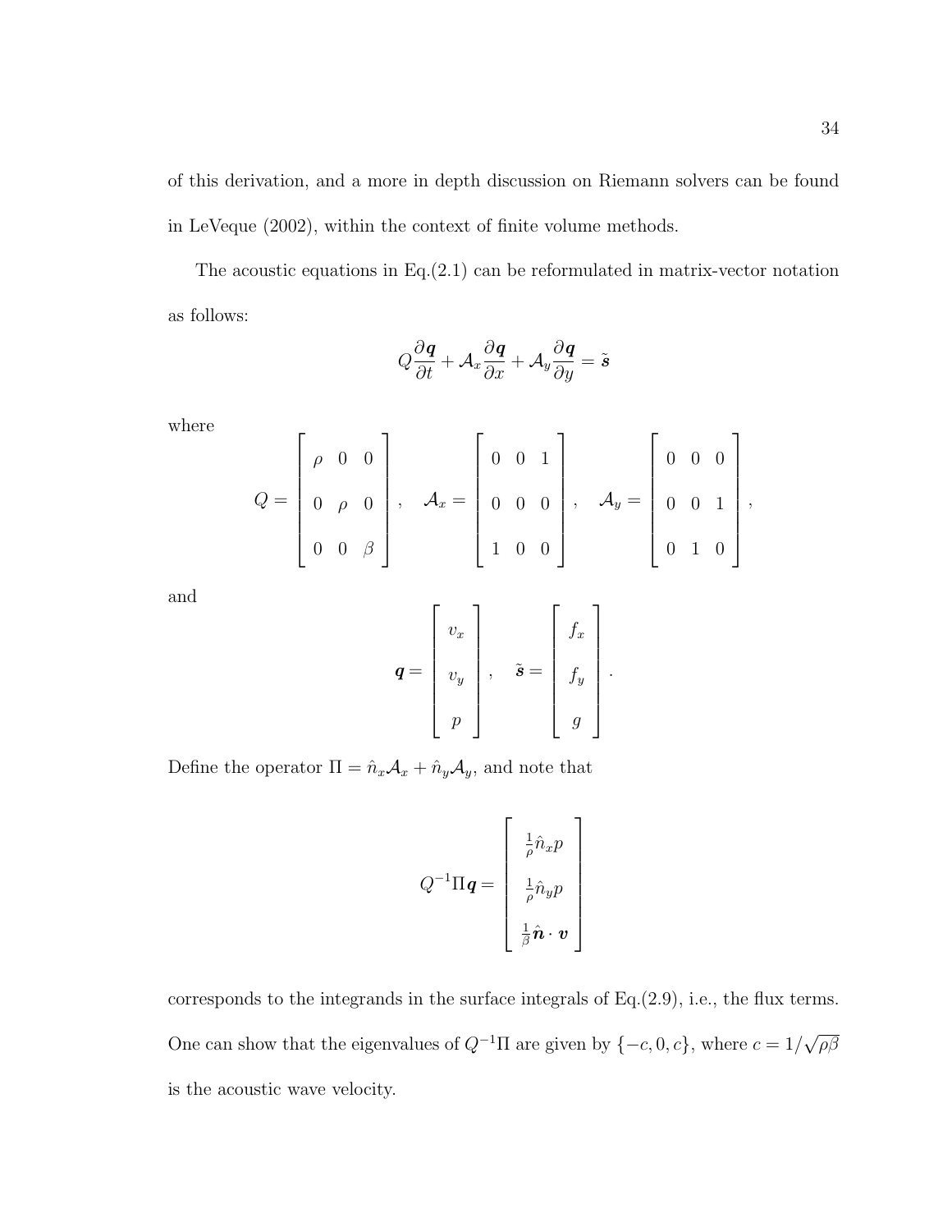of this derivation, and a more in depth discussion on Riemann solvers can be found in LeVeque (2002), within the context of finite volume methods.

The acoustic equations in Eq.(2.1) can be reformulated in matrix-vector notation as follows:

$$Q\frac{\partial \boldsymbol{q}}{\partial t} + \mathcal{A}_x \frac{\partial \boldsymbol{q}}{\partial x} + \mathcal{A}_y \frac{\partial \boldsymbol{q}}{\partial y} = \tilde{\boldsymbol{s}}$$

where

$$Q = \begin{bmatrix} \rho & 0 & 0 \\ 0 & \rho & 0 \\ 0 & 0 & \beta \end{bmatrix}, \quad \mathcal{A}_x = \begin{bmatrix} 0 & 0 & 1 \\ 0 & 0 & 0 \\ 1 & 0 & 0 \end{bmatrix}, \quad \mathcal{A}_y = \begin{bmatrix} 0 & 0 & 0 \\ 0 & 0 & 1 \\ 0 & 1 & 0 \end{bmatrix},$$

and

$$\boldsymbol{q} = \begin{bmatrix} v_x \\ v_y \\ p \end{bmatrix}, \quad \tilde{\boldsymbol{s}} = \begin{bmatrix} f_x \\ f_y \\ g \end{bmatrix}.$$

Define the operator $\Pi = \hat{n}_x \mathcal{A}_x + \hat{n}_y \mathcal{A}_y$, and note that

$$Q^{-1}\Pi \boldsymbol{q} = \begin{bmatrix} \frac{1}{\rho}\hat{n}_x p \\ \frac{1}{\rho}\hat{n}_y p \\ \frac{1}{\beta}\hat{\boldsymbol{n}} \cdot \boldsymbol{v} \end{bmatrix}$$

corresponds to the integrands in the surface integrals of Eq.(2.9), i.e., the flux terms. One can show that the eigenvalues of $Q^{-1}\Pi$ are given by $\{-c, 0, c\}$, where $c = 1/\sqrt{\rho\beta}$ is the acoustic wave velocity.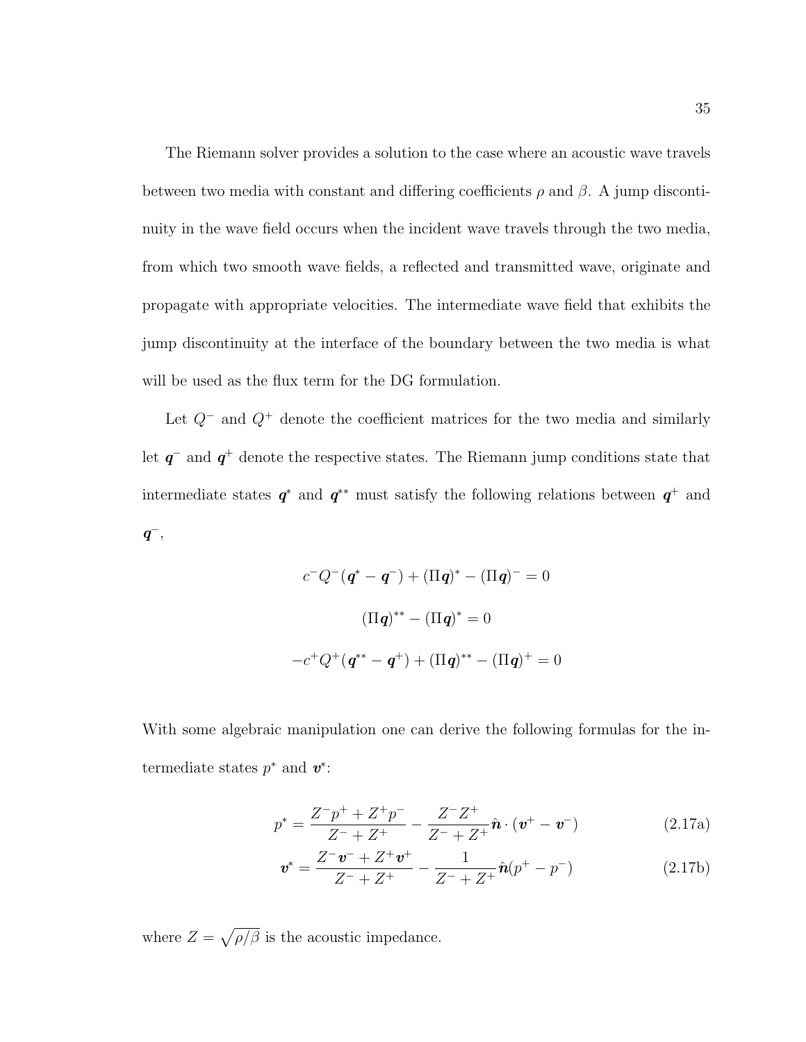The Riemann solver provides a solution to the case where an acoustic wave travels between two media with constant and differing coefficients $\rho$ and $\beta$. A jump discontinuity in the wave field occurs when the incident wave travels through the two media, from which two smooth wave fields, a reflected and transmitted wave, originate and propagate with appropriate velocities. The intermediate wave field that exhibits the jump discontinuity at the interface of the boundary between the two media is what will be used as the flux term for the DG formulation.

Let $Q^-$ and $Q^+$ denote the coefficient matrices for the two media and similarly let $\boldsymbol{q}^-$ and $\boldsymbol{q}^+$ denote the respective states. The Riemann jump conditions state that intermediate states $\boldsymbol{q}^*$ and $\boldsymbol{q}^{**}$ must satisfy the following relations between $\boldsymbol{q}^+$ and $\boldsymbol{q}^-$,

$$c^- Q^- (\boldsymbol{q}^* - \boldsymbol{q}^-) + (\Pi \boldsymbol{q})^* - (\Pi \boldsymbol{q})^- = 0$$

$$(\Pi \boldsymbol{q})^{**} - (\Pi \boldsymbol{q})^* = 0$$

$$-c^+ Q^+ (\boldsymbol{q}^{**} - \boldsymbol{q}^+) + (\Pi \boldsymbol{q})^{**} - (\Pi \boldsymbol{q})^+ = 0$$

With some algebraic manipulation one can derive the following formulas for the intermediate states $p^*$ and $\boldsymbol{v}^*$:

$$p^* = \frac{Z^- p^+ + Z^+ p^-}{Z^- + Z^+} - \frac{Z^- Z^+}{Z^- + Z^+} \hat{\boldsymbol{n}} \cdot (\boldsymbol{v}^+ - \boldsymbol{v}^-) \tag{2.17a}$$

$$\boldsymbol{v}^* = \frac{Z^- \boldsymbol{v}^- + Z^+ \boldsymbol{v}^+}{Z^- + Z^+} - \frac{1}{Z^- + Z^+} \hat{\boldsymbol{n}} (p^+ - p^-) \tag{2.17b}$$

where $Z = \sqrt{\rho / \beta}$ is the acoustic impedance.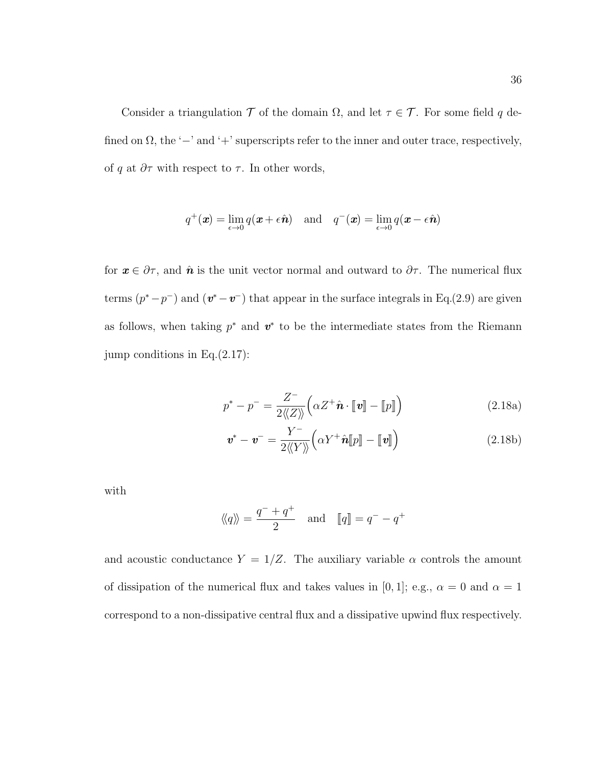Consider a triangulation $\mathcal{T}$ of the domain $\Omega$, and let $\tau \in \mathcal{T}$. For some field $q$ defined on $\Omega$, the '$-$' and '$+$' superscripts refer to the inner and outer trace, respectively, of $q$ at $\partial\tau$ with respect to $\tau$. In other words,

$$q^+(\boldsymbol{x}) = \lim_{\epsilon \to 0} q(\boldsymbol{x} + \epsilon \hat{\boldsymbol{n}}) \quad \text{and} \quad q^-(\boldsymbol{x}) = \lim_{\epsilon \to 0} q(\boldsymbol{x} - \epsilon \hat{\boldsymbol{n}})$$

for $\boldsymbol{x} \in \partial\tau$, and $\hat{\boldsymbol{n}}$ is the unit vector normal and outward to $\partial\tau$. The numerical flux terms $(p^* - p^-)$ and $(\boldsymbol{v}^* - \boldsymbol{v}^-)$ that appear in the surface integrals in Eq.(2.9) are given as follows, when taking $p^*$ and $\boldsymbol{v}^*$ to be the intermediate states from the Riemann jump conditions in Eq.(2.17):

$$p^* - p^- = \frac{Z^-}{2\langle\!\langle Z \rangle\!\rangle}\Big(\alpha Z^+ \hat{\boldsymbol{n}} \cdot [\![\boldsymbol{v}]\!] - [\![p]\!]\Big) \tag{2.18a}$$

$$\boldsymbol{v}^* - \boldsymbol{v}^- = \frac{Y^-}{2\langle\!\langle Y \rangle\!\rangle}\Big(\alpha Y^+ \hat{\boldsymbol{n}} [\![p]\!] - [\![\boldsymbol{v}]\!]\Big) \tag{2.18b}$$

with

$$\langle\!\langle q \rangle\!\rangle = \frac{q^- + q^+}{2} \quad \text{and} \quad [\![q]\!] = q^- - q^+$$

and acoustic conductance $Y = 1/Z$. The auxiliary variable $\alpha$ controls the amount of dissipation of the numerical flux and takes values in $[0, 1]$; e.g., $\alpha = 0$ and $\alpha = 1$ correspond to a non-dissipative central flux and a dissipative upwind flux respectively.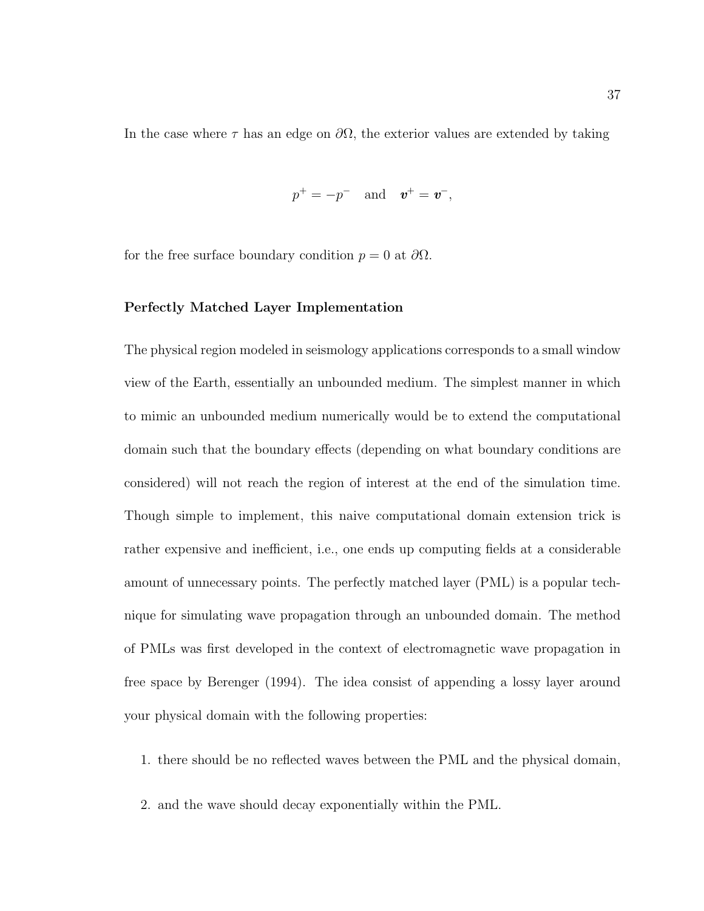In the case where $\tau$ has an edge on $\partial\Omega$, the exterior values are extended by taking

$$p^+ = -p^- \quad \text{and} \quad \boldsymbol{v}^+ = \boldsymbol{v}^-,$$

for the free surface boundary condition $p = 0$ at $\partial\Omega$.

**Perfectly Matched Layer Implementation**

The physical region modeled in seismology applications corresponds to a small window view of the Earth, essentially an unbounded medium. The simplest manner in which to mimic an unbounded medium numerically would be to extend the computational domain such that the boundary effects (depending on what boundary conditions are considered) will not reach the region of interest at the end of the simulation time. Though simple to implement, this naive computational domain extension trick is rather expensive and inefficient, i.e., one ends up computing fields at a considerable amount of unnecessary points. The perfectly matched layer (PML) is a popular technique for simulating wave propagation through an unbounded domain. The method of PMLs was first developed in the context of electromagnetic wave propagation in free space by Berenger (1994). The idea consist of appending a lossy layer around your physical domain with the following properties:

1. there should be no reflected waves between the PML and the physical domain,
2. and the wave should decay exponentially within the PML.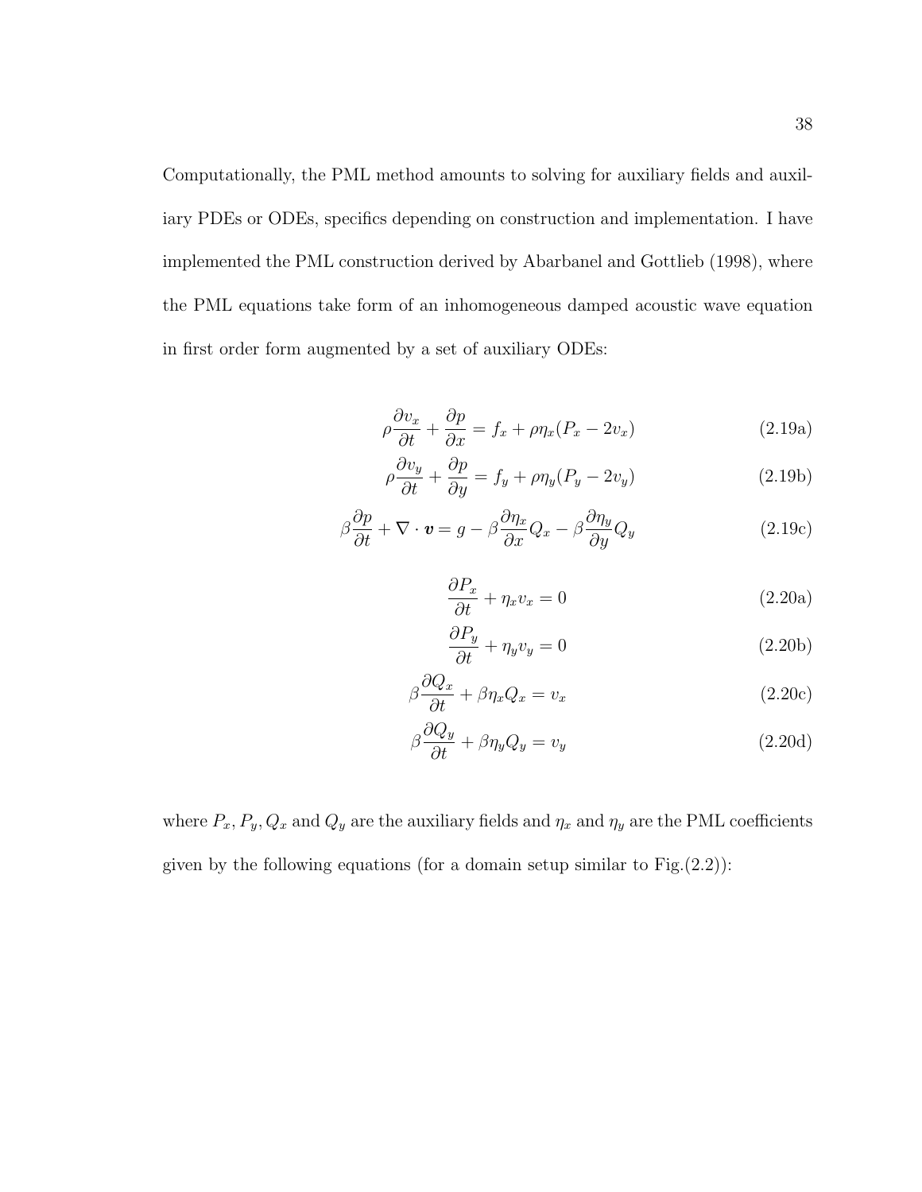Computationally, the PML method amounts to solving for auxiliary fields and auxiliary PDEs or ODEs, specifics depending on construction and implementation. I have implemented the PML construction derived by Abarbanel and Gottlieb (1998), where the PML equations take form of an inhomogeneous damped acoustic wave equation in first order form augmented by a set of auxiliary ODEs:

$$\rho \frac{\partial v_x}{\partial t} + \frac{\partial p}{\partial x} = f_x + \rho \eta_x (P_x - 2v_x) \tag{2.19a}$$

$$\rho \frac{\partial v_y}{\partial t} + \frac{\partial p}{\partial y} = f_y + \rho \eta_y (P_y - 2v_y) \tag{2.19b}$$

$$\beta \frac{\partial p}{\partial t} + \nabla \cdot \boldsymbol{v} = g - \beta \frac{\partial \eta_x}{\partial x} Q_x - \beta \frac{\partial \eta_y}{\partial y} Q_y \tag{2.19c}$$

$$\frac{\partial P_x}{\partial t} + \eta_x v_x = 0 \tag{2.20a}$$

$$\frac{\partial P_y}{\partial t} + \eta_y v_y = 0 \tag{2.20b}$$

$$\beta \frac{\partial Q_x}{\partial t} + \beta \eta_x Q_x = v_x \tag{2.20c}$$

$$\beta \frac{\partial Q_y}{\partial t} + \beta \eta_y Q_y = v_y \tag{2.20d}$$

where $P_x, P_y, Q_x$ and $Q_y$ are the auxiliary fields and $\eta_x$ and $\eta_y$ are the PML coefficients given by the following equations (for a domain setup similar to Fig.(2.2)):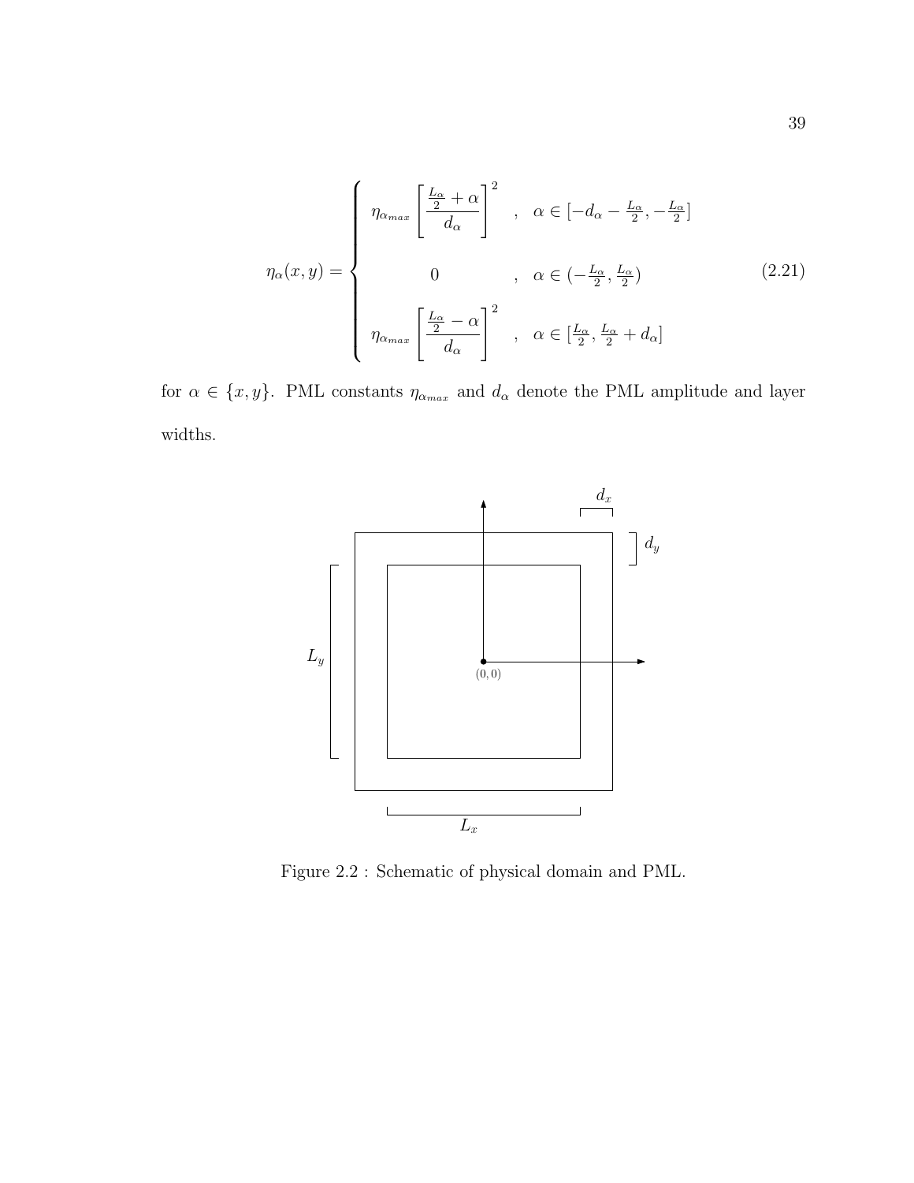$$
\eta_\alpha(x,y) = \begin{cases} \eta_{\alpha_{max}} \left[ \dfrac{\frac{L_\alpha}{2} + \alpha}{d_\alpha} \right]^2 & , \quad \alpha \in [-d_\alpha - \frac{L_\alpha}{2}, -\frac{L_\alpha}{2}] \\ 0 & , \quad \alpha \in (-\frac{L_\alpha}{2}, \frac{L_\alpha}{2}) \\ \eta_{\alpha_{max}} \left[ \dfrac{\frac{L_\alpha}{2} - \alpha}{d_\alpha} \right]^2 & , \quad \alpha \in [\frac{L_\alpha}{2}, \frac{L_\alpha}{2} + d_\alpha] \end{cases} \tag{2.21}
$$

for $\alpha \in \{x, y\}$. PML constants $\eta_{\alpha_{max}}$ and $d_\alpha$ denote the PML amplitude and layer widths.

Figure 2.2 : Schematic of physical domain and PML.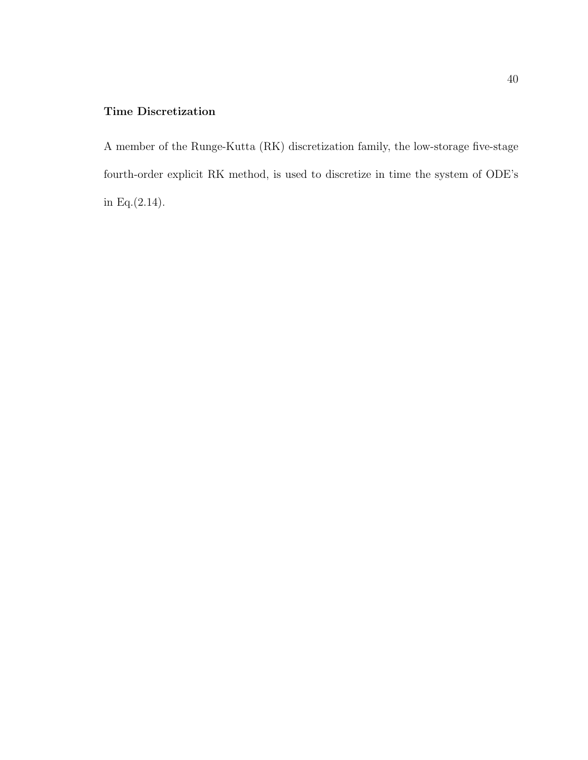### Time Discretization

A member of the Runge-Kutta (RK) discretization family, the low-storage five-stage fourth-order explicit RK method, is used to discretize in time the system of ODE's in Eq.(2.14).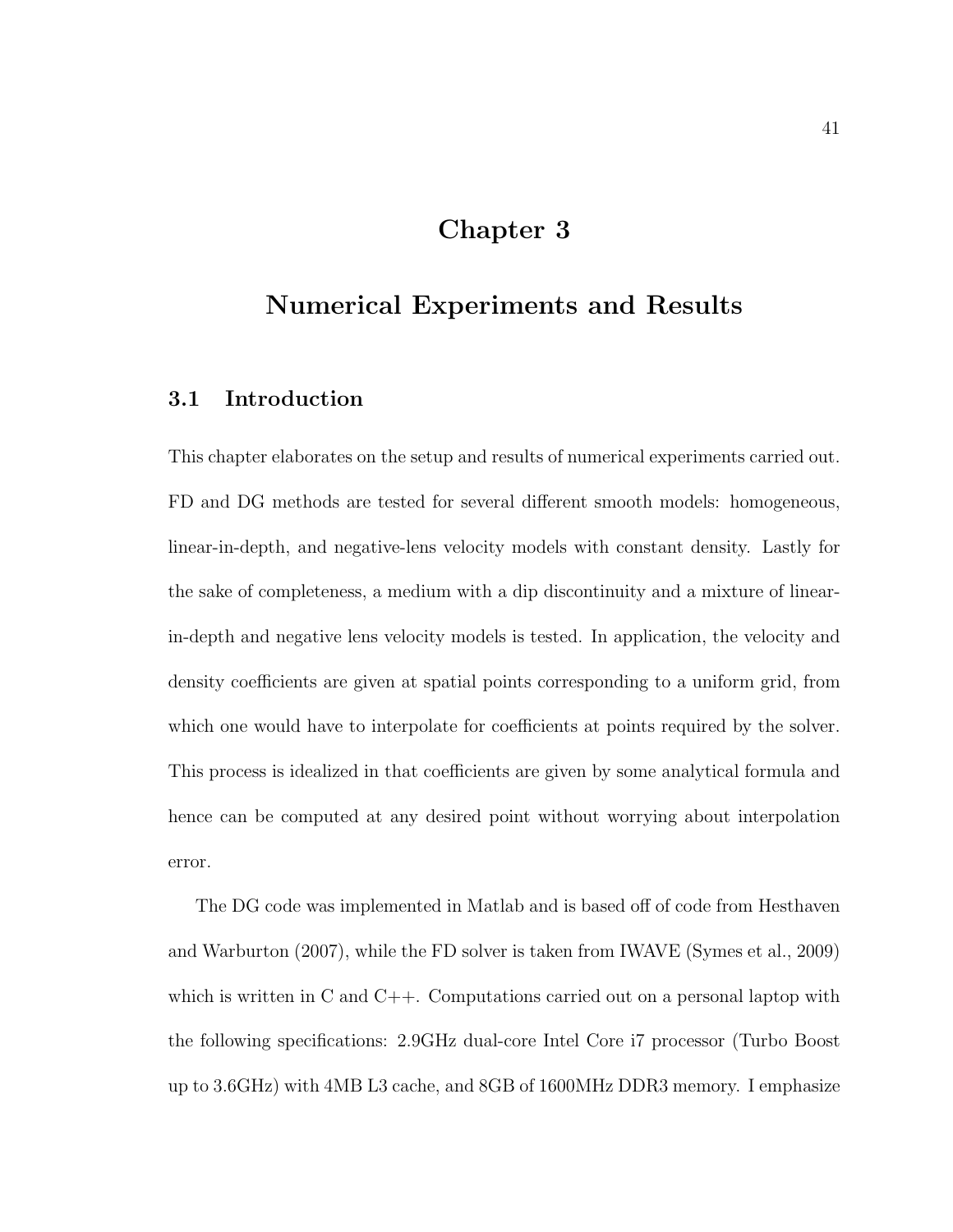# Chapter 3

# Numerical Experiments and Results

## 3.1 Introduction

This chapter elaborates on the setup and results of numerical experiments carried out. FD and DG methods are tested for several different smooth models: homogeneous, linear-in-depth, and negative-lens velocity models with constant density. Lastly for the sake of completeness, a medium with a dip discontinuity and a mixture of linear-in-depth and negative lens velocity models is tested. In application, the velocity and density coefficients are given at spatial points corresponding to a uniform grid, from which one would have to interpolate for coefficients at points required by the solver. This process is idealized in that coefficients are given by some analytical formula and hence can be computed at any desired point without worrying about interpolation error.

The DG code was implemented in Matlab and is based off of code from Hesthaven and Warburton (2007), while the FD solver is taken from IWAVE (Symes et al., 2009) which is written in C and C++. Computations carried out on a personal laptop with the following specifications: 2.9GHz dual-core Intel Core i7 processor (Turbo Boost up to 3.6GHz) with 4MB L3 cache, and 8GB of 1600MHz DDR3 memory. I emphasize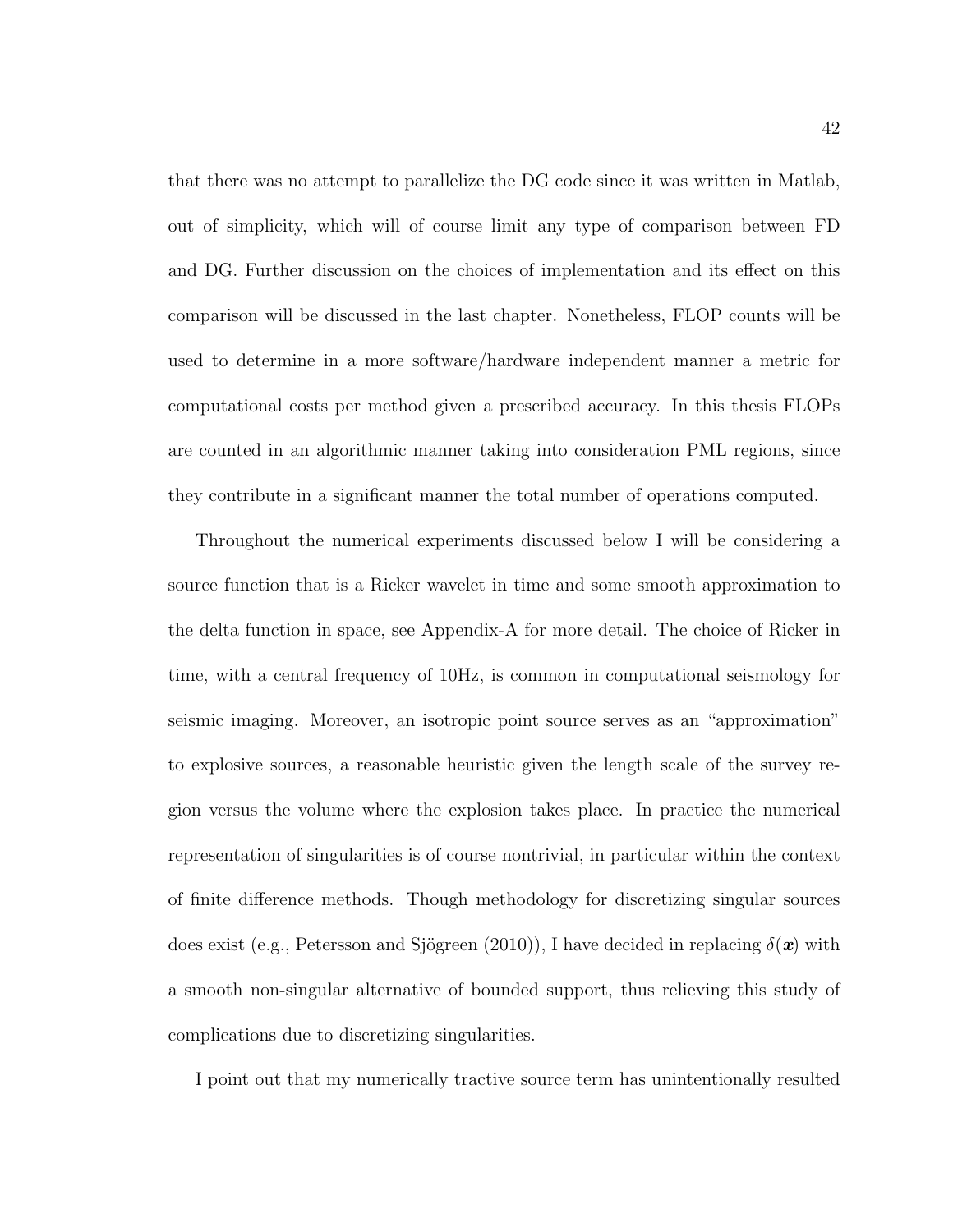that there was no attempt to parallelize the DG code since it was written in Matlab, out of simplicity, which will of course limit any type of comparison between FD and DG. Further discussion on the choices of implementation and its effect on this comparison will be discussed in the last chapter. Nonetheless, FLOP counts will be used to determine in a more software/hardware independent manner a metric for computational costs per method given a prescribed accuracy. In this thesis FLOPs are counted in an algorithmic manner taking into consideration PML regions, since they contribute in a significant manner the total number of operations computed.

Throughout the numerical experiments discussed below I will be considering a source function that is a Ricker wavelet in time and some smooth approximation to the delta function in space, see Appendix-A for more detail. The choice of Ricker in time, with a central frequency of 10Hz, is common in computational seismology for seismic imaging. Moreover, an isotropic point source serves as an "approximation" to explosive sources, a reasonable heuristic given the length scale of the survey region versus the volume where the explosion takes place. In practice the numerical representation of singularities is of course nontrivial, in particular within the context of finite difference methods. Though methodology for discretizing singular sources does exist (e.g., Petersson and Sjögreen (2010)), I have decided in replacing $\delta(\boldsymbol{x})$ with a smooth non-singular alternative of bounded support, thus relieving this study of complications due to discretizing singularities.

I point out that my numerically tractive source term has unintentionally resulted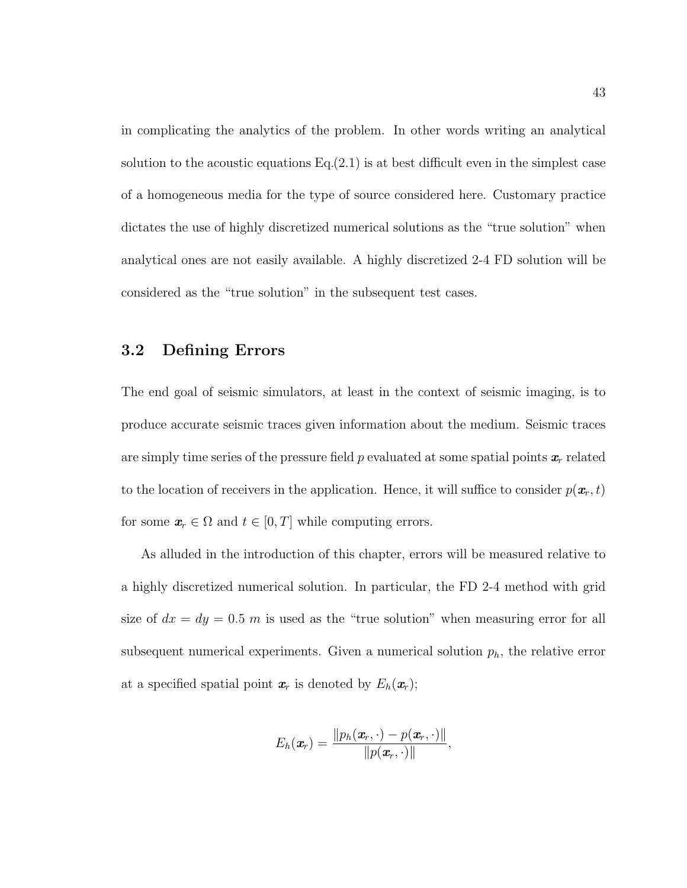in complicating the analytics of the problem. In other words writing an analytical solution to the acoustic equations Eq.(2.1) is at best difficult even in the simplest case of a homogeneous media for the type of source considered here. Customary practice dictates the use of highly discretized numerical solutions as the "true solution" when analytical ones are not easily available. A highly discretized 2-4 FD solution will be considered as the "true solution" in the subsequent test cases.

## 3.2 Defining Errors

The end goal of seismic simulators, at least in the context of seismic imaging, is to produce accurate seismic traces given information about the medium. Seismic traces are simply time series of the pressure field $p$ evaluated at some spatial points $\boldsymbol{x}_r$ related to the location of receivers in the application. Hence, it will suffice to consider $p(\boldsymbol{x}_r, t)$ for some $\boldsymbol{x}_r \in \Omega$ and $t \in [0, T]$ while computing errors.

As alluded in the introduction of this chapter, errors will be measured relative to a highly discretized numerical solution. In particular, the FD 2-4 method with grid size of $dx = dy = 0.5\ m$ is used as the "true solution" when measuring error for all subsequent numerical experiments. Given a numerical solution $p_h$, the relative error at a specified spatial point $\boldsymbol{x}_r$ is denoted by $E_h(\boldsymbol{x}_r)$;

$$E_h(\boldsymbol{x}_r) = \frac{\|p_h(\boldsymbol{x}_r, \cdot) - p(\boldsymbol{x}_r, \cdot)\|}{\|p(\boldsymbol{x}_r, \cdot)\|},$$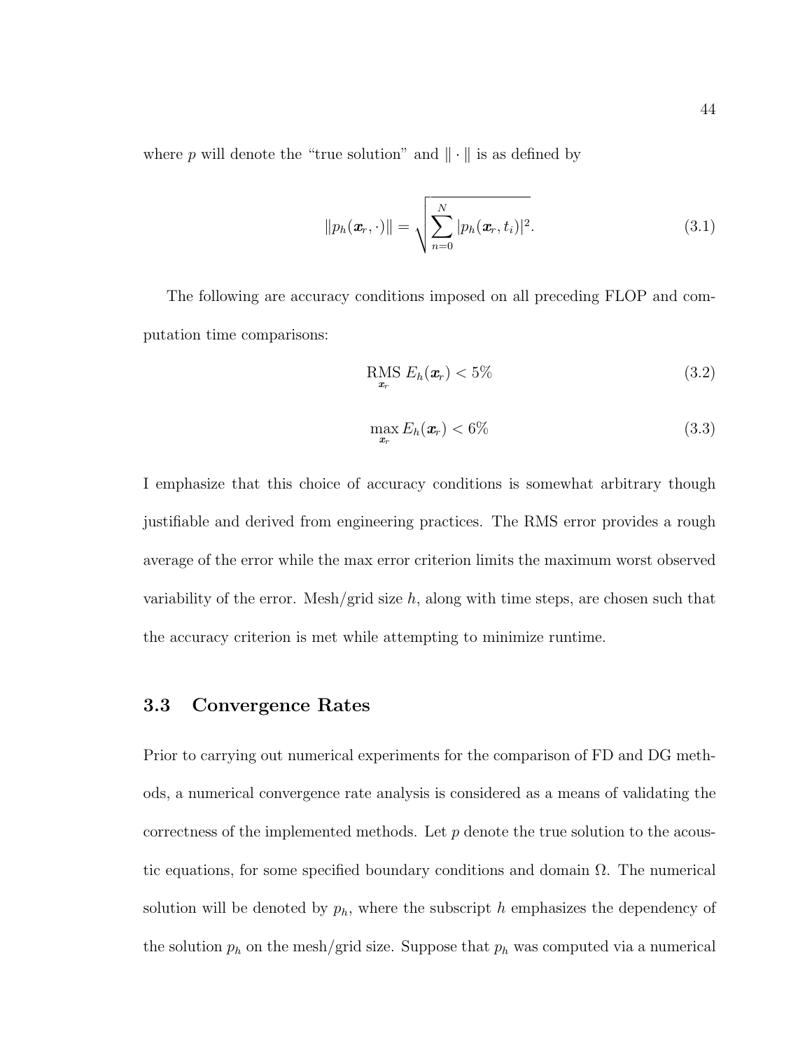where $p$ will denote the "true solution" and $\| \cdot \|$ is as defined by

$$\|p_h(\boldsymbol{x}_r, \cdot)\| = \sqrt{\sum_{n=0}^{N} |p_h(\boldsymbol{x}_r, t_i)|^2}. \tag{3.1}$$

The following are accuracy conditions imposed on all preceding FLOP and computation time comparisons:

$$\underset{\boldsymbol{x}_r}{\text{RMS}}\ E_h(\boldsymbol{x}_r) < 5\% \tag{3.2}$$

$$\max_{\boldsymbol{x}_r} E_h(\boldsymbol{x}_r) < 6\% \tag{3.3}$$

I emphasize that this choice of accuracy conditions is somewhat arbitrary though justifiable and derived from engineering practices. The RMS error provides a rough average of the error while the max error criterion limits the maximum worst observed variability of the error. Mesh/grid size $h$, along with time steps, are chosen such that the accuracy criterion is met while attempting to minimize runtime.

## 3.3 Convergence Rates

Prior to carrying out numerical experiments for the comparison of FD and DG methods, a numerical convergence rate analysis is considered as a means of validating the correctness of the implemented methods. Let $p$ denote the true solution to the acoustic equations, for some specified boundary conditions and domain $\Omega$. The numerical solution will be denoted by $p_h$, where the subscript $h$ emphasizes the dependency of the solution $p_h$ on the mesh/grid size. Suppose that $p_h$ was computed via a numerical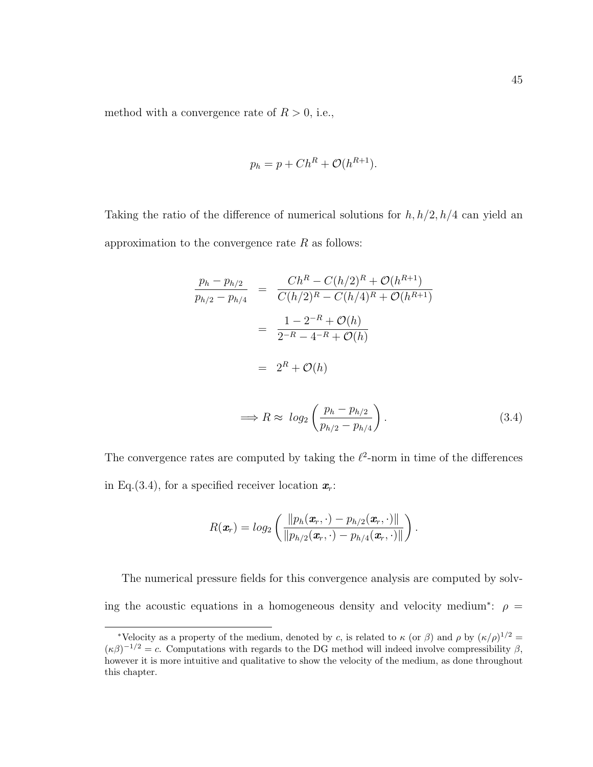method with a convergence rate of $R > 0$, i.e.,

$$p_h = p + Ch^R + \mathcal{O}(h^{R+1}).$$

Taking the ratio of the difference of numerical solutions for $h, h/2, h/4$ can yield an approximation to the convergence rate $R$ as follows:

$$\begin{aligned}
\frac{p_h - p_{h/2}}{p_{h/2} - p_{h/4}} &= \frac{Ch^R - C(h/2)^R + \mathcal{O}(h^{R+1})}{C(h/2)^R - C(h/4)^R + \mathcal{O}(h^{R+1})} \\
&= \frac{1 - 2^{-R} + \mathcal{O}(h)}{2^{-R} - 4^{-R} + \mathcal{O}(h)} \\
&= 2^R + \mathcal{O}(h)
\end{aligned}$$

$$\Longrightarrow R \approx \; log_2 \left( \frac{p_h - p_{h/2}}{p_{h/2} - p_{h/4}} \right). \tag{3.4}$$

The convergence rates are computed by taking the $\ell^2$-norm in time of the differences in Eq.(3.4), for a specified receiver location $\boldsymbol{x}_r$:

$$R(\boldsymbol{x}_r) = log_2 \left( \frac{\|p_h(\boldsymbol{x}_r, \cdot) - p_{h/2}(\boldsymbol{x}_r, \cdot)\|}{\|p_{h/2}(\boldsymbol{x}_r, \cdot) - p_{h/4}(\boldsymbol{x}_r, \cdot)\|} \right).$$

The numerical pressure fields for this convergence analysis are computed by solving the acoustic equations in a homogeneous density and velocity medium*: $\rho =$

---

*Velocity as a property of the medium, denoted by $c$, is related to $\kappa$ (or $\beta$) and $\rho$ by $(\kappa/\rho)^{1/2} = (\kappa\beta)^{-1/2} = c$. Computations with regards to the DG method will indeed involve compressibility $\beta$, however it is more intuitive and qualitative to show the velocity of the medium, as done throughout this chapter.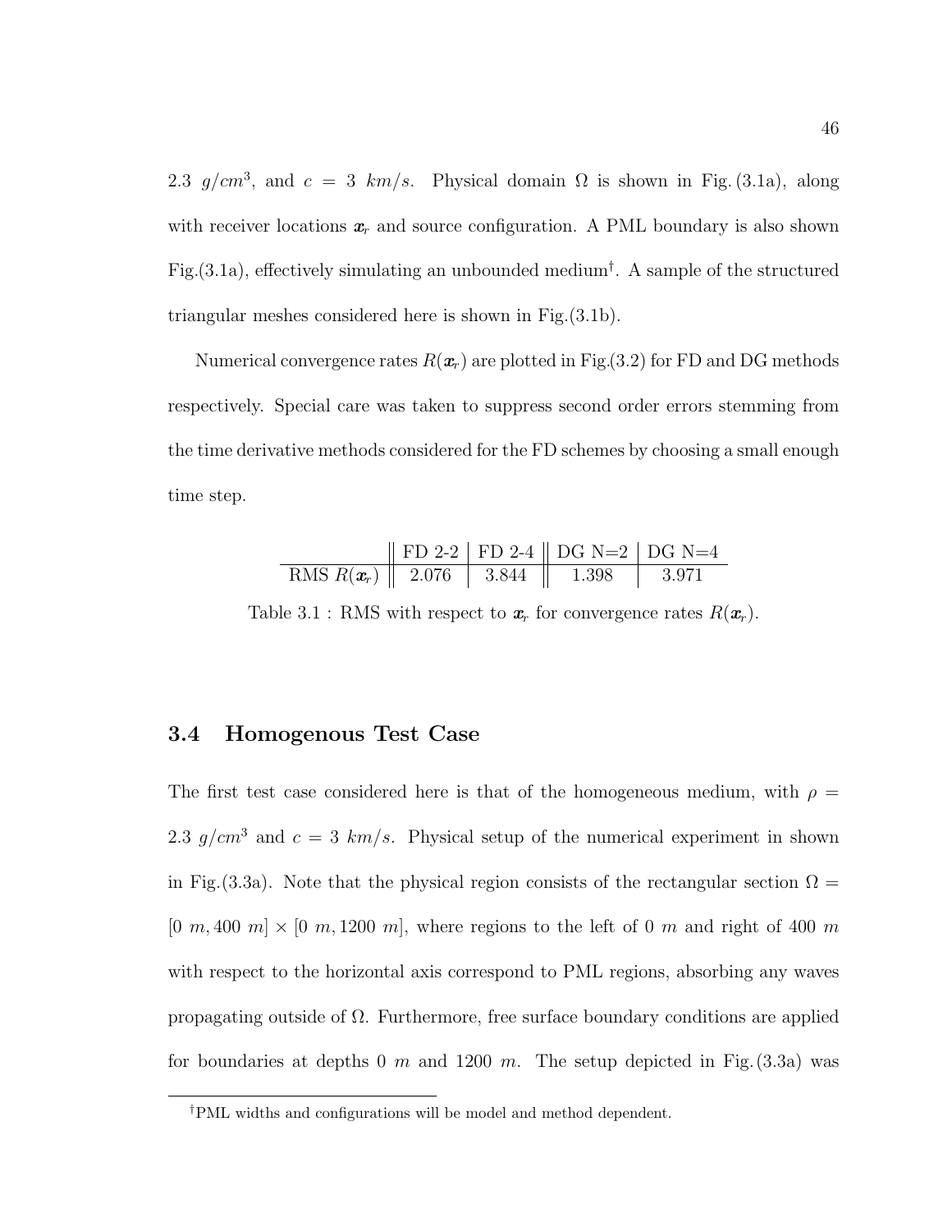2.3 $g/cm^3$, and $c = 3$ $km/s$. Physical domain $\Omega$ is shown in Fig. (3.1a), along with receiver locations $\boldsymbol{x}_r$ and source configuration. A PML boundary is also shown Fig.(3.1a), effectively simulating an unbounded medium[†]. A sample of the structured triangular meshes considered here is shown in Fig.(3.1b).

Numerical convergence rates $R(\boldsymbol{x}_r)$ are plotted in Fig.(3.2) for FD and DG methods respectively. Special care was taken to suppress second order errors stemming from the time derivative methods considered for the FD schemes by choosing a small enough time step.

| | FD 2-2 | FD 2-4 | DG N=2 | DG N=4 |
|---|---|---|---|---|
| RMS $R(\boldsymbol{x}_r)$ | 2.076 | 3.844 | 1.398 | 3.971 |

Table 3.1 : RMS with respect to $\boldsymbol{x}_r$ for convergence rates $R(\boldsymbol{x}_r)$.

## 3.4 Homogenous Test Case

The first test case considered here is that of the homogeneous medium, with $\rho = 2.3$ $g/cm^3$ and $c = 3$ $km/s$. Physical setup of the numerical experiment in shown in Fig.(3.3a). Note that the physical region consists of the rectangular section $\Omega = [0\ m, 400\ m] \times [0\ m, 1200\ m]$, where regions to the left of 0 $m$ and right of 400 $m$ with respect to the horizontal axis correspond to PML regions, absorbing any waves propagating outside of $\Omega$. Furthermore, free surface boundary conditions are applied for boundaries at depths 0 $m$ and 1200 $m$. The setup depicted in Fig. (3.3a) was

[†]PML widths and configurations will be model and method dependent.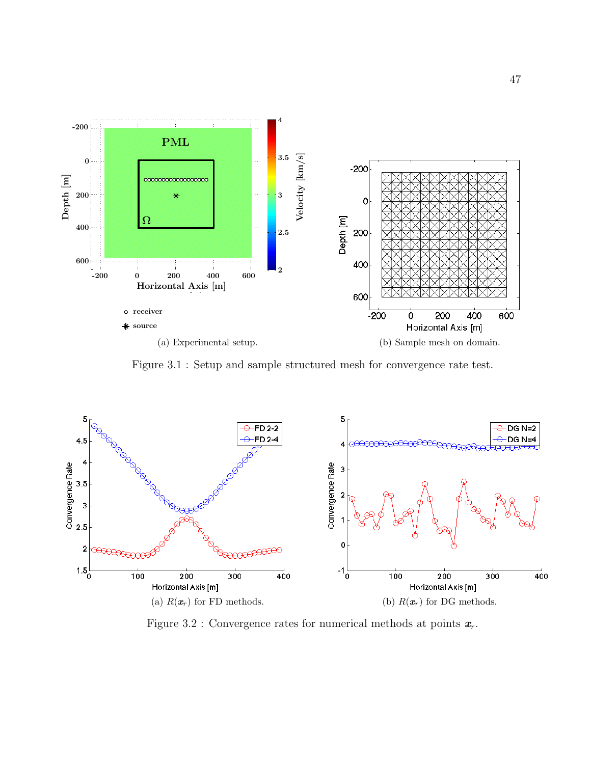(a) Experimental setup.

(b) Sample mesh on domain.

Figure 3.1 : Setup and sample structured mesh for convergence rate test.

(a) $R(\boldsymbol{x}_r)$ for FD methods.

(b) $R(\boldsymbol{x}_r)$ for DG methods.

Figure 3.2 : Convergence rates for numerical methods at points $\boldsymbol{x}_r$.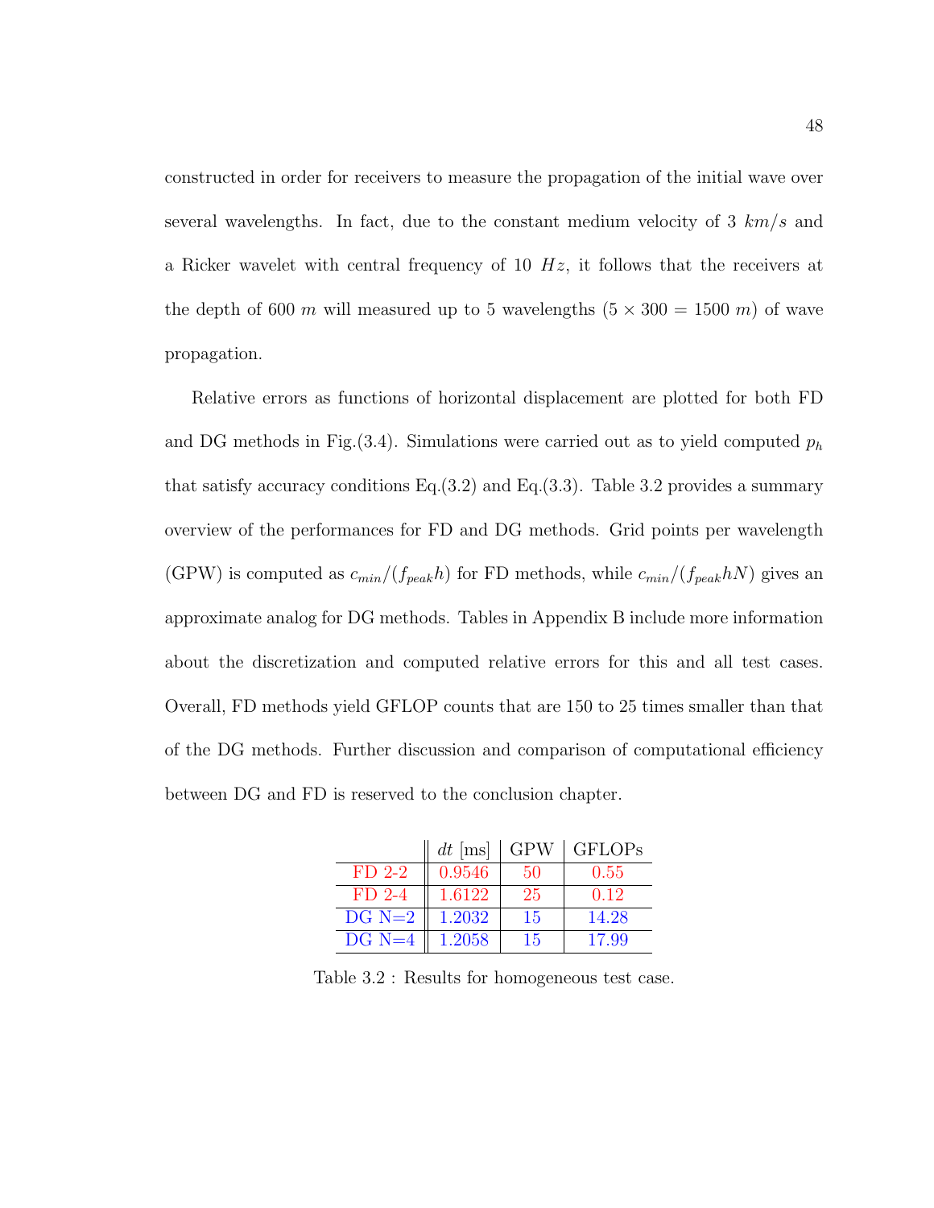constructed in order for receivers to measure the propagation of the initial wave over several wavelengths. In fact, due to the constant medium velocity of 3 $km/s$ and a Ricker wavelet with central frequency of 10 $Hz$, it follows that the receivers at the depth of 600 $m$ will measured up to 5 wavelengths ($5 \times 300 = 1500$ $m$) of wave propagation.

Relative errors as functions of horizontal displacement are plotted for both FD and DG methods in Fig.(3.4). Simulations were carried out as to yield computed $p_h$ that satisfy accuracy conditions Eq.(3.2) and Eq.(3.3). Table 3.2 provides a summary overview of the performances for FD and DG methods. Grid points per wavelength (GPW) is computed as $c_{min}/(f_{peak}h)$ for FD methods, while $c_{min}/(f_{peak}hN)$ gives an approximate analog for DG methods. Tables in Appendix B include more information about the discretization and computed relative errors for this and all test cases. Overall, FD methods yield GFLOP counts that are 150 to 25 times smaller than that of the DG methods. Further discussion and comparison of computational efficiency between DG and FD is reserved to the conclusion chapter.

| | $dt$ [ms] | GPW | GFLOPs |
|---|---|---|---|
| FD 2-2 | 0.9546 | 50 | 0.55 |
| FD 2-4 | 1.6122 | 25 | 0.12 |
| DG N=2 | 1.2032 | 15 | 14.28 |
| DG N=4 | 1.2058 | 15 | 17.99 |

Table 3.2 : Results for homogeneous test case.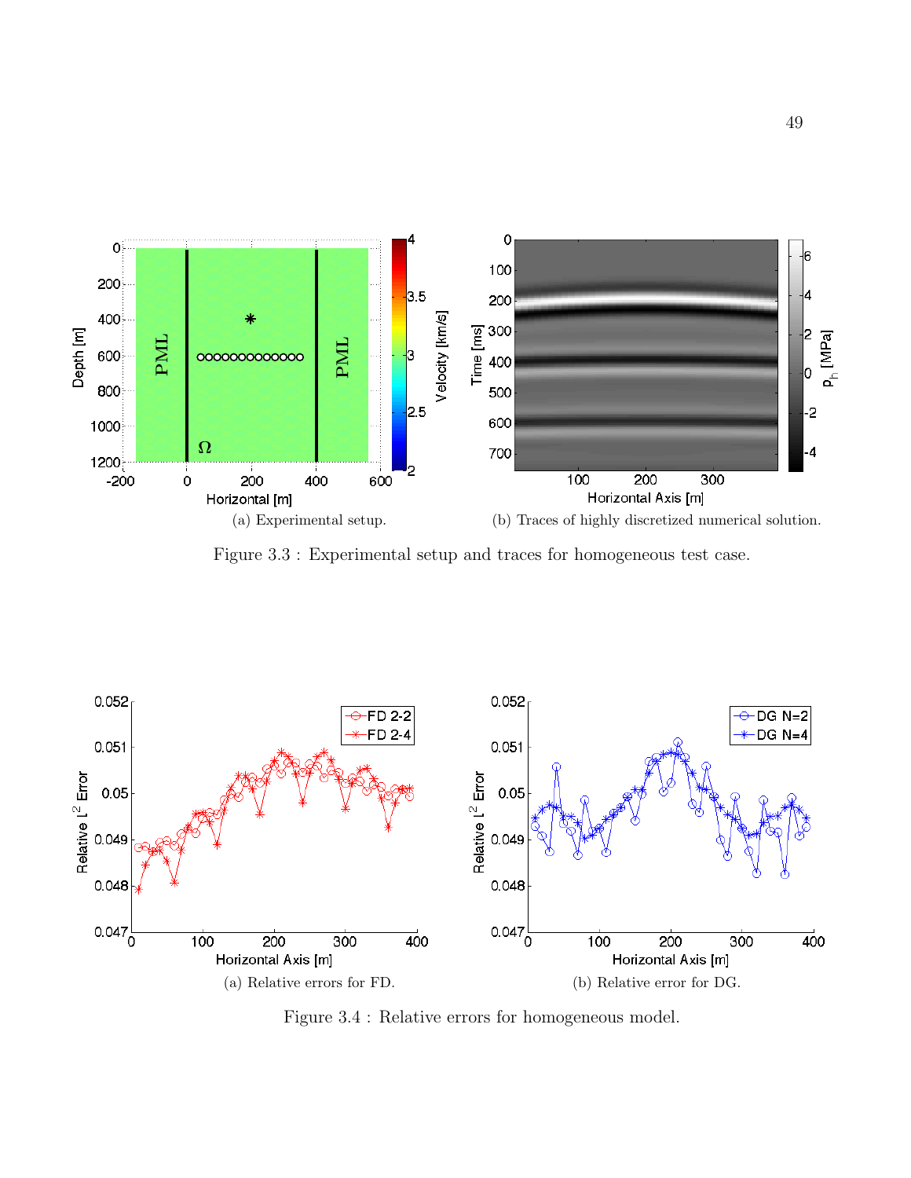(a) Experimental setup.

(b) Traces of highly discretized numerical solution.

Figure 3.3 : Experimental setup and traces for homogeneous test case.

(a) Relative errors for FD.

(b) Relative error for DG.

Figure 3.4 : Relative errors for homogeneous model.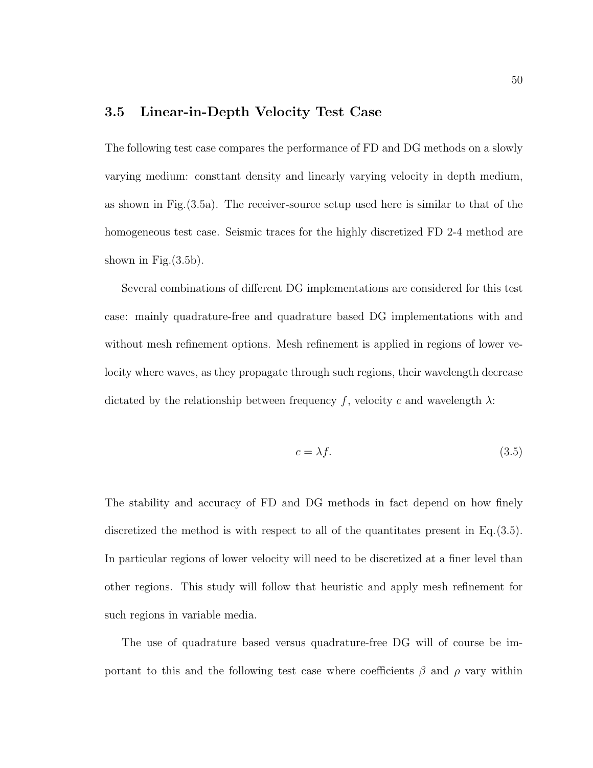## 3.5 Linear-in-Depth Velocity Test Case

The following test case compares the performance of FD and DG methods on a slowly varying medium: consttant density and linearly varying velocity in depth medium, as shown in Fig.(3.5a). The receiver-source setup used here is similar to that of the homogeneous test case. Seismic traces for the highly discretized FD 2-4 method are shown in Fig.(3.5b).

Several combinations of different DG implementations are considered for this test case: mainly quadrature-free and quadrature based DG implementations with and without mesh refinement options. Mesh refinement is applied in regions of lower velocity where waves, as they propagate through such regions, their wavelength decrease dictated by the relationship between frequency $f$, velocity $c$ and wavelength $\lambda$:

$$c = \lambda f. \tag{3.5}$$

The stability and accuracy of FD and DG methods in fact depend on how finely discretized the method is with respect to all of the quantitates present in Eq.(3.5). In particular regions of lower velocity will need to be discretized at a finer level than other regions. This study will follow that heuristic and apply mesh refinement for such regions in variable media.

The use of quadrature based versus quadrature-free DG will of course be important to this and the following test case where coefficients $\beta$ and $\rho$ vary within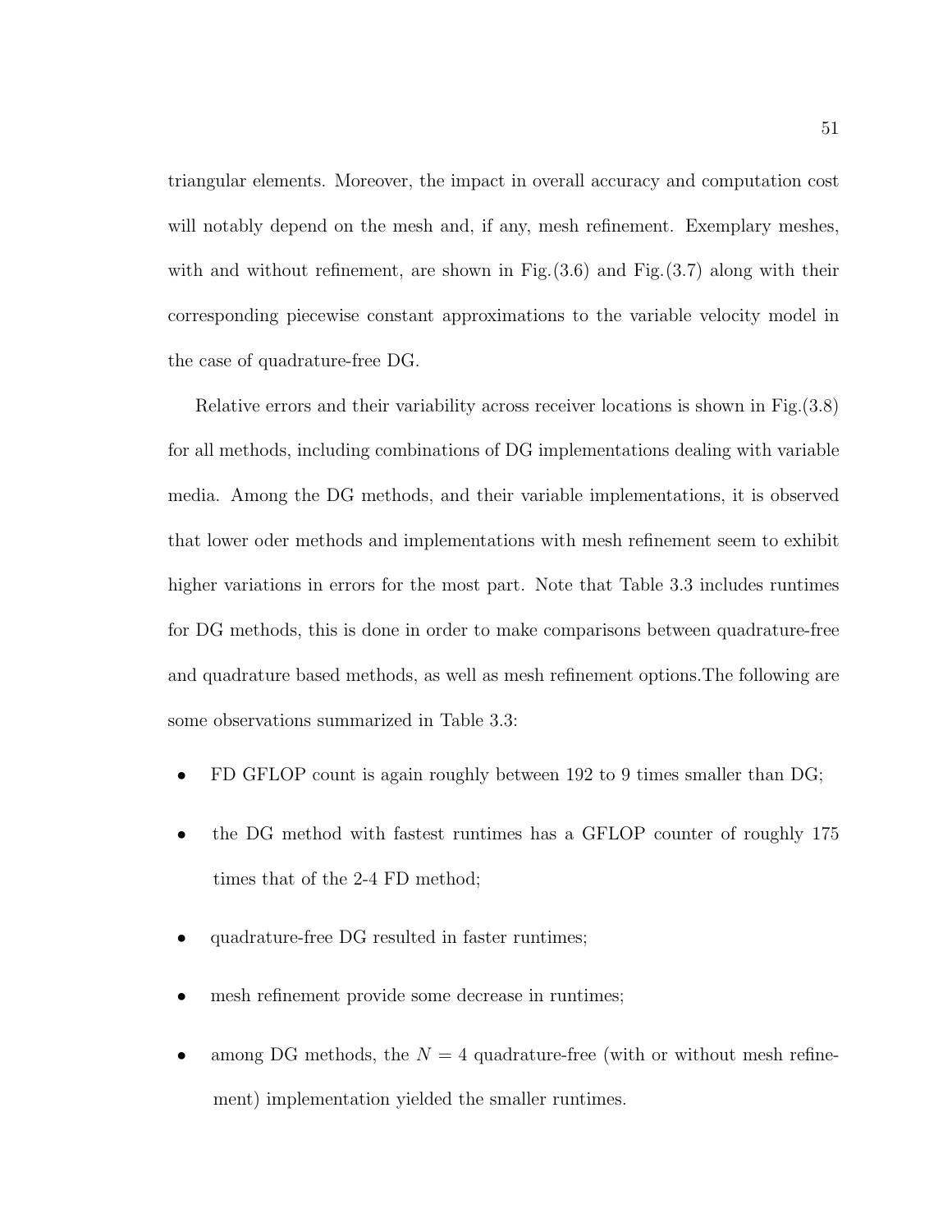triangular elements. Moreover, the impact in overall accuracy and computation cost will notably depend on the mesh and, if any, mesh refinement. Exemplary meshes, with and without refinement, are shown in Fig.(3.6) and Fig.(3.7) along with their corresponding piecewise constant approximations to the variable velocity model in the case of quadrature-free DG.

Relative errors and their variability across receiver locations is shown in Fig.(3.8) for all methods, including combinations of DG implementations dealing with variable media. Among the DG methods, and their variable implementations, it is observed that lower oder methods and implementations with mesh refinement seem to exhibit higher variations in errors for the most part. Note that Table 3.3 includes runtimes for DG methods, this is done in order to make comparisons between quadrature-free and quadrature based methods, as well as mesh refinement options.The following are some observations summarized in Table 3.3:

- FD GFLOP count is again roughly between 192 to 9 times smaller than DG;
- the DG method with fastest runtimes has a GFLOP counter of roughly 175 times that of the 2-4 FD method;
- quadrature-free DG resulted in faster runtimes;
- mesh refinement provide some decrease in runtimes;
- among DG methods, the $N = 4$ quadrature-free (with or without mesh refinement) implementation yielded the smaller runtimes.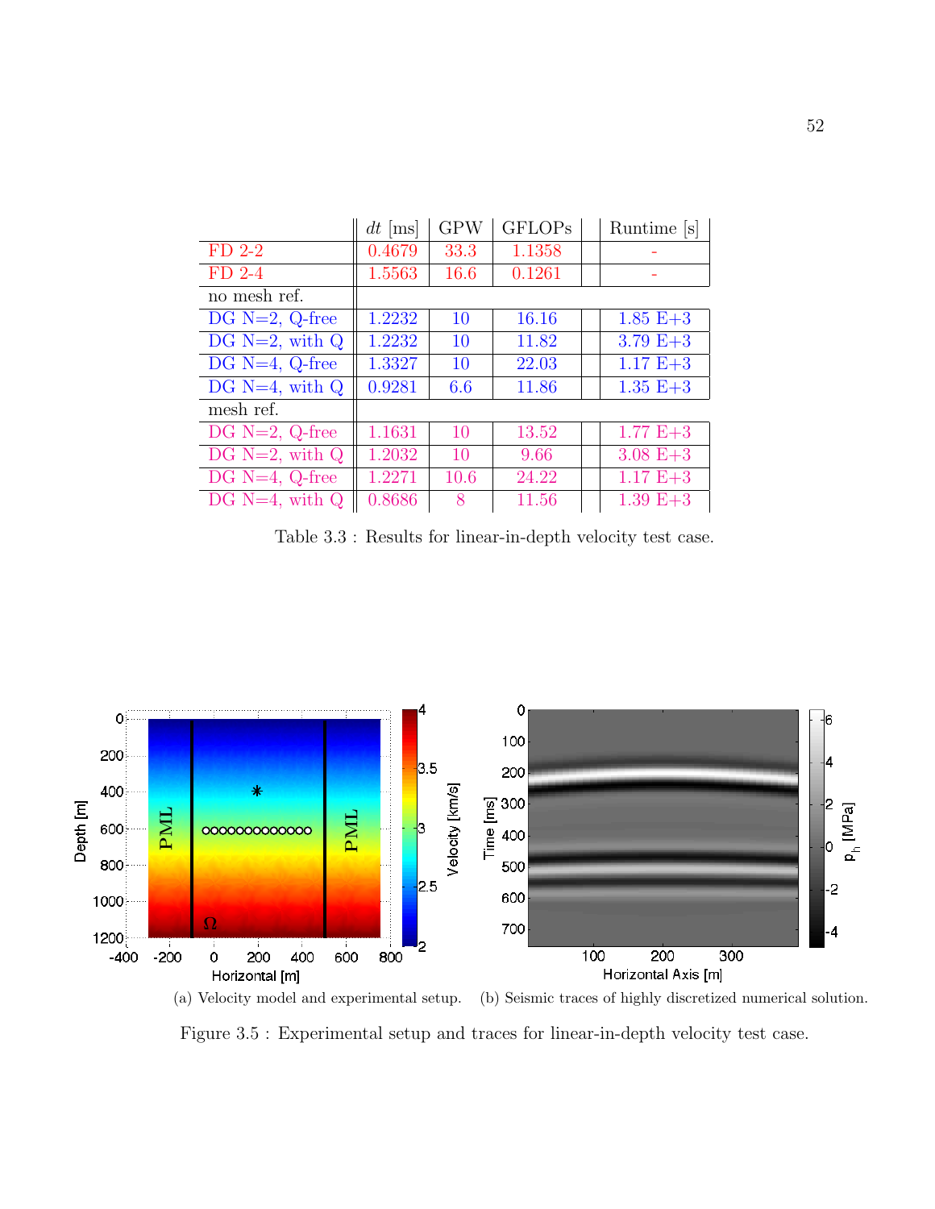| | $dt$ [ms] | GPW | GFLOPs | | Runtime [s] |
|---|---|---|---|---|---|
| FD 2-2 | 0.4679 | 33.3 | 1.1358 | | - |
| FD 2-4 | 1.5563 | 16.6 | 0.1261 | | - |
| no mesh ref. | | | | | |
| DG N=2, Q-free | 1.2232 | 10 | 16.16 | | 1.85 E+3 |
| DG N=2, with Q | 1.2232 | 10 | 11.82 | | 3.79 E+3 |
| DG N=4, Q-free | 1.3327 | 10 | 22.03 | | 1.17 E+3 |
| DG N=4, with Q | 0.9281 | 6.6 | 11.86 | | 1.35 E+3 |
| mesh ref. | | | | | |
| DG N=2, Q-free | 1.1631 | 10 | 13.52 | | 1.77 E+3 |
| DG N=2, with Q | 1.2032 | 10 | 9.66 | | 3.08 E+3 |
| DG N=4, Q-free | 1.2271 | 10.6 | 24.22 | | 1.17 E+3 |
| DG N=4, with Q | 0.8686 | 8 | 11.56 | | 1.39 E+3 |

Table 3.3 : Results for linear-in-depth velocity test case.

(a) Velocity model and experimental setup. (b) Seismic traces of highly discretized numerical solution.

Figure 3.5 : Experimental setup and traces for linear-in-depth velocity test case.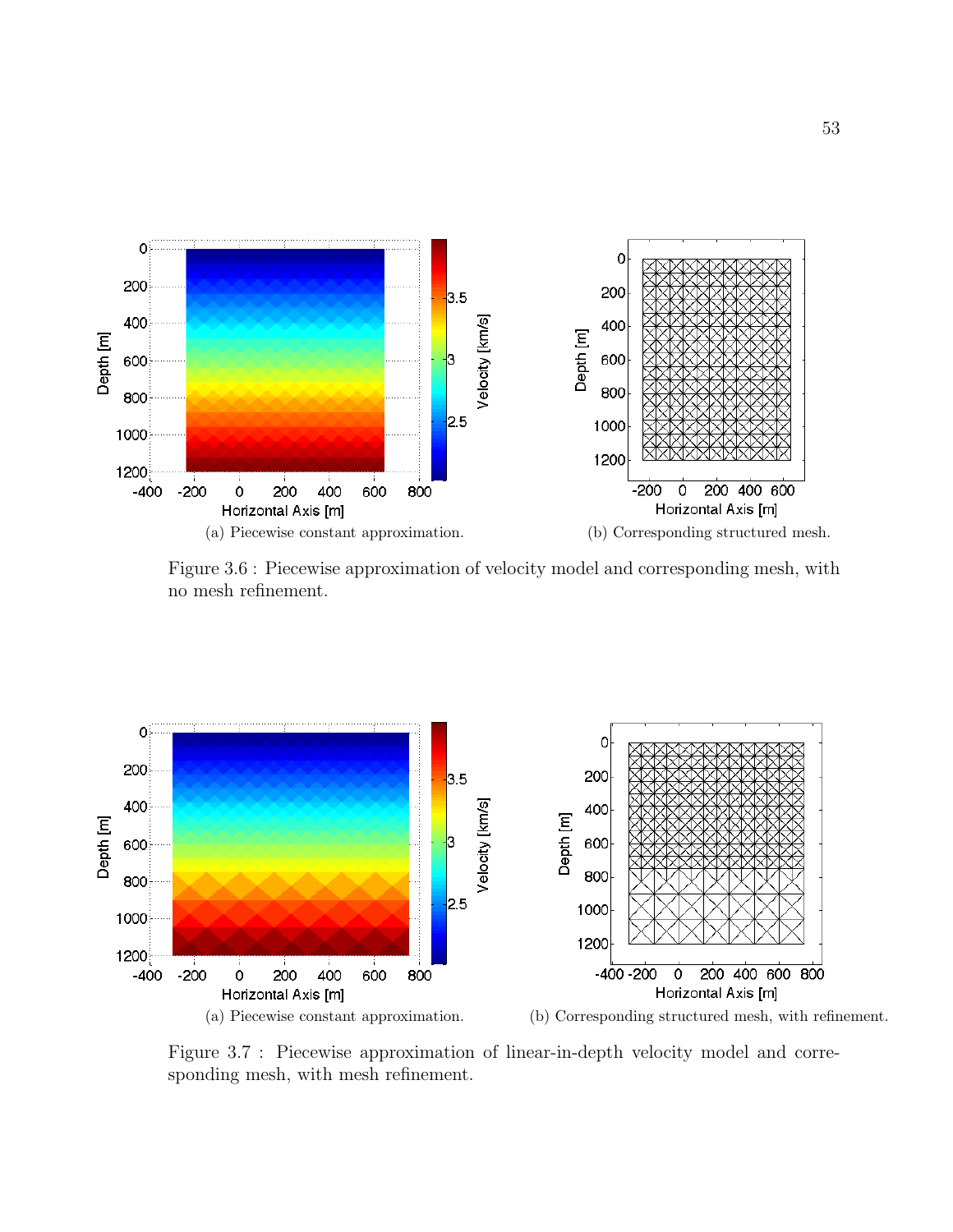(a) Piecewise constant approximation.

(b) Corresponding structured mesh.

Figure 3.6 : Piecewise approximation of velocity model and corresponding mesh, with no mesh refinement.

(a) Piecewise constant approximation.

(b) Corresponding structured mesh, with refinement.

Figure 3.7 : Piecewise approximation of linear-in-depth velocity model and corresponding mesh, with mesh refinement.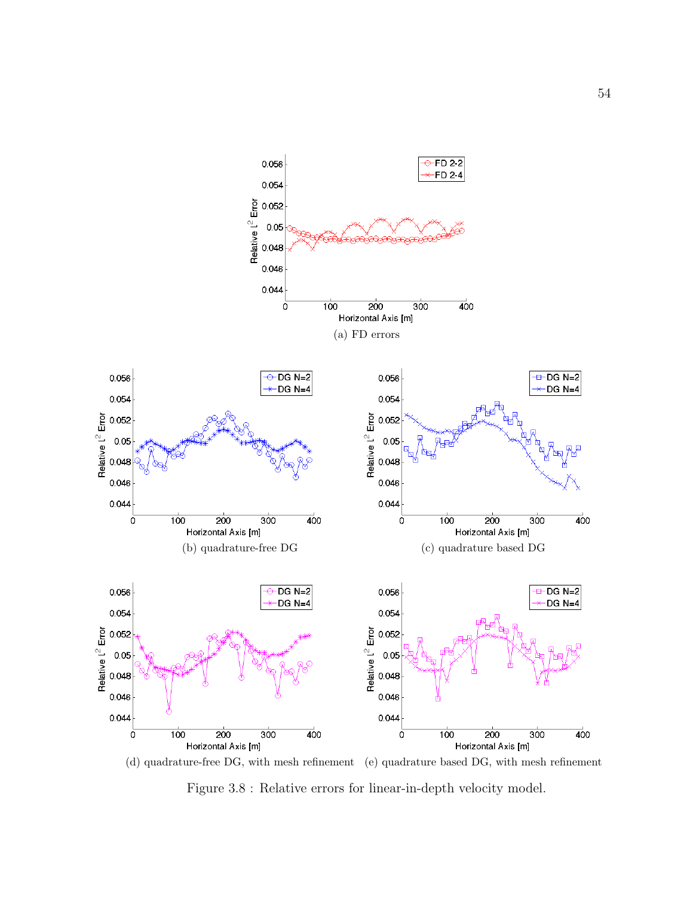(a) FD errors

(b) quadrature-free DG

(c) quadrature based DG

(d) quadrature-free DG, with mesh refinement

(e) quadrature based DG, with mesh refinement

Figure 3.8 : Relative errors for linear-in-depth velocity model.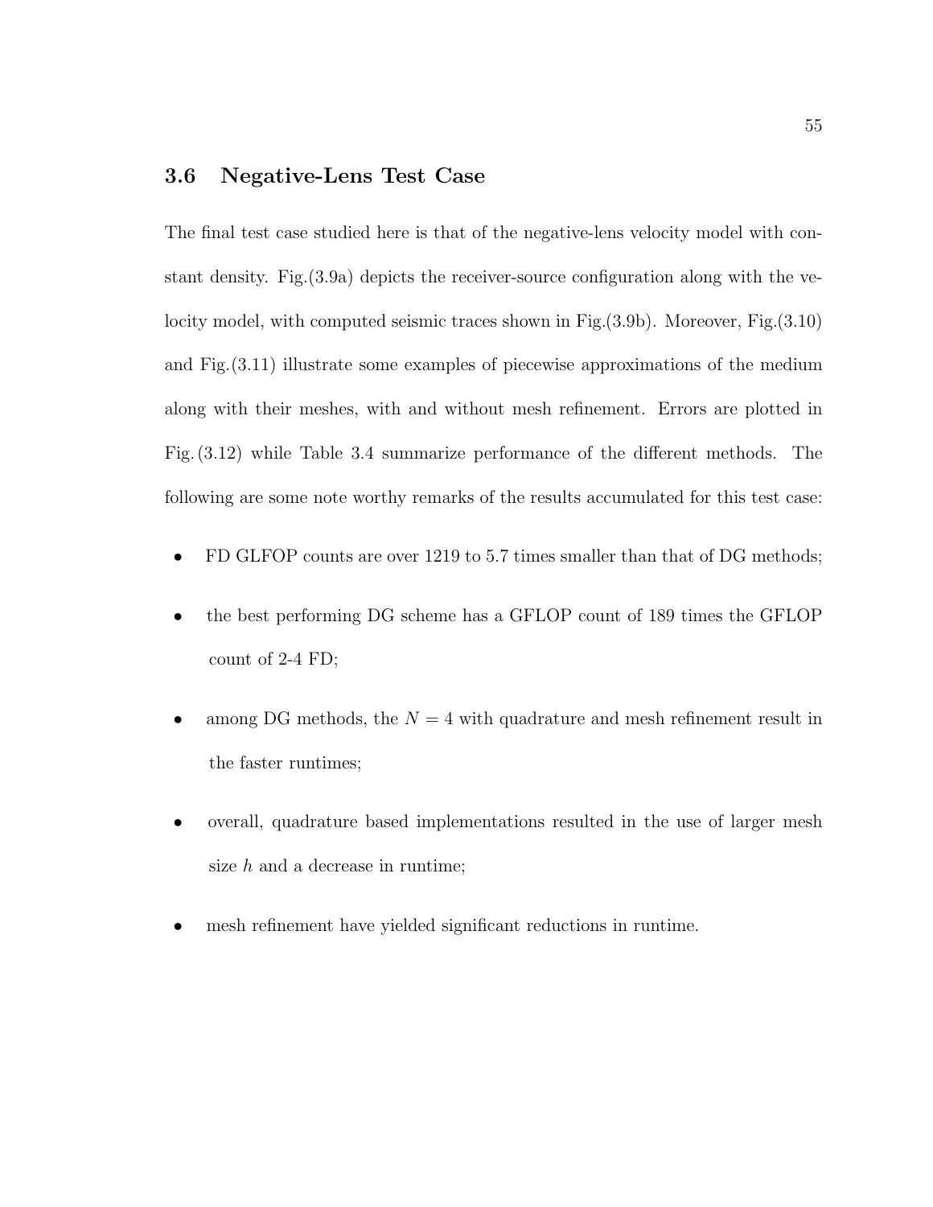## 3.6 Negative-Lens Test Case

The final test case studied here is that of the negative-lens velocity model with constant density. Fig.(3.9a) depicts the receiver-source configuration along with the velocity model, with computed seismic traces shown in Fig.(3.9b). Moreover, Fig.(3.10) and Fig.(3.11) illustrate some examples of piecewise approximations of the medium along with their meshes, with and without mesh refinement. Errors are plotted in Fig. (3.12) while Table 3.4 summarize performance of the different methods. The following are some note worthy remarks of the results accumulated for this test case:

- FD GLFOP counts are over 1219 to 5.7 times smaller than that of DG methods;
- the best performing DG scheme has a GFLOP count of 189 times the GFLOP count of 2-4 FD;
- among DG methods, the $N = 4$ with quadrature and mesh refinement result in the faster runtimes;
- overall, quadrature based implementations resulted in the use of larger mesh size $h$ and a decrease in runtime;
- mesh refinement have yielded significant reductions in runtime.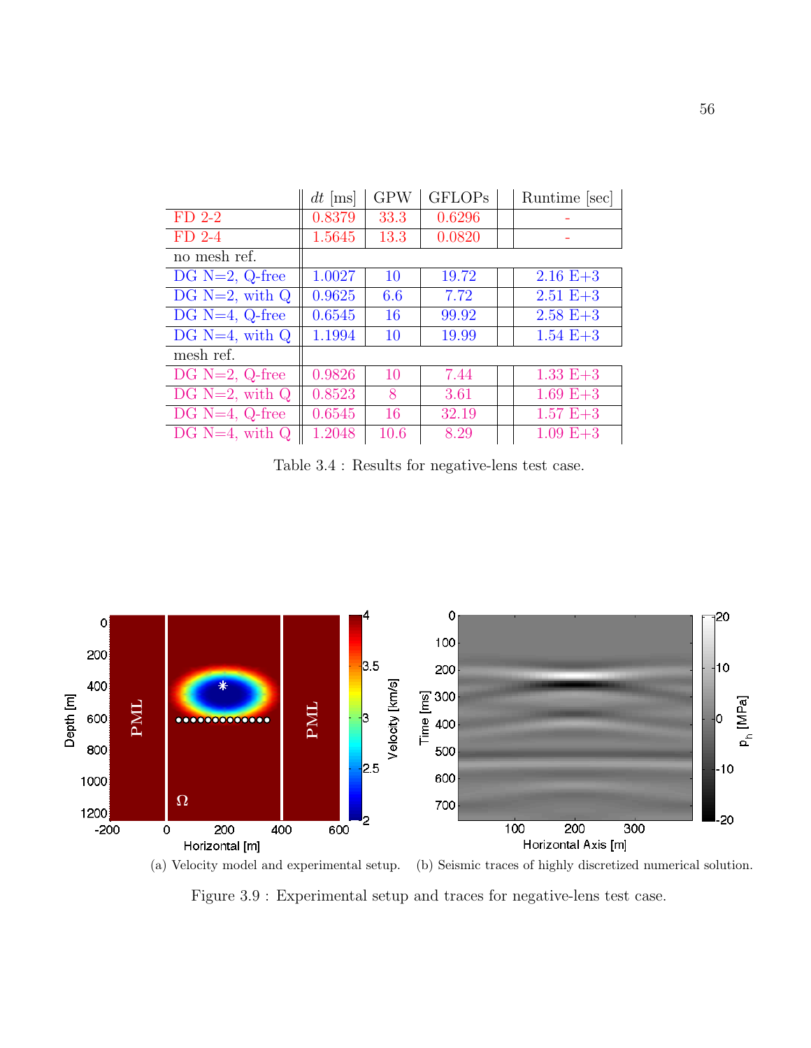| | $dt$ [ms] | GPW | GFLOPs | | Runtime [sec] |
|---|---|---|---|---|---|
| FD 2-2 | 0.8379 | 33.3 | 0.6296 | | - |
| FD 2-4 | 1.5645 | 13.3 | 0.0820 | | - |
| no mesh ref. | | | | | |
| DG N=2, Q-free | 1.0027 | 10 | 19.72 | | 2.16 E+3 |
| DG N=2, with Q | 0.9625 | 6.6 | 7.72 | | 2.51 E+3 |
| DG N=4, Q-free | 0.6545 | 16 | 99.92 | | 2.58 E+3 |
| DG N=4, with Q | 1.1994 | 10 | 19.99 | | 1.54 E+3 |
| mesh ref. | | | | | |
| DG N=2, Q-free | 0.9826 | 10 | 7.44 | | 1.33 E+3 |
| DG N=2, with Q | 0.8523 | 8 | 3.61 | | 1.69 E+3 |
| DG N=4, Q-free | 0.6545 | 16 | 32.19 | | 1.57 E+3 |
| DG N=4, with Q | 1.2048 | 10.6 | 8.29 | | 1.09 E+3 |

Table 3.4 : Results for negative-lens test case.

(a) Velocity model and experimental setup. (b) Seismic traces of highly discretized numerical solution.

Figure 3.9 : Experimental setup and traces for negative-lens test case.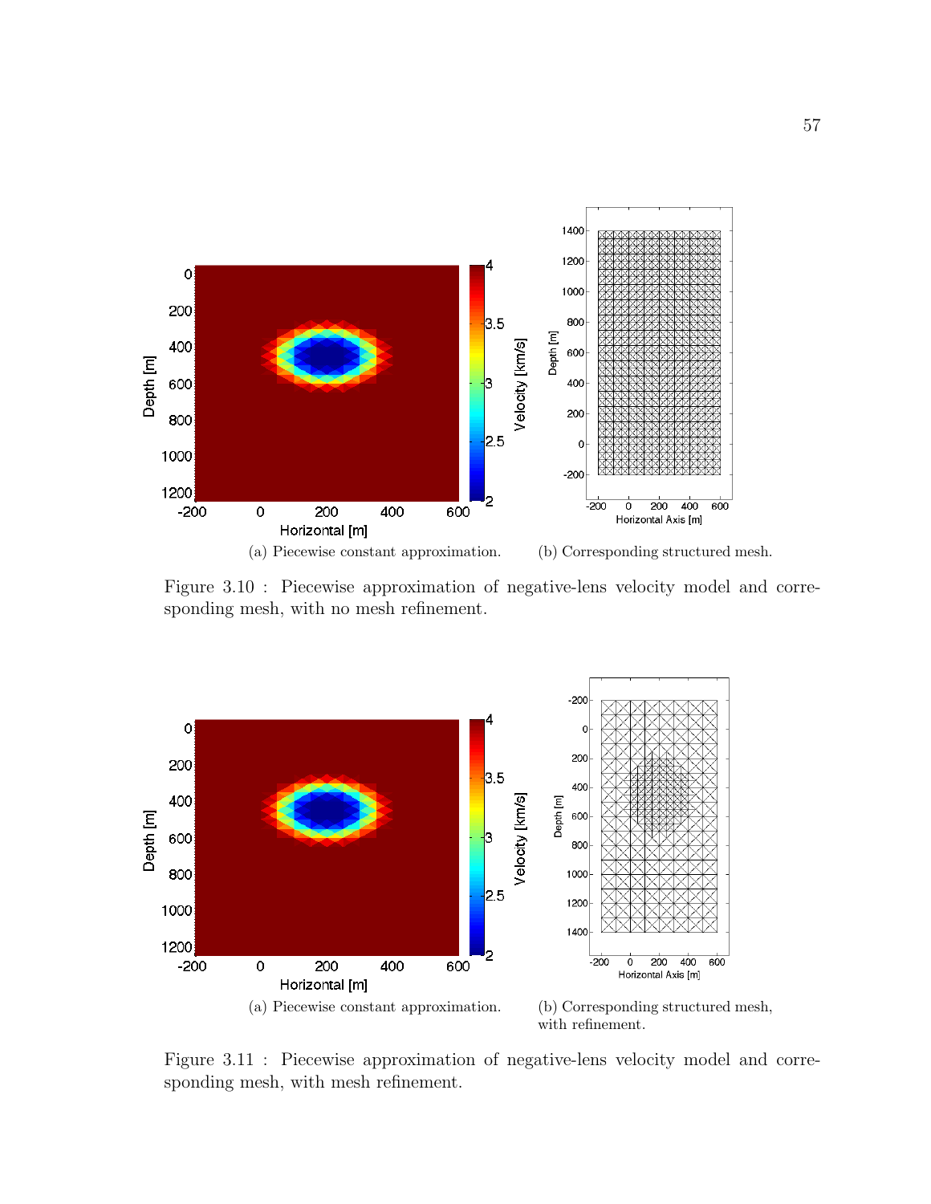(a) Piecewise constant approximation.

(b) Corresponding structured mesh.

Figure 3.10 : Piecewise approximation of negative-lens velocity model and corresponding mesh, with no mesh refinement.

(a) Piecewise constant approximation.

(b) Corresponding structured mesh, with refinement.

Figure 3.11 : Piecewise approximation of negative-lens velocity model and corresponding mesh, with mesh refinement.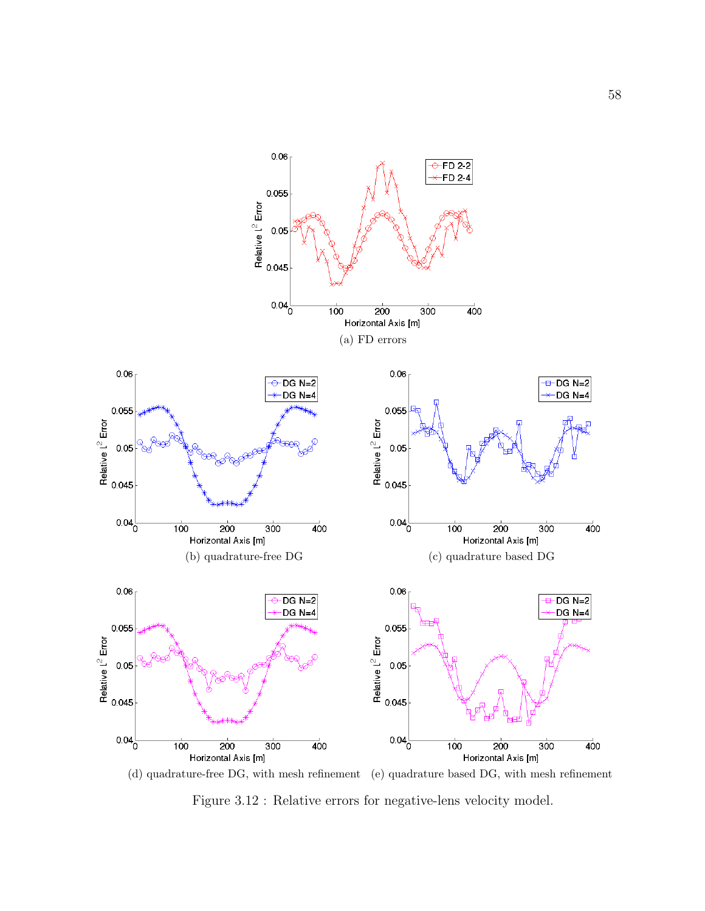(a) FD errors

(b) quadrature-free DG

(c) quadrature based DG

(d) quadrature-free DG, with mesh refinement

(e) quadrature based DG, with mesh refinement

Figure 3.12 : Relative errors for negative-lens velocity model.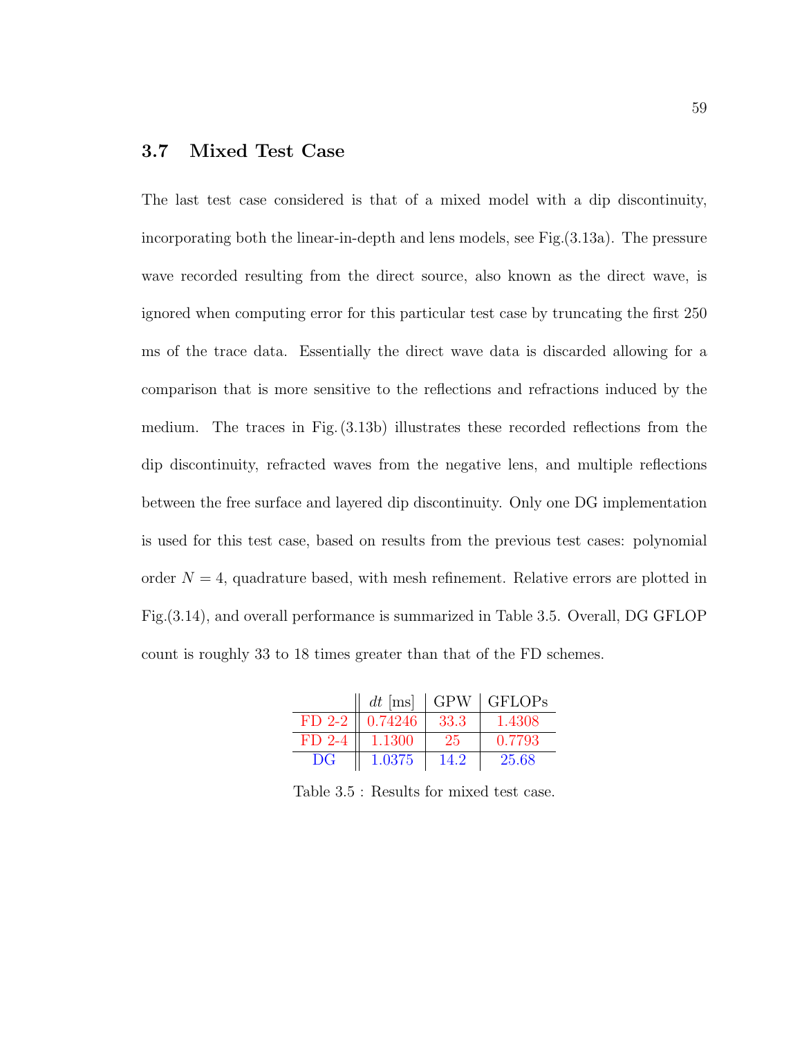## 3.7 Mixed Test Case

The last test case considered is that of a mixed model with a dip discontinuity, incorporating both the linear-in-depth and lens models, see Fig.(3.13a). The pressure wave recorded resulting from the direct source, also known as the direct wave, is ignored when computing error for this particular test case by truncating the first 250 ms of the trace data. Essentially the direct wave data is discarded allowing for a comparison that is more sensitive to the reflections and refractions induced by the medium. The traces in Fig. (3.13b) illustrates these recorded reflections from the dip discontinuity, refracted waves from the negative lens, and multiple reflections between the free surface and layered dip discontinuity. Only one DG implementation is used for this test case, based on results from the previous test cases: polynomial order $N = 4$, quadrature based, with mesh refinement. Relative errors are plotted in Fig.(3.14), and overall performance is summarized in Table 3.5. Overall, DG GFLOP count is roughly 33 to 18 times greater than that of the FD schemes.

| | $dt$ [ms] | GPW | GFLOPs |
|---|---|---|---|
| FD 2-2 | 0.74246 | 33.3 | 1.4308 |
| FD 2-4 | 1.1300 | 25 | 0.7793 |
| DG | 1.0375 | 14.2 | 25.68 |

Table 3.5 : Results for mixed test case.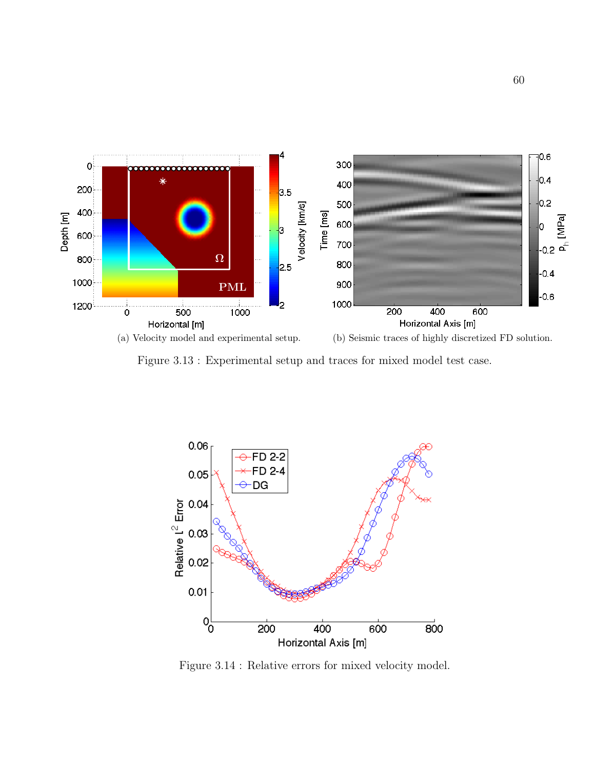(a) Velocity model and experimental setup.

(b) Seismic traces of highly discretized FD solution.

Figure 3.13 : Experimental setup and traces for mixed model test case.

Figure 3.14 : Relative errors for mixed velocity model.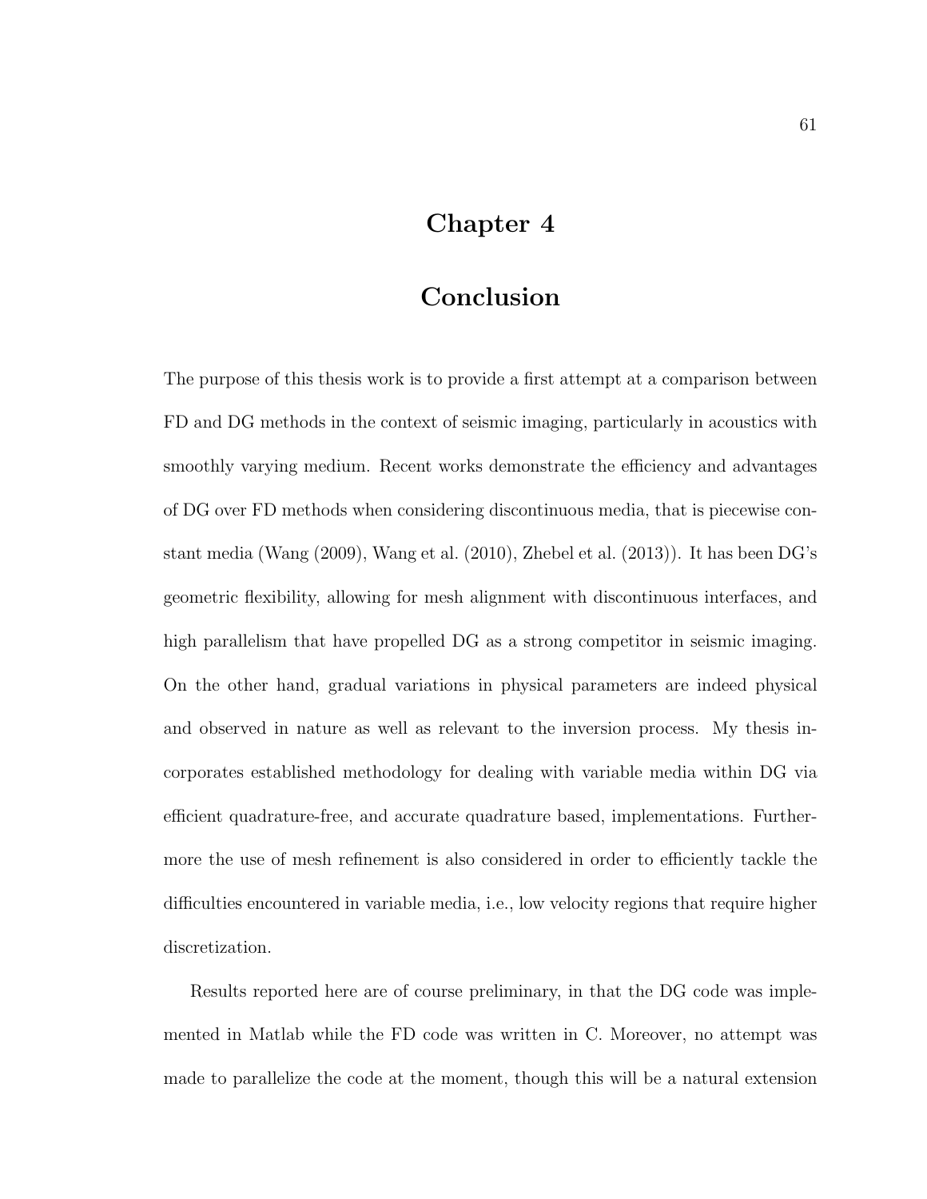# Chapter 4

# Conclusion

The purpose of this thesis work is to provide a first attempt at a comparison between FD and DG methods in the context of seismic imaging, particularly in acoustics with smoothly varying medium. Recent works demonstrate the efficiency and advantages of DG over FD methods when considering discontinuous media, that is piecewise constant media (Wang (2009), Wang et al. (2010), Zhebel et al. (2013)). It has been DG's geometric flexibility, allowing for mesh alignment with discontinuous interfaces, and high parallelism that have propelled DG as a strong competitor in seismic imaging. On the other hand, gradual variations in physical parameters are indeed physical and observed in nature as well as relevant to the inversion process. My thesis incorporates established methodology for dealing with variable media within DG via efficient quadrature-free, and accurate quadrature based, implementations. Furthermore the use of mesh refinement is also considered in order to efficiently tackle the difficulties encountered in variable media, i.e., low velocity regions that require higher discretization.

Results reported here are of course preliminary, in that the DG code was implemented in Matlab while the FD code was written in C. Moreover, no attempt was made to parallelize the code at the moment, though this will be a natural extension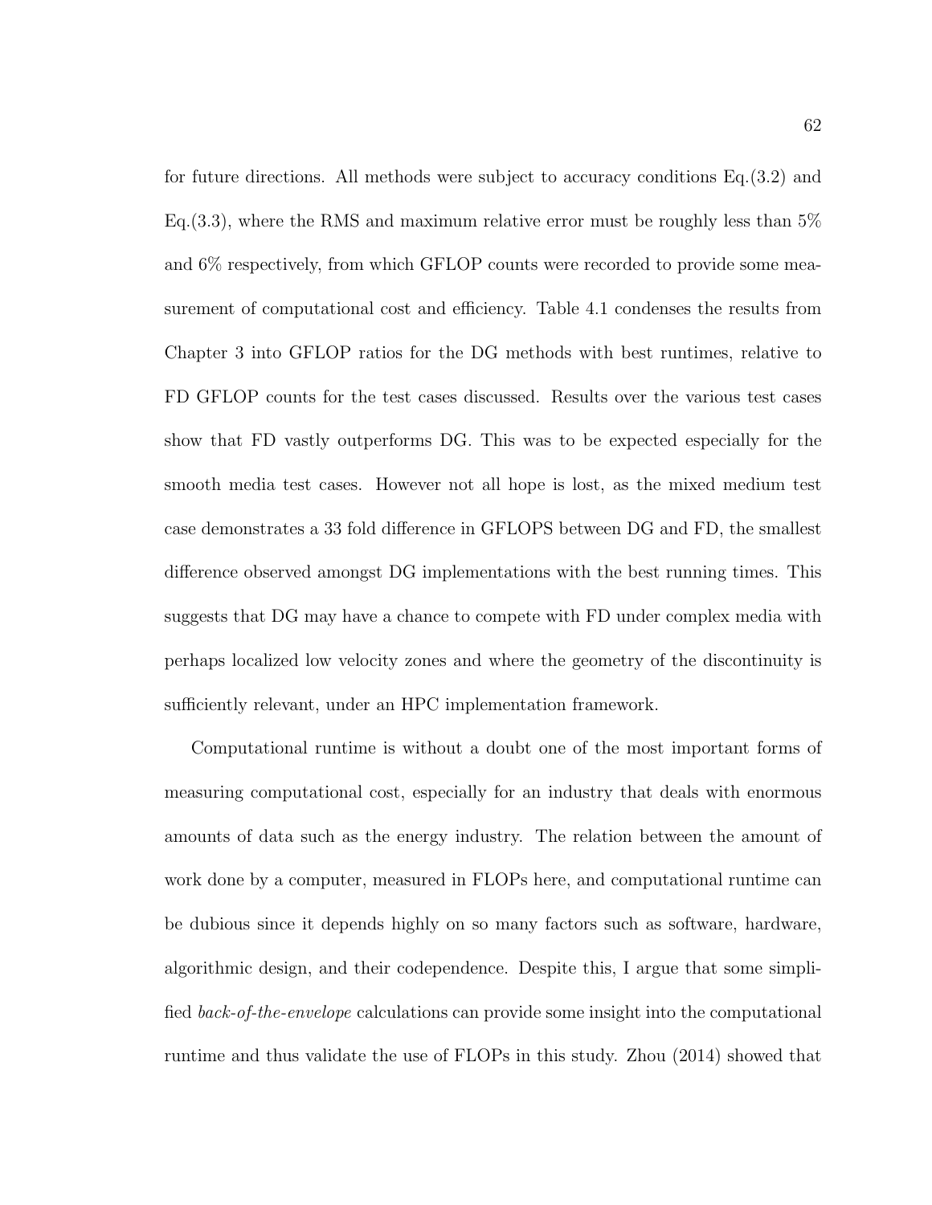for future directions. All methods were subject to accuracy conditions Eq.(3.2) and Eq.(3.3), where the RMS and maximum relative error must be roughly less than 5% and 6% respectively, from which GFLOP counts were recorded to provide some measurement of computational cost and efficiency. Table 4.1 condenses the results from Chapter 3 into GFLOP ratios for the DG methods with best runtimes, relative to FD GFLOP counts for the test cases discussed. Results over the various test cases show that FD vastly outperforms DG. This was to be expected especially for the smooth media test cases. However not all hope is lost, as the mixed medium test case demonstrates a 33 fold difference in GFLOPS between DG and FD, the smallest difference observed amongst DG implementations with the best running times. This suggests that DG may have a chance to compete with FD under complex media with perhaps localized low velocity zones and where the geometry of the discontinuity is sufficiently relevant, under an HPC implementation framework.

Computational runtime is without a doubt one of the most important forms of measuring computational cost, especially for an industry that deals with enormous amounts of data such as the energy industry. The relation between the amount of work done by a computer, measured in FLOPs here, and computational runtime can be dubious since it depends highly on so many factors such as software, hardware, algorithmic design, and their codependence. Despite this, I argue that some simplified *back-of-the-envelope* calculations can provide some insight into the computational runtime and thus validate the use of FLOPs in this study. Zhou (2014) showed that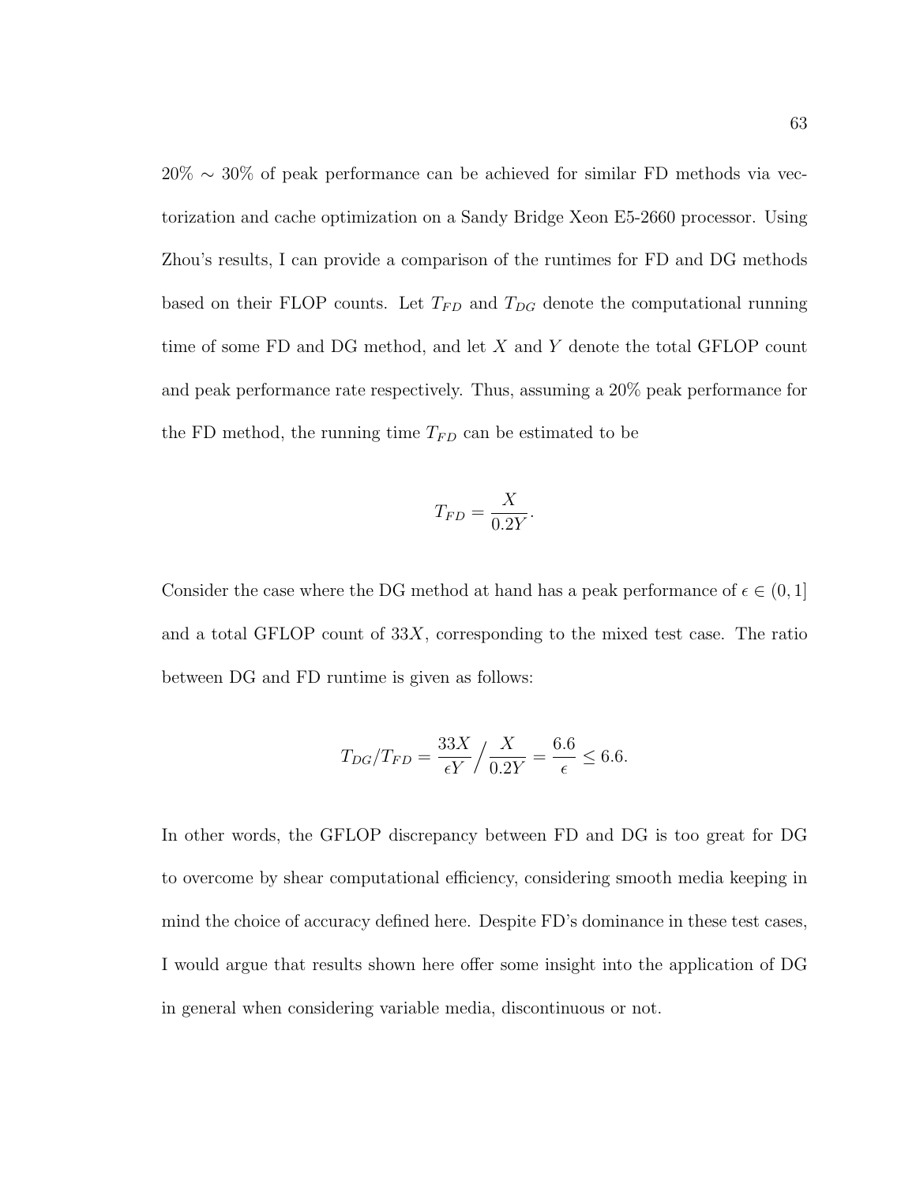20% $\sim$ 30% of peak performance can be achieved for similar FD methods via vectorization and cache optimization on a Sandy Bridge Xeon E5-2660 processor. Using Zhou's results, I can provide a comparison of the runtimes for FD and DG methods based on their FLOP counts. Let $T_{FD}$ and $T_{DG}$ denote the computational running time of some FD and DG method, and let $X$ and $Y$ denote the total GFLOP count and peak performance rate respectively. Thus, assuming a 20% peak performance for the FD method, the running time $T_{FD}$ can be estimated to be

$$T_{FD} = \frac{X}{0.2Y}.$$

Consider the case where the DG method at hand has a peak performance of $\epsilon \in (0, 1]$ and a total GFLOP count of $33X$, corresponding to the mixed test case. The ratio between DG and FD runtime is given as follows:

$$T_{DG}/T_{FD} = \frac{33X}{\epsilon Y} \Big/ \frac{X}{0.2Y} = \frac{6.6}{\epsilon} \leq 6.6.$$

In other words, the GFLOP discrepancy between FD and DG is too great for DG to overcome by shear computational efficiency, considering smooth media keeping in mind the choice of accuracy defined here. Despite FD's dominance in these test cases, I would argue that results shown here offer some insight into the application of DG in general when considering variable media, discontinuous or not.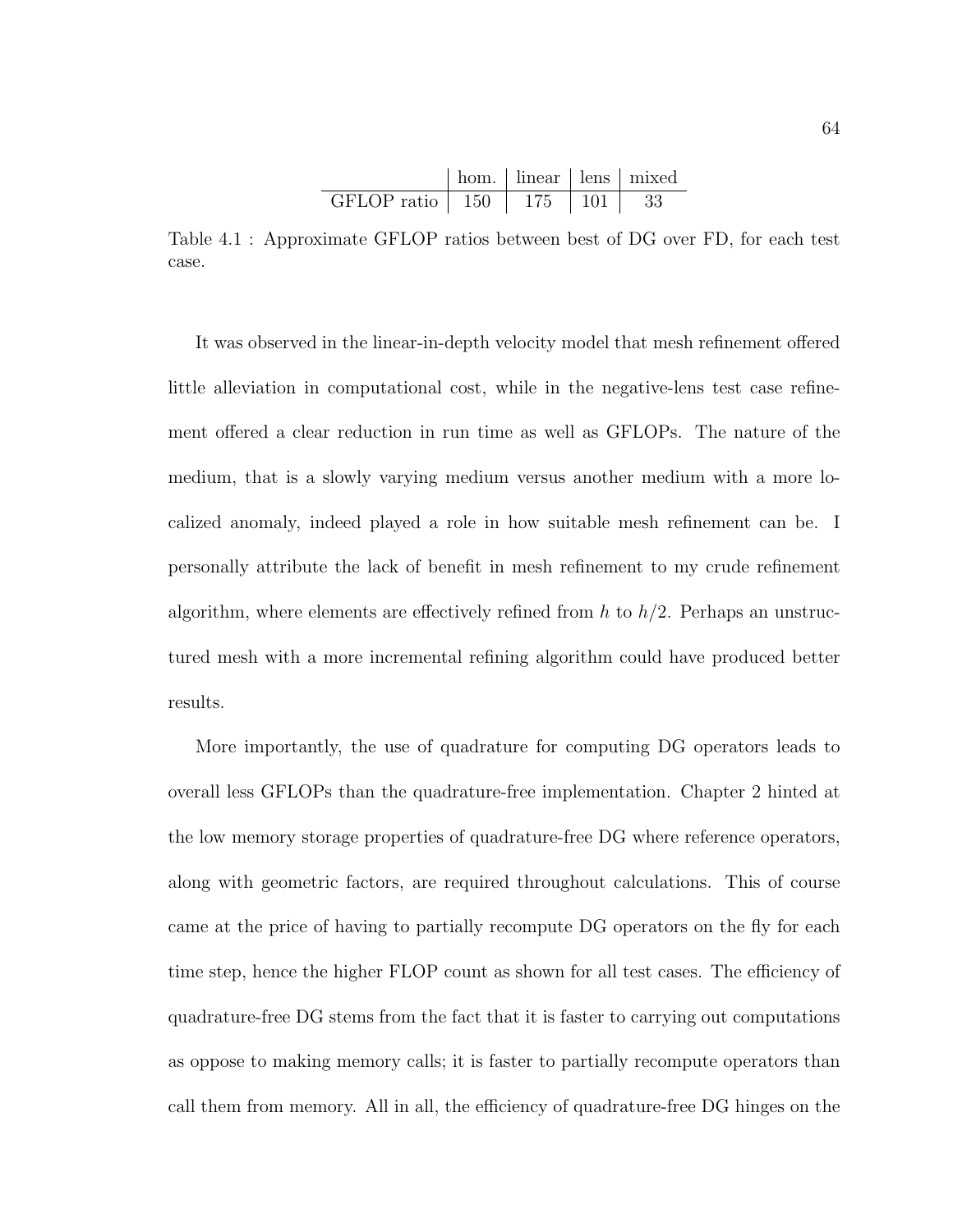| | hom. | linear | lens | mixed |
|---|---|---|---|---|
| GFLOP ratio | 150 | 175 | 101 | 33 |

Table 4.1 : Approximate GFLOP ratios between best of DG over FD, for each test case.

It was observed in the linear-in-depth velocity model that mesh refinement offered little alleviation in computational cost, while in the negative-lens test case refinement offered a clear reduction in run time as well as GFLOPs. The nature of the medium, that is a slowly varying medium versus another medium with a more localized anomaly, indeed played a role in how suitable mesh refinement can be. I personally attribute the lack of benefit in mesh refinement to my crude refinement algorithm, where elements are effectively refined from $h$ to $h/2$. Perhaps an unstructured mesh with a more incremental refining algorithm could have produced better results.

More importantly, the use of quadrature for computing DG operators leads to overall less GFLOPs than the quadrature-free implementation. Chapter 2 hinted at the low memory storage properties of quadrature-free DG where reference operators, along with geometric factors, are required throughout calculations. This of course came at the price of having to partially recompute DG operators on the fly for each time step, hence the higher FLOP count as shown for all test cases. The efficiency of quadrature-free DG stems from the fact that it is faster to carrying out computations as oppose to making memory calls; it is faster to partially recompute operators than call them from memory. All in all, the efficiency of quadrature-free DG hinges on the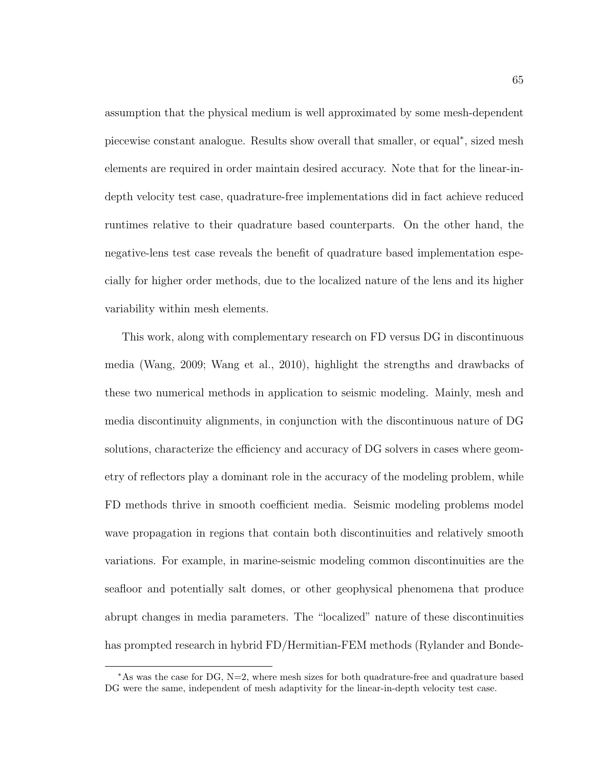assumption that the physical medium is well approximated by some mesh-dependent piecewise constant analogue. Results show overall that smaller, or equal*, sized mesh elements are required in order maintain desired accuracy. Note that for the linear-in-depth velocity test case, quadrature-free implementations did in fact achieve reduced runtimes relative to their quadrature based counterparts. On the other hand, the negative-lens test case reveals the benefit of quadrature based implementation especially for higher order methods, due to the localized nature of the lens and its higher variability within mesh elements.

This work, along with complementary research on FD versus DG in discontinuous media (Wang, 2009; Wang et al., 2010), highlight the strengths and drawbacks of these two numerical methods in application to seismic modeling. Mainly, mesh and media discontinuity alignments, in conjunction with the discontinuous nature of DG solutions, characterize the efficiency and accuracy of DG solvers in cases where geometry of reflectors play a dominant role in the accuracy of the modeling problem, while FD methods thrive in smooth coefficient media. Seismic modeling problems model wave propagation in regions that contain both discontinuities and relatively smooth variations. For example, in marine-seismic modeling common discontinuities are the seafloor and potentially salt domes, or other geophysical phenomena that produce abrupt changes in media parameters. The "localized" nature of these discontinuities has prompted research in hybrid FD/Hermitian-FEM methods (Rylander and Bonde-

---

*As was the case for DG, N=2, where mesh sizes for both quadrature-free and quadrature based DG were the same, independent of mesh adaptivity for the linear-in-depth velocity test case.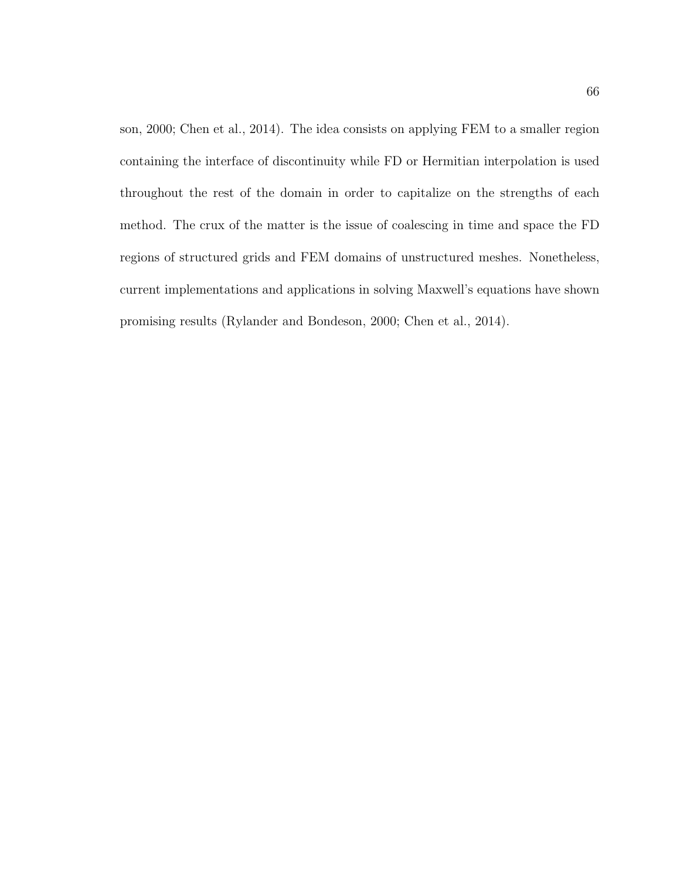son, 2000; Chen et al., 2014). The idea consists on applying FEM to a smaller region containing the interface of discontinuity while FD or Hermitian interpolation is used throughout the rest of the domain in order to capitalize on the strengths of each method. The crux of the matter is the issue of coalescing in time and space the FD regions of structured grids and FEM domains of unstructured meshes. Nonetheless, current implementations and applications in solving Maxwell's equations have shown promising results (Rylander and Bondeson, 2000; Chen et al., 2014).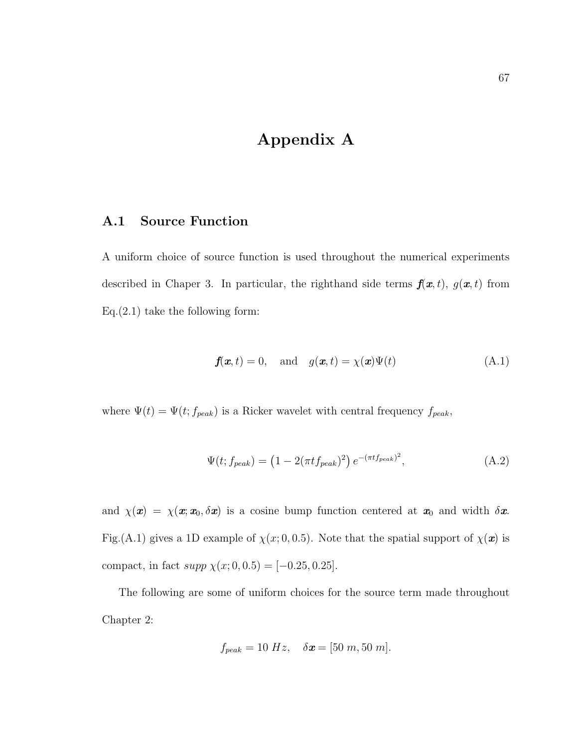# Appendix A

## A.1 Source Function

A uniform choice of source function is used throughout the numerical experiments described in Chaper 3. In particular, the righthand side terms $\boldsymbol{f}(\boldsymbol{x},t)$, $g(\boldsymbol{x},t)$ from Eq.(2.1) take the following form:

$$\boldsymbol{f}(\boldsymbol{x},t) = 0, \quad \text{and} \quad g(\boldsymbol{x},t) = \chi(\boldsymbol{x})\Psi(t) \tag{A.1}$$

where $\Psi(t) = \Psi(t; f_{peak})$ is a Ricker wavelet with central frequency $f_{peak}$,

$$\Psi(t; f_{peak}) = \left(1 - 2(\pi t f_{peak})^2\right) e^{-(\pi t f_{peak})^2}, \tag{A.2}$$

and $\chi(\boldsymbol{x}) = \chi(\boldsymbol{x}; \boldsymbol{x}_0, \delta\boldsymbol{x})$ is a cosine bump function centered at $\boldsymbol{x}_0$ and width $\delta\boldsymbol{x}$. Fig.(A.1) gives a 1D example of $\chi(x; 0, 0.5)$. Note that the spatial support of $\chi(\boldsymbol{x})$ is compact, in fact $supp\ \chi(x; 0, 0.5) = [-0.25, 0.25]$.

The following are some of uniform choices for the source term made throughout Chapter 2:

$$f_{peak} = 10\ Hz, \quad \delta\boldsymbol{x} = [50\ m, 50\ m].$$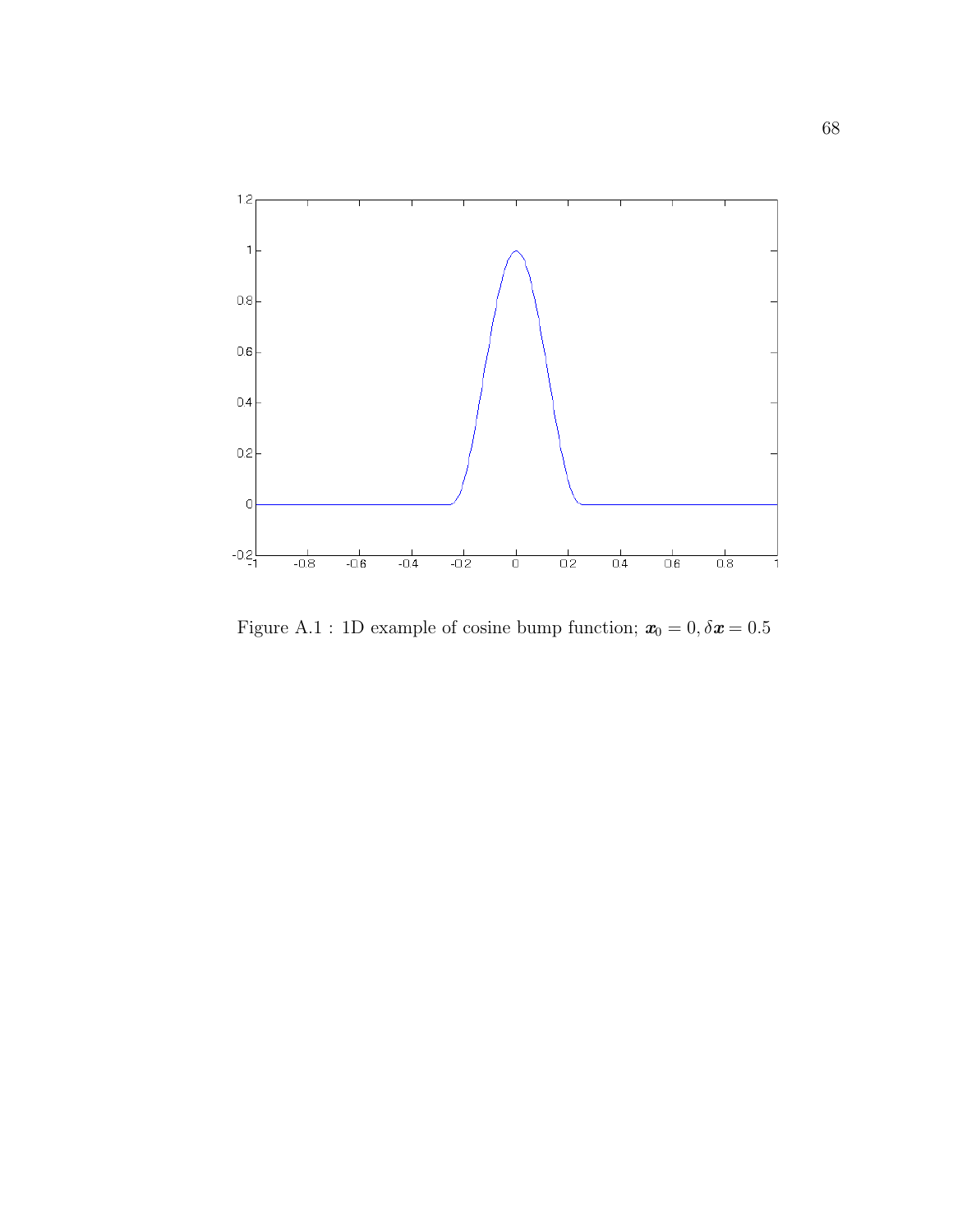Figure A.1 : 1D example of cosine bump function; $\boldsymbol{x}_0 = 0, \delta\boldsymbol{x} = 0.5$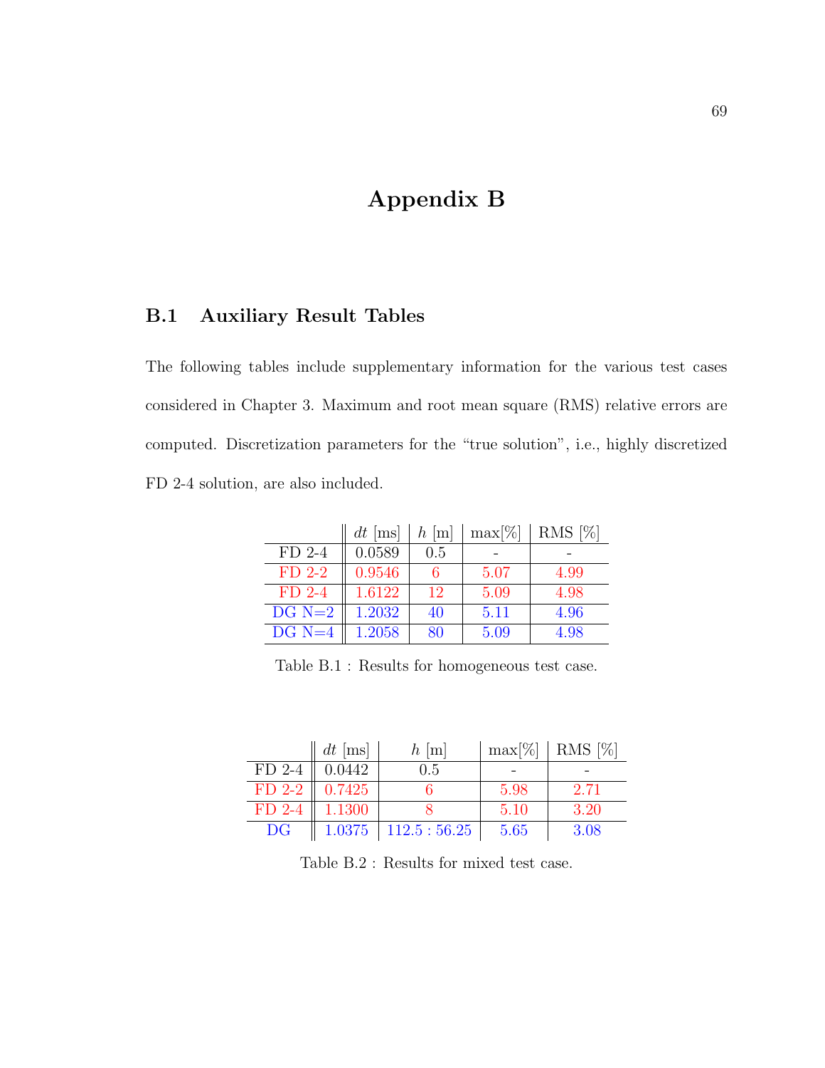# Appendix B

## B.1 Auxiliary Result Tables

The following tables include supplementary information for the various test cases considered in Chapter 3. Maximum and root mean square (RMS) relative errors are computed. Discretization parameters for the "true solution", i.e., highly discretized FD 2-4 solution, are also included.

| | $dt$ [ms] | $h$ [m] | max[%] | RMS [%] |
|---|---|---|---|---|
| FD 2-4 | 0.0589 | 0.5 | - | - |
| FD 2-2 | 0.9546 | 6 | 5.07 | 4.99 |
| FD 2-4 | 1.6122 | 12 | 5.09 | 4.98 |
| DG N=2 | 1.2032 | 40 | 5.11 | 4.96 |
| DG N=4 | 1.2058 | 80 | 5.09 | 4.98 |

Table B.1 : Results for homogeneous test case.

| | $dt$ [ms] | $h$ [m] | max[%] | RMS [%] |
|---|---|---|---|---|
| FD 2-4 | 0.0442 | 0.5 | - | - |
| FD 2-2 | 0.7425 | 6 | 5.98 | 2.71 |
| FD 2-4 | 1.1300 | 8 | 5.10 | 3.20 |
| DG | 1.0375 | 112.5 : 56.25 | 5.65 | 3.08 |

Table B.2 : Results for mixed test case.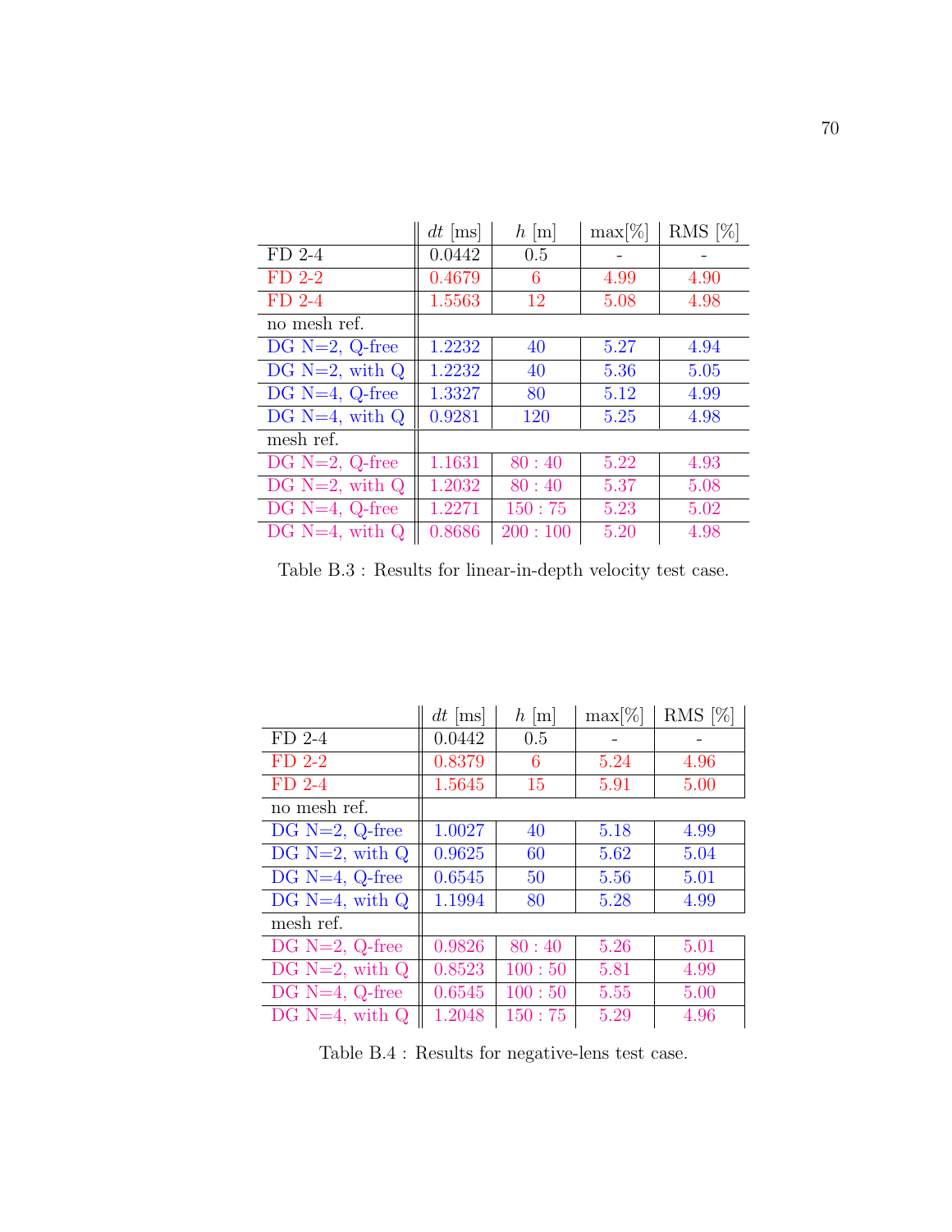| | $dt$ [ms] | $h$ [m] | max[%] | RMS [%] |
|---|---|---|---|---|
| FD 2-4 | 0.0442 | 0.5 | - | - |
| FD 2-2 | 0.4679 | 6 | 4.99 | 4.90 |
| FD 2-4 | 1.5563 | 12 | 5.08 | 4.98 |
| no mesh ref. | | | | |
| DG N=2, Q-free | 1.2232 | 40 | 5.27 | 4.94 |
| DG N=2, with Q | 1.2232 | 40 | 5.36 | 5.05 |
| DG N=4, Q-free | 1.3327 | 80 | 5.12 | 4.99 |
| DG N=4, with Q | 0.9281 | 120 | 5.25 | 4.98 |
| mesh ref. | | | | |
| DG N=2, Q-free | 1.1631 | 80 : 40 | 5.22 | 4.93 |
| DG N=2, with Q | 1.2032 | 80 : 40 | 5.37 | 5.08 |
| DG N=4, Q-free | 1.2271 | 150 : 75 | 5.23 | 5.02 |
| DG N=4, with Q | 0.8686 | 200 : 100 | 5.20 | 4.98 |

Table B.3 : Results for linear-in-depth velocity test case.

| | $dt$ [ms] | $h$ [m] | max[%] | RMS [%] |
|---|---|---|---|---|
| FD 2-4 | 0.0442 | 0.5 | - | - |
| FD 2-2 | 0.8379 | 6 | 5.24 | 4.96 |
| FD 2-4 | 1.5645 | 15 | 5.91 | 5.00 |
| no mesh ref. | | | | |
| DG N=2, Q-free | 1.0027 | 40 | 5.18 | 4.99 |
| DG N=2, with Q | 0.9625 | 60 | 5.62 | 5.04 |
| DG N=4, Q-free | 0.6545 | 50 | 5.56 | 5.01 |
| DG N=4, with Q | 1.1994 | 80 | 5.28 | 4.99 |
| mesh ref. | | | | |
| DG N=2, Q-free | 0.9826 | 80 : 40 | 5.26 | 5.01 |
| DG N=2, with Q | 0.8523 | 100 : 50 | 5.81 | 4.99 |
| DG N=4, Q-free | 0.6545 | 100 : 50 | 5.55 | 5.00 |
| DG N=4, with Q | 1.2048 | 150 : 75 | 5.29 | 4.96 |

Table B.4 : Results for negative-lens test case.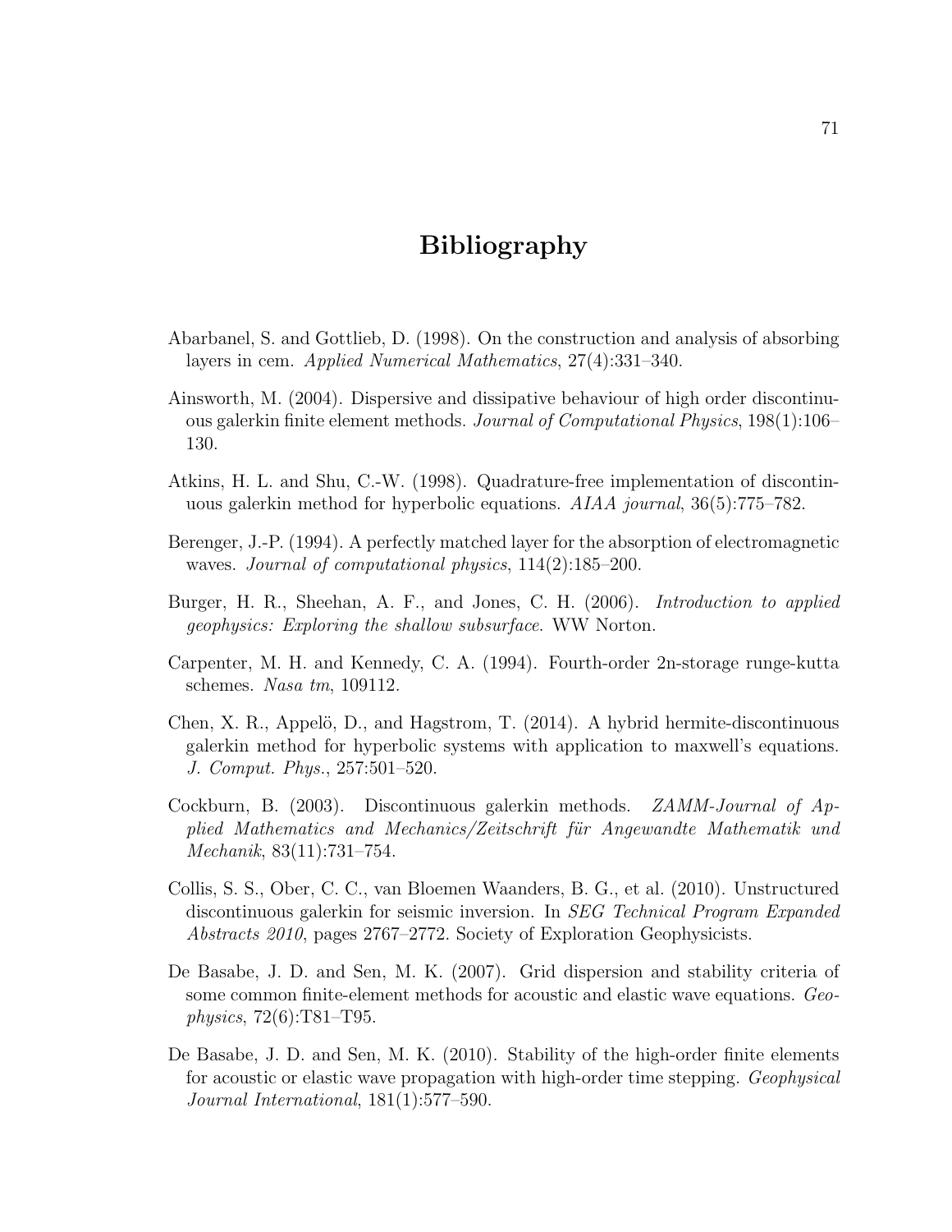# Bibliography

Abarbanel, S. and Gottlieb, D. (1998). On the construction and analysis of absorbing layers in cem. *Applied Numerical Mathematics*, 27(4):331–340.

Ainsworth, M. (2004). Dispersive and dissipative behaviour of high order discontinuous galerkin finite element methods. *Journal of Computational Physics*, 198(1):106–130.

Atkins, H. L. and Shu, C.-W. (1998). Quadrature-free implementation of discontinuous galerkin method for hyperbolic equations. *AIAA journal*, 36(5):775–782.

Berenger, J.-P. (1994). A perfectly matched layer for the absorption of electromagnetic waves. *Journal of computational physics*, 114(2):185–200.

Burger, H. R., Sheehan, A. F., and Jones, C. H. (2006). *Introduction to applied geophysics: Exploring the shallow subsurface*. WW Norton.

Carpenter, M. H. and Kennedy, C. A. (1994). Fourth-order 2n-storage runge-kutta schemes. *Nasa tm*, 109112.

Chen, X. R., Appelö, D., and Hagstrom, T. (2014). A hybrid hermite-discontinuous galerkin method for hyperbolic systems with application to maxwell's equations. *J. Comput. Phys.*, 257:501–520.

Cockburn, B. (2003). Discontinuous galerkin methods. *ZAMM-Journal of Applied Mathematics and Mechanics/Zeitschrift für Angewandte Mathematik und Mechanik*, 83(11):731–754.

Collis, S. S., Ober, C. C., van Bloemen Waanders, B. G., et al. (2010). Unstructured discontinuous galerkin for seismic inversion. In *SEG Technical Program Expanded Abstracts 2010*, pages 2767–2772. Society of Exploration Geophysicists.

De Basabe, J. D. and Sen, M. K. (2007). Grid dispersion and stability criteria of some common finite-element methods for acoustic and elastic wave equations. *Geophysics*, 72(6):T81–T95.

De Basabe, J. D. and Sen, M. K. (2010). Stability of the high-order finite elements for acoustic or elastic wave propagation with high-order time stepping. *Geophysical Journal International*, 181(1):577–590.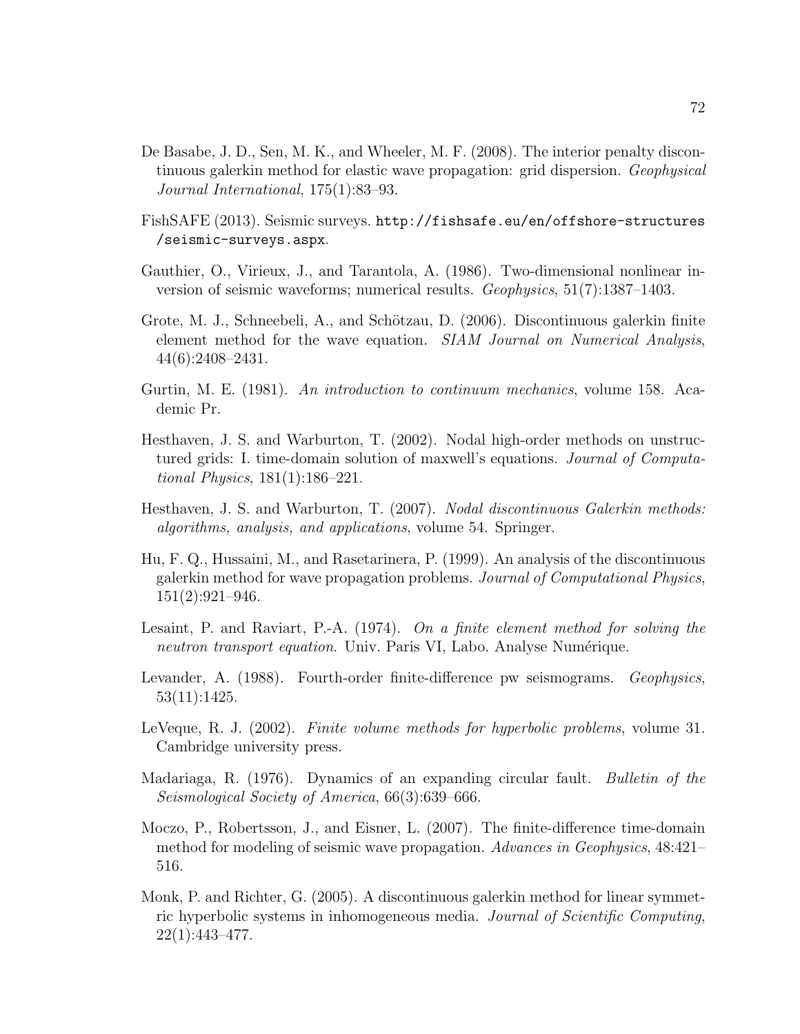De Basabe, J. D., Sen, M. K., and Wheeler, M. F. (2008). The interior penalty discontinuous galerkin method for elastic wave propagation: grid dispersion. *Geophysical Journal International*, 175(1):83–93.

FishSAFE (2013). Seismic surveys. `http://fishsafe.eu/en/offshore-structures/seismic-surveys.aspx`.

Gauthier, O., Virieux, J., and Tarantola, A. (1986). Two-dimensional nonlinear inversion of seismic waveforms; numerical results. *Geophysics*, 51(7):1387–1403.

Grote, M. J., Schneebeli, A., and Schötzau, D. (2006). Discontinuous galerkin finite element method for the wave equation. *SIAM Journal on Numerical Analysis*, 44(6):2408–2431.

Gurtin, M. E. (1981). *An introduction to continuum mechanics*, volume 158. Academic Pr.

Hesthaven, J. S. and Warburton, T. (2002). Nodal high-order methods on unstructured grids: I. time-domain solution of maxwell's equations. *Journal of Computational Physics*, 181(1):186–221.

Hesthaven, J. S. and Warburton, T. (2007). *Nodal discontinuous Galerkin methods: algorithms, analysis, and applications*, volume 54. Springer.

Hu, F. Q., Hussaini, M., and Rasetarinera, P. (1999). An analysis of the discontinuous galerkin method for wave propagation problems. *Journal of Computational Physics*, 151(2):921–946.

Lesaint, P. and Raviart, P.-A. (1974). *On a finite element method for solving the neutron transport equation*. Univ. Paris VI, Labo. Analyse Numérique.

Levander, A. (1988). Fourth-order finite-difference pw seismograms. *Geophysics*, 53(11):1425.

LeVeque, R. J. (2002). *Finite volume methods for hyperbolic problems*, volume 31. Cambridge university press.

Madariaga, R. (1976). Dynamics of an expanding circular fault. *Bulletin of the Seismological Society of America*, 66(3):639–666.

Moczo, P., Robertsson, J., and Eisner, L. (2007). The finite-difference time-domain method for modeling of seismic wave propagation. *Advances in Geophysics*, 48:421–516.

Monk, P. and Richter, G. (2005). A discontinuous galerkin method for linear symmetric hyperbolic systems in inhomogeneous media. *Journal of Scientific Computing*, 22(1):443–477.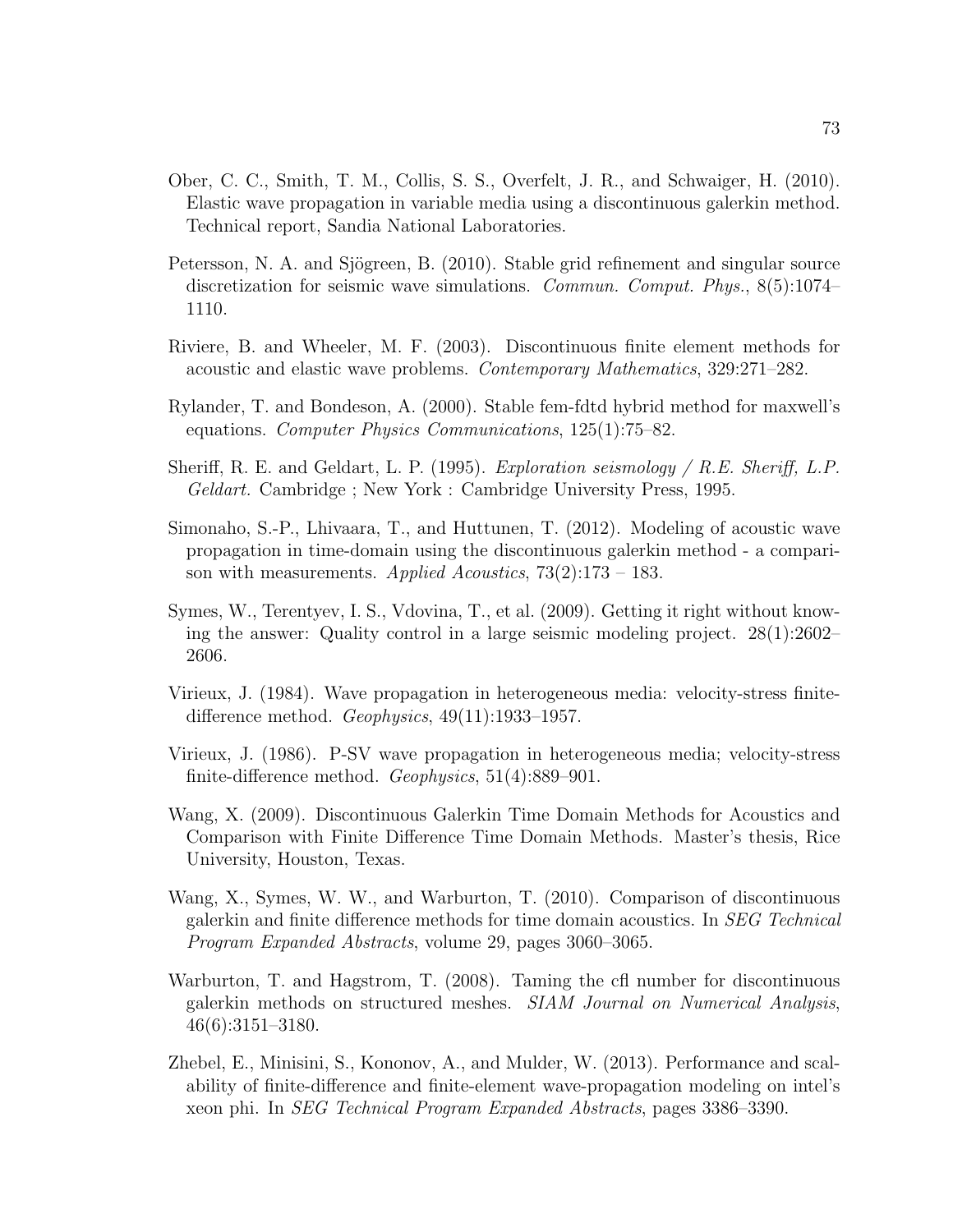Ober, C. C., Smith, T. M., Collis, S. S., Overfelt, J. R., and Schwaiger, H. (2010). Elastic wave propagation in variable media using a discontinuous galerkin method. Technical report, Sandia National Laboratories.

Petersson, N. A. and Sjögreen, B. (2010). Stable grid refinement and singular source discretization for seismic wave simulations. *Commun. Comput. Phys.*, 8(5):1074–1110.

Riviere, B. and Wheeler, M. F. (2003). Discontinuous finite element methods for acoustic and elastic wave problems. *Contemporary Mathematics*, 329:271–282.

Rylander, T. and Bondeson, A. (2000). Stable fem-fdtd hybrid method for maxwell's equations. *Computer Physics Communications*, 125(1):75–82.

Sheriff, R. E. and Geldart, L. P. (1995). *Exploration seismology / R.E. Sheriff, L.P. Geldart.* Cambridge ; New York : Cambridge University Press, 1995.

Simonaho, S.-P., Lhivaara, T., and Huttunen, T. (2012). Modeling of acoustic wave propagation in time-domain using the discontinuous galerkin method - a comparison with measurements. *Applied Acoustics*, 73(2):173 – 183.

Symes, W., Terentyev, I. S., Vdovina, T., et al. (2009). Getting it right without knowing the answer: Quality control in a large seismic modeling project. 28(1):2602–2606.

Virieux, J. (1984). Wave propagation in heterogeneous media: velocity-stress finite-difference method. *Geophysics*, 49(11):1933–1957.

Virieux, J. (1986). P-SV wave propagation in heterogeneous media; velocity-stress finite-difference method. *Geophysics*, 51(4):889–901.

Wang, X. (2009). Discontinuous Galerkin Time Domain Methods for Acoustics and Comparison with Finite Difference Time Domain Methods. Master's thesis, Rice University, Houston, Texas.

Wang, X., Symes, W. W., and Warburton, T. (2010). Comparison of discontinuous galerkin and finite difference methods for time domain acoustics. In *SEG Technical Program Expanded Abstracts*, volume 29, pages 3060–3065.

Warburton, T. and Hagstrom, T. (2008). Taming the cfl number for discontinuous galerkin methods on structured meshes. *SIAM Journal on Numerical Analysis*, 46(6):3151–3180.

Zhebel, E., Minisini, S., Kononov, A., and Mulder, W. (2013). Performance and scalability of finite-difference and finite-element wave-propagation modeling on intel's xeon phi. In *SEG Technical Program Expanded Abstracts*, pages 3386–3390.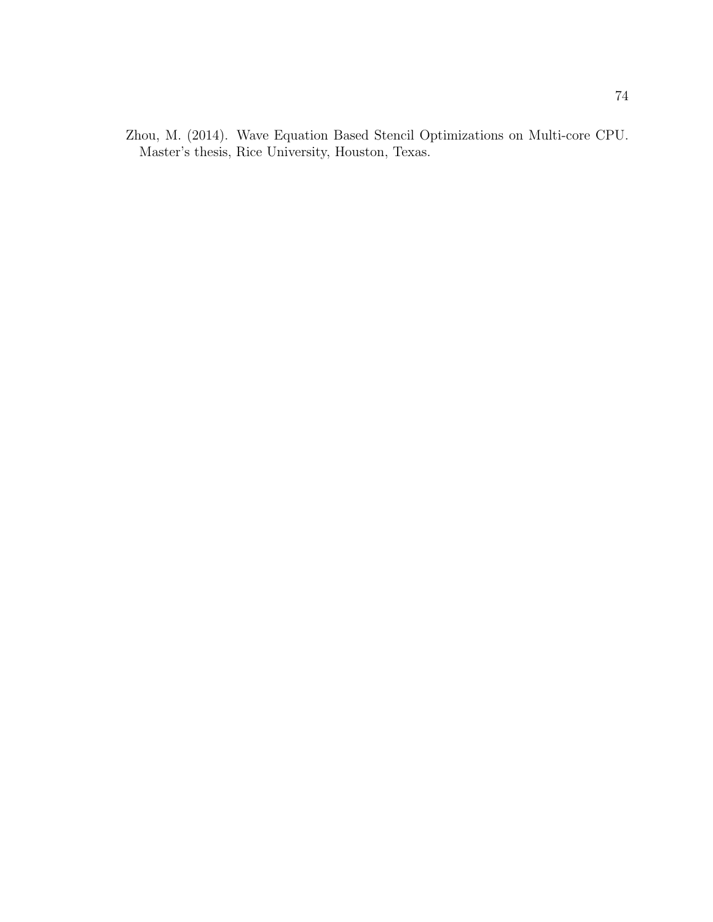Zhou, M. (2014). Wave Equation Based Stencil Optimizations on Multi-core CPU. Master's thesis, Rice University, Houston, Texas.